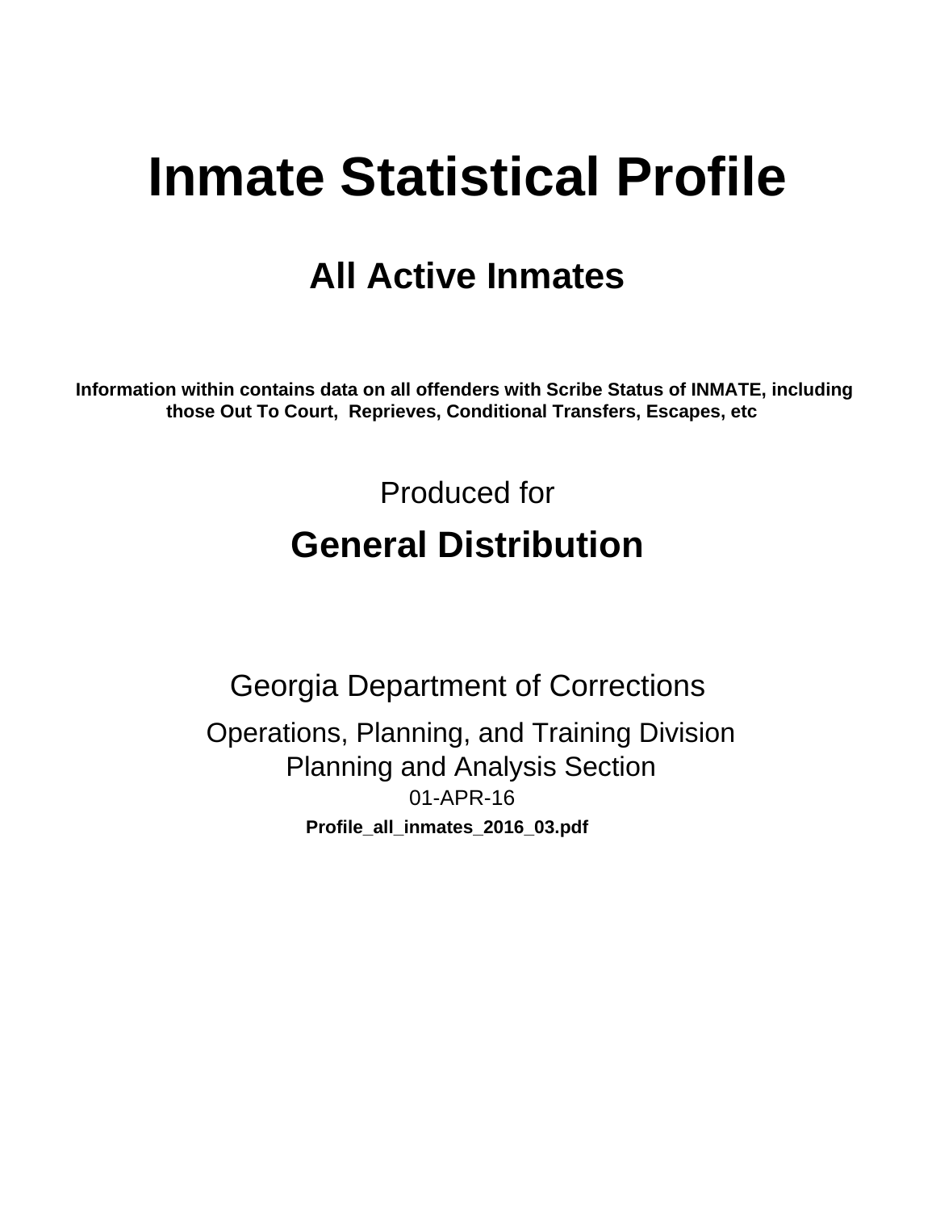# Inmate Statistical Profile

## All Active Inmates

**Information within contains data on all offenders with Scribe Status of INMATE, including those Out To Court, Reprieves, Conditional Transfers, Escapes, etc**

Produced for

## General Distribution

Georgia Department of Corrections

Operations, Planning, and Training Division
Planning and Analysis Section
01-APR-16

**Profile_all_inmates_2016_03.pdf**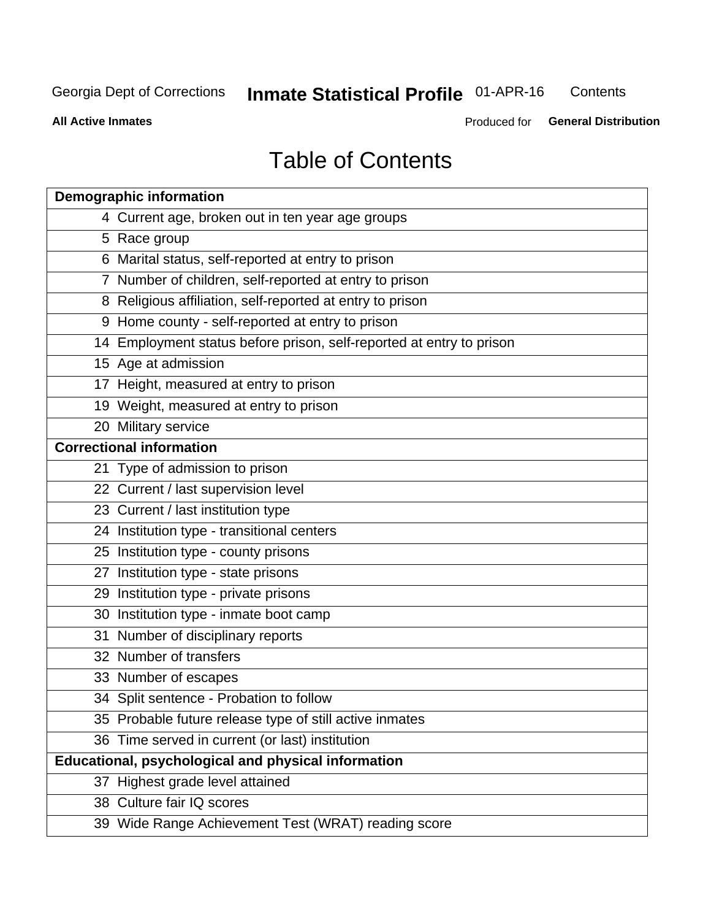Georgia Dept of Corrections **Inmate Statistical Profile** 01-APR-16 Contents

**All Active Inmates** Produced for **General Distribution**

# Table of Contents

| | |
|---|---|
| **Demographic information** | |
| 4 | Current age, broken out in ten year age groups |
| 5 | Race group |
| 6 | Marital status, self-reported at entry to prison |
| 7 | Number of children, self-reported at entry to prison |
| 8 | Religious affiliation, self-reported at entry to prison |
| 9 | Home county - self-reported at entry to prison |
| 14 | Employment status before prison, self-reported at entry to prison |
| 15 | Age at admission |
| 17 | Height, measured at entry to prison |
| 19 | Weight, measured at entry to prison |
| 20 | Military service |
| **Correctional information** | |
| 21 | Type of admission to prison |
| 22 | Current / last supervision level |
| 23 | Current / last institution type |
| 24 | Institution type - transitional centers |
| 25 | Institution type - county prisons |
| 27 | Institution type - state prisons |
| 29 | Institution type - private prisons |
| 30 | Institution type - inmate boot camp |
| 31 | Number of disciplinary reports |
| 32 | Number of transfers |
| 33 | Number of escapes |
| 34 | Split sentence - Probation to follow |
| 35 | Probable future release type of still active inmates |
| 36 | Time served in current (or last) institution |
| **Educational, psychological and physical information** | |
| 37 | Highest grade level attained |
| 38 | Culture fair IQ scores |
| 39 | Wide Range Achievement Test (WRAT) reading score |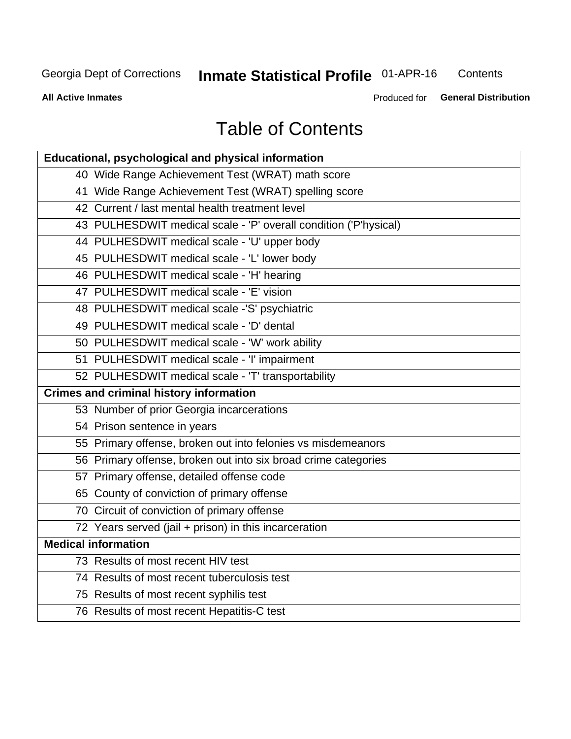# Table of Contents

| Educational, psychological and physical information |
|---|
| 40 Wide Range Achievement Test (WRAT) math score |
| 41 Wide Range Achievement Test (WRAT) spelling score |
| 42 Current / last mental health treatment level |
| 43 PULHESDWIT medical scale - 'P' overall condition ('P'hysical) |
| 44 PULHESDWIT medical scale - 'U' upper body |
| 45 PULHESDWIT medical scale - 'L' lower body |
| 46 PULHESDWIT medical scale - 'H' hearing |
| 47 PULHESDWIT medical scale - 'E' vision |
| 48 PULHESDWIT medical scale -'S' psychiatric |
| 49 PULHESDWIT medical scale - 'D' dental |
| 50 PULHESDWIT medical scale - 'W' work ability |
| 51 PULHESDWIT medical scale - 'I' impairment |
| 52 PULHESDWIT medical scale - 'T' transportability |
| **Crimes and criminal history information** |
| 53 Number of prior Georgia incarcerations |
| 54 Prison sentence in years |
| 55 Primary offense, broken out into felonies vs misdemeanors |
| 56 Primary offense, broken out into six broad crime categories |
| 57 Primary offense, detailed offense code |
| 65 County of conviction of primary offense |
| 70 Circuit of conviction of primary offense |
| 72 Years served (jail + prison) in this incarceration |
| **Medical information** |
| 73 Results of most recent HIV test |
| 74 Results of most recent tuberculosis test |
| 75 Results of most recent syphilis test |
| 76 Results of most recent Hepatitis-C test |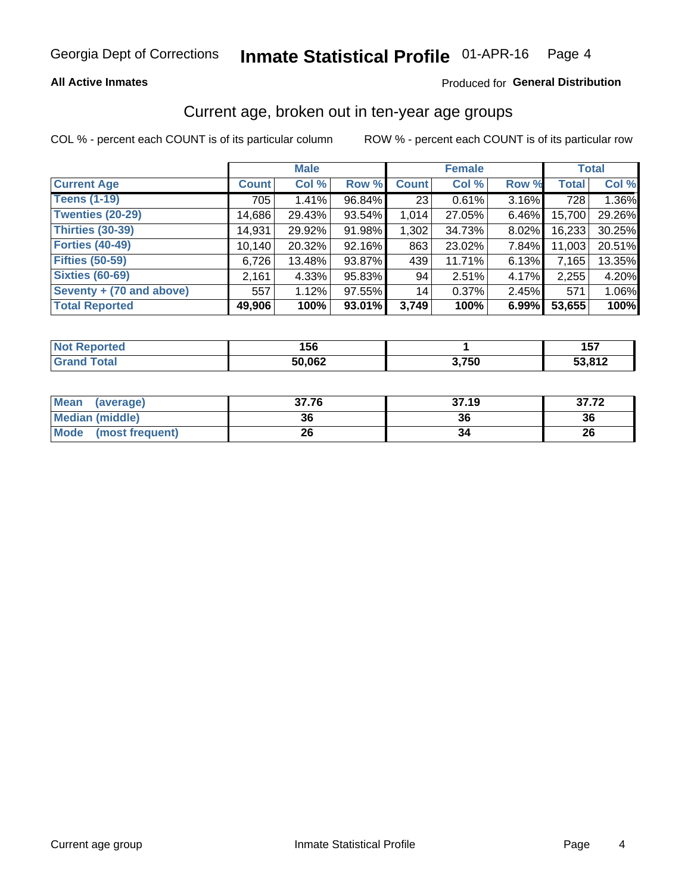Georgia Dept of Corrections **Inmate Statistical Profile** 01-APR-16

**All Active Inmates**

Produced for **General Distribution**

## Current age, broken out in ten-year age groups

COL % - percent each COUNT is of its particular column     ROW % - percent each COUNT is of its particular row

| | Male | | | Female | | | Total | |
|---|---|---|---|---|---|---|---|---|
| **Current Age** | **Count** | **Col %** | **Row %** | **Count** | **Col %** | **Row %** | **Total** | **Col %** |
| **Teens (1-19)** | 705 | 1.41% | 96.84% | 23 | 0.61% | 3.16% | 728 | 1.36% |
| **Twenties (20-29)** | 14,686 | 29.43% | 93.54% | 1,014 | 27.05% | 6.46% | 15,700 | 29.26% |
| **Thirties (30-39)** | 14,931 | 29.92% | 91.98% | 1,302 | 34.73% | 8.02% | 16,233 | 30.25% |
| **Forties (40-49)** | 10,140 | 20.32% | 92.16% | 863 | 23.02% | 7.84% | 11,003 | 20.51% |
| **Fifties (50-59)** | 6,726 | 13.48% | 93.87% | 439 | 11.71% | 6.13% | 7,165 | 13.35% |
| **Sixties (60-69)** | 2,161 | 4.33% | 95.83% | 94 | 2.51% | 4.17% | 2,255 | 4.20% |
| **Seventy + (70 and above)** | 557 | 1.12% | 97.55% | 14 | 0.37% | 2.45% | 571 | 1.06% |
| **Total Reported** | **49,906** | **100%** | **93.01%** | **3,749** | **100%** | **6.99%** | **53,655** | **100%** |

| | Male | Female | Total |
|---|---|---|---|
| **Not Reported** | **156** | **1** | **157** |
| **Grand Total** | **50,062** | **3,750** | **53,812** |

| | Male | Female | Total |
|---|---|---|---|
| **Mean (average)** | **37.76** | **37.19** | **37.72** |
| **Median (middle)** | **36** | **36** | **36** |
| **Mode (most frequent)** | **26** | **34** | **26** |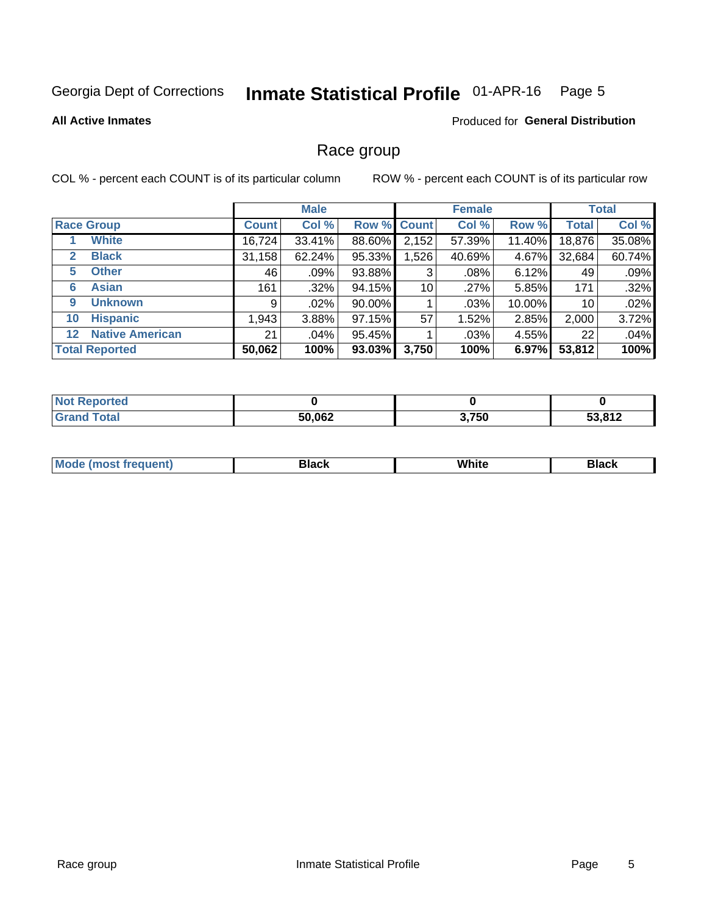Georgia Dept of Corrections **Inmate Statistical Profile** 01-APR-16

**All Active Inmates**

Produced for **General Distribution**

## Race group

COL % - percent each COUNT is of its particular column

ROW % - percent each COUNT is of its particular row

| | | Male | | | Female | | | Total | |
|---|---|---|---|---|---|---|---|---|---|
| **Race Group** | | **Count** | **Col %** | **Row %** | **Count** | **Col %** | **Row %** | **Total** | **Col %** |
| 1 | **White** | 16,724 | 33.41% | 88.60% | 2,152 | 57.39% | 11.40% | 18,876 | 35.08% |
| 2 | **Black** | 31,158 | 62.24% | 95.33% | 1,526 | 40.69% | 4.67% | 32,684 | 60.74% |
| 5 | **Other** | 46 | .09% | 93.88% | 3 | .08% | 6.12% | 49 | .09% |
| 6 | **Asian** | 161 | .32% | 94.15% | 10 | .27% | 5.85% | 171 | .32% |
| 9 | **Unknown** | 9 | .02% | 90.00% | 1 | .03% | 10.00% | 10 | .02% |
| 10 | **Hispanic** | 1,943 | 3.88% | 97.15% | 57 | 1.52% | 2.85% | 2,000 | 3.72% |
| 12 | **Native American** | 21 | .04% | 95.45% | 1 | .03% | 4.55% | 22 | .04% |
| **Total Reported** | | **50,062** | **100%** | **93.03%** | **3,750** | **100%** | **6.97%** | **53,812** | **100%** |

| | Male | Female | Total |
|---|---|---|---|
| **Not Reported** | **0** | **0** | **0** |
| **Grand Total** | **50,062** | **3,750** | **53,812** |

| | Male | Female | Total |
|---|---|---|---|
| **Mode (most frequent)** | **Black** | **White** | **Black** |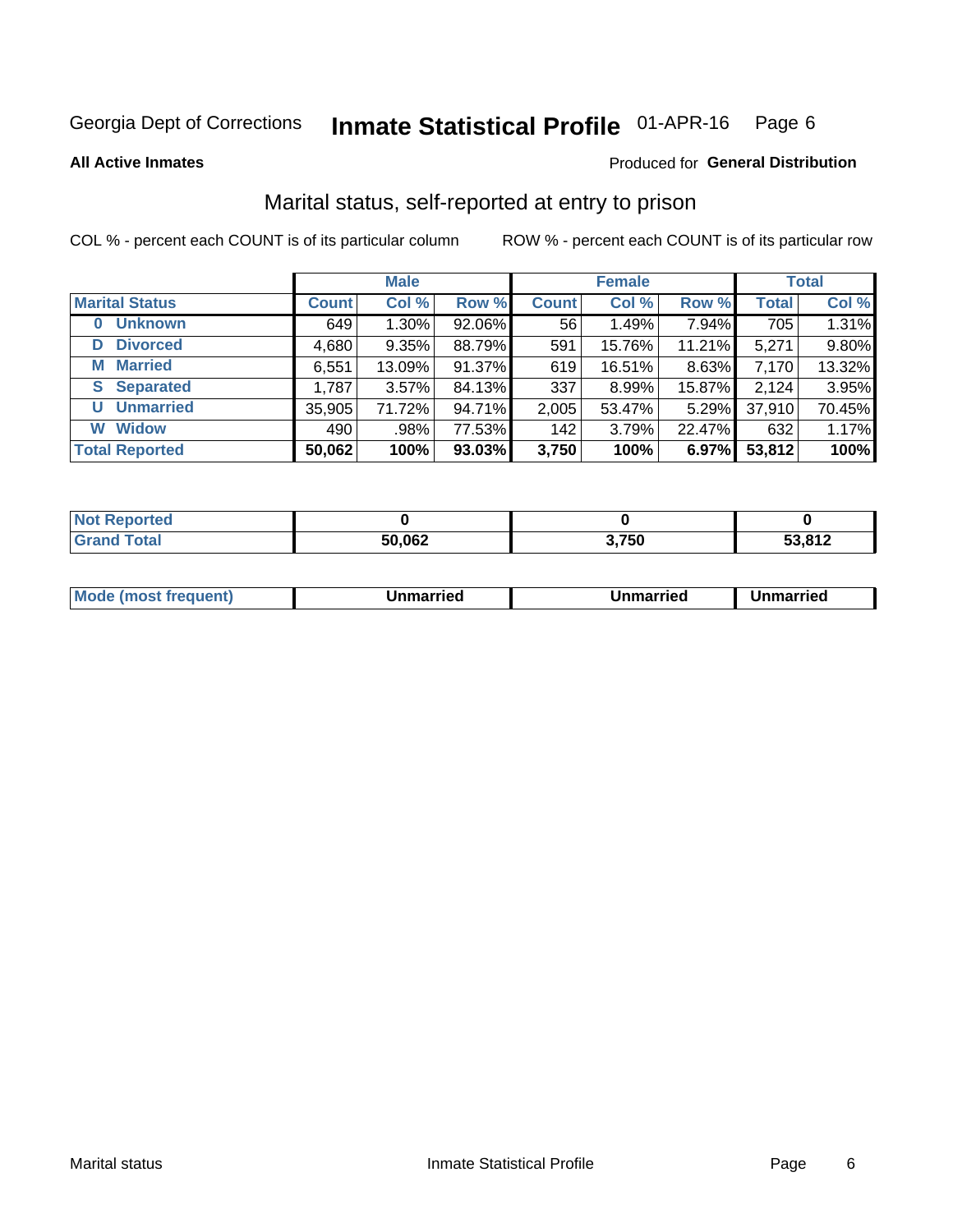Georgia Dept of Corrections **Inmate Statistical Profile** 01-APR-16 Page 6

**All Active Inmates**

Produced for **General Distribution**

## Marital status, self-reported at entry to prison

COL % - percent each COUNT is of its particular column

ROW % - percent each COUNT is of its particular row

| | Male | | | Female | | | Total | |
|---|---|---|---|---|---|---|---|---|
| **Marital Status** | **Count** | **Col %** | **Row %** | **Count** | **Col %** | **Row %** | **Total** | **Col %** |
| **0 Unknown** | 649 | 1.30% | 92.06% | 56 | 1.49% | 7.94% | 705 | 1.31% |
| **D Divorced** | 4,680 | 9.35% | 88.79% | 591 | 15.76% | 11.21% | 5,271 | 9.80% |
| **M Married** | 6,551 | 13.09% | 91.37% | 619 | 16.51% | 8.63% | 7,170 | 13.32% |
| **S Separated** | 1,787 | 3.57% | 84.13% | 337 | 8.99% | 15.87% | 2,124 | 3.95% |
| **U Unmarried** | 35,905 | 71.72% | 94.71% | 2,005 | 53.47% | 5.29% | 37,910 | 70.45% |
| **W Widow** | 490 | .98% | 77.53% | 142 | 3.79% | 22.47% | 632 | 1.17% |
| **Total Reported** | **50,062** | **100%** | **93.03%** | **3,750** | **100%** | **6.97%** | **53,812** | **100%** |

| | Male | Female | Total |
|---|---|---|---|
| **Not Reported** | **0** | **0** | **0** |
| **Grand Total** | **50,062** | **3,750** | **53,812** |

| | Male | Female | Total |
|---|---|---|---|
| **Mode (most frequent)** | **Unmarried** | **Unmarried** | **Unmarried** |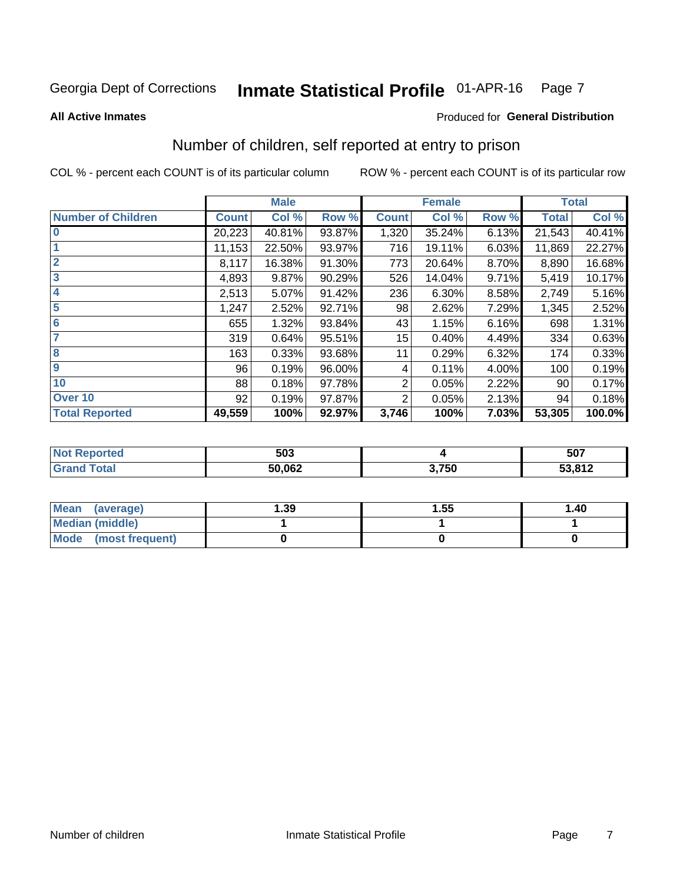Georgia Dept of Corrections **Inmate Statistical Profile** 01-APR-16

**All Active Inmates**

Produced for **General Distribution**

## Number of children, self reported at entry to prison

COL % - percent each COUNT is of its particular column

ROW % - percent each COUNT is of its particular row

| | Male | | | Female | | | Total | |
|---|---|---|---|---|---|---|---|---|
| **Number of Children** | **Count** | **Col %** | **Row %** | **Count** | **Col %** | **Row %** | **Total** | **Col %** |
| **0** | 20,223 | 40.81% | 93.87% | 1,320 | 35.24% | 6.13% | 21,543 | 40.41% |
| **1** | 11,153 | 22.50% | 93.97% | 716 | 19.11% | 6.03% | 11,869 | 22.27% |
| **2** | 8,117 | 16.38% | 91.30% | 773 | 20.64% | 8.70% | 8,890 | 16.68% |
| **3** | 4,893 | 9.87% | 90.29% | 526 | 14.04% | 9.71% | 5,419 | 10.17% |
| **4** | 2,513 | 5.07% | 91.42% | 236 | 6.30% | 8.58% | 2,749 | 5.16% |
| **5** | 1,247 | 2.52% | 92.71% | 98 | 2.62% | 7.29% | 1,345 | 2.52% |
| **6** | 655 | 1.32% | 93.84% | 43 | 1.15% | 6.16% | 698 | 1.31% |
| **7** | 319 | 0.64% | 95.51% | 15 | 0.40% | 4.49% | 334 | 0.63% |
| **8** | 163 | 0.33% | 93.68% | 11 | 0.29% | 6.32% | 174 | 0.33% |
| **9** | 96 | 0.19% | 96.00% | 4 | 0.11% | 4.00% | 100 | 0.19% |
| **10** | 88 | 0.18% | 97.78% | 2 | 0.05% | 2.22% | 90 | 0.17% |
| **Over 10** | 92 | 0.19% | 97.87% | 2 | 0.05% | 2.13% | 94 | 0.18% |
| **Total Reported** | **49,559** | **100%** | **92.97%** | **3,746** | **100%** | **7.03%** | **53,305** | **100.0%** |

| | Male | Female | Total |
|---|---|---|---|
| **Not Reported** | **503** | **4** | **507** |
| **Grand Total** | **50,062** | **3,750** | **53,812** |

| | Male | Female | Total |
|---|---|---|---|
| **Mean (average)** | **1.39** | **1.55** | **1.40** |
| **Median (middle)** | **1** | **1** | **1** |
| **Mode (most frequent)** | **0** | **0** | **0** |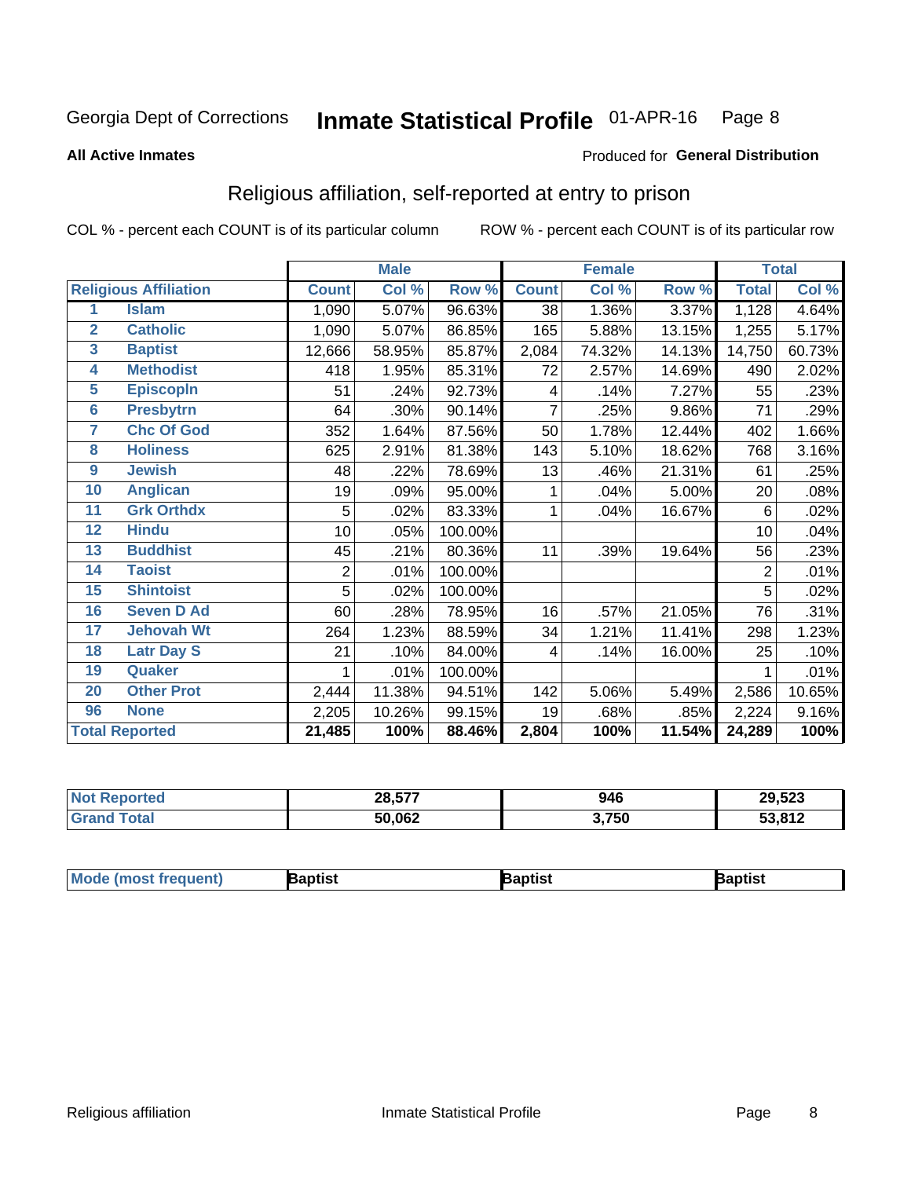Georgia Dept of Corrections **Inmate Statistical Profile** 01-APR-16

**All Active Inmates**

Produced for **General Distribution**

## Religious affiliation, self-reported at entry to prison

COL % - percent each COUNT is of its particular column ROW % - percent each COUNT is of its particular row

| Religious Affiliation | | Male | | | Female | | | Total | |
|---|---|---|---|---|---|---|---|---|---|
| | | Count | Col % | Row % | Count | Col % | Row % | Total | Col % |
| 1 | Islam | 1,090 | 5.07% | 96.63% | 38 | 1.36% | 3.37% | 1,128 | 4.64% |
| 2 | Catholic | 1,090 | 5.07% | 86.85% | 165 | 5.88% | 13.15% | 1,255 | 5.17% |
| 3 | Baptist | 12,666 | 58.95% | 85.87% | 2,084 | 74.32% | 14.13% | 14,750 | 60.73% |
| 4 | Methodist | 418 | 1.95% | 85.31% | 72 | 2.57% | 14.69% | 490 | 2.02% |
| 5 | Episcopln | 51 | .24% | 92.73% | 4 | .14% | 7.27% | 55 | .23% |
| 6 | Presbytrn | 64 | .30% | 90.14% | 7 | .25% | 9.86% | 71 | .29% |
| 7 | Chc Of God | 352 | 1.64% | 87.56% | 50 | 1.78% | 12.44% | 402 | 1.66% |
| 8 | Holiness | 625 | 2.91% | 81.38% | 143 | 5.10% | 18.62% | 768 | 3.16% |
| 9 | Jewish | 48 | .22% | 78.69% | 13 | .46% | 21.31% | 61 | .25% |
| 10 | Anglican | 19 | .09% | 95.00% | 1 | .04% | 5.00% | 20 | .08% |
| 11 | Grk Orthdx | 5 | .02% | 83.33% | 1 | .04% | 16.67% | 6 | .02% |
| 12 | Hindu | 10 | .05% | 100.00% | | | | 10 | .04% |
| 13 | Buddhist | 45 | .21% | 80.36% | 11 | .39% | 19.64% | 56 | .23% |
| 14 | Taoist | 2 | .01% | 100.00% | | | | 2 | .01% |
| 15 | Shintoist | 5 | .02% | 100.00% | | | | 5 | .02% |
| 16 | Seven D Ad | 60 | .28% | 78.95% | 16 | .57% | 21.05% | 76 | .31% |
| 17 | Jehovah Wt | 264 | 1.23% | 88.59% | 34 | 1.21% | 11.41% | 298 | 1.23% |
| 18 | Latr Day S | 21 | .10% | 84.00% | 4 | .14% | 16.00% | 25 | .10% |
| 19 | Quaker | 1 | .01% | 100.00% | | | | 1 | .01% |
| 20 | Other Prot | 2,444 | 11.38% | 94.51% | 142 | 5.06% | 5.49% | 2,586 | 10.65% |
| 96 | None | 2,205 | 10.26% | 99.15% | 19 | .68% | .85% | 2,224 | 9.16% |
| **Total Reported** | | **21,485** | **100%** | **88.46%** | **2,804** | **100%** | **11.54%** | **24,289** | **100%** |

| | Male | Female | Total |
|---|---|---|---|
| Not Reported | **28,577** | **946** | **29,523** |
| Grand Total | **50,062** | **3,750** | **53,812** |

| | Male | Female | Total |
|---|---|---|---|
| Mode (most frequent) | **Baptist** | **Baptist** | **Baptist** |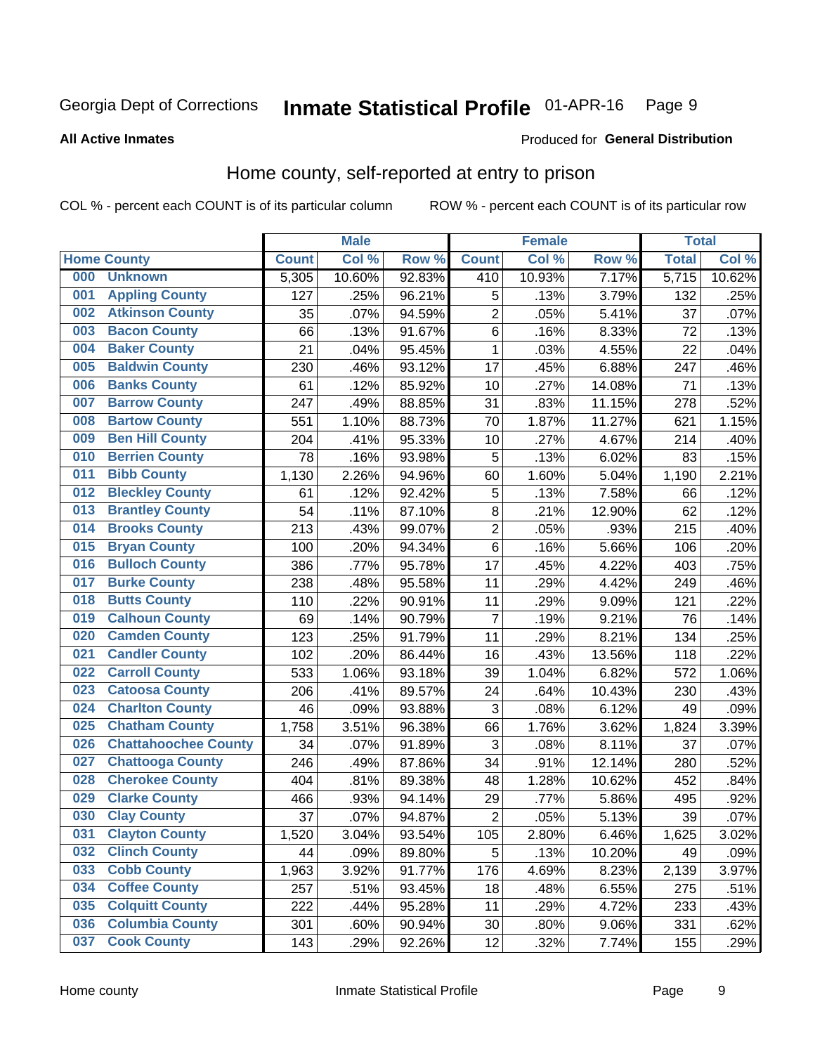Georgia Dept of Corrections **Inmate Statistical Profile** 01-APR-16

**All Active Inmates**

Produced for **General Distribution**

## Home county, self-reported at entry to prison

COL % - percent each COUNT is of its particular column ROW % - percent each COUNT is of its particular row

| Home County | | Male | | | Female | | | Total | |
|---|---|---|---|---|---|---|---|---|---|
| | | Count | Col % | Row % | Count | Col % | Row % | Total | Col % |
| 000 | Unknown | 5,305 | 10.60% | 92.83% | 410 | 10.93% | 7.17% | 5,715 | 10.62% |
| 001 | Appling County | 127 | .25% | 96.21% | 5 | .13% | 3.79% | 132 | .25% |
| 002 | Atkinson County | 35 | .07% | 94.59% | 2 | .05% | 5.41% | 37 | .07% |
| 003 | Bacon County | 66 | .13% | 91.67% | 6 | .16% | 8.33% | 72 | .13% |
| 004 | Baker County | 21 | .04% | 95.45% | 1 | .03% | 4.55% | 22 | .04% |
| 005 | Baldwin County | 230 | .46% | 93.12% | 17 | .45% | 6.88% | 247 | .46% |
| 006 | Banks County | 61 | .12% | 85.92% | 10 | .27% | 14.08% | 71 | .13% |
| 007 | Barrow County | 247 | .49% | 88.85% | 31 | .83% | 11.15% | 278 | .52% |
| 008 | Bartow County | 551 | 1.10% | 88.73% | 70 | 1.87% | 11.27% | 621 | 1.15% |
| 009 | Ben Hill County | 204 | .41% | 95.33% | 10 | .27% | 4.67% | 214 | .40% |
| 010 | Berrien County | 78 | .16% | 93.98% | 5 | .13% | 6.02% | 83 | .15% |
| 011 | Bibb County | 1,130 | 2.26% | 94.96% | 60 | 1.60% | 5.04% | 1,190 | 2.21% |
| 012 | Bleckley County | 61 | .12% | 92.42% | 5 | .13% | 7.58% | 66 | .12% |
| 013 | Brantley County | 54 | .11% | 87.10% | 8 | .21% | 12.90% | 62 | .12% |
| 014 | Brooks County | 213 | .43% | 99.07% | 2 | .05% | .93% | 215 | .40% |
| 015 | Bryan County | 100 | .20% | 94.34% | 6 | .16% | 5.66% | 106 | .20% |
| 016 | Bulloch County | 386 | .77% | 95.78% | 17 | .45% | 4.22% | 403 | .75% |
| 017 | Burke County | 238 | .48% | 95.58% | 11 | .29% | 4.42% | 249 | .46% |
| 018 | Butts County | 110 | .22% | 90.91% | 11 | .29% | 9.09% | 121 | .22% |
| 019 | Calhoun County | 69 | .14% | 90.79% | 7 | .19% | 9.21% | 76 | .14% |
| 020 | Camden County | 123 | .25% | 91.79% | 11 | .29% | 8.21% | 134 | .25% |
| 021 | Candler County | 102 | .20% | 86.44% | 16 | .43% | 13.56% | 118 | .22% |
| 022 | Carroll County | 533 | 1.06% | 93.18% | 39 | 1.04% | 6.82% | 572 | 1.06% |
| 023 | Catoosa County | 206 | .41% | 89.57% | 24 | .64% | 10.43% | 230 | .43% |
| 024 | Charlton County | 46 | .09% | 93.88% | 3 | .08% | 6.12% | 49 | .09% |
| 025 | Chatham County | 1,758 | 3.51% | 96.38% | 66 | 1.76% | 3.62% | 1,824 | 3.39% |
| 026 | Chattahoochee County | 34 | .07% | 91.89% | 3 | .08% | 8.11% | 37 | .07% |
| 027 | Chattooga County | 246 | .49% | 87.86% | 34 | .91% | 12.14% | 280 | .52% |
| 028 | Cherokee County | 404 | .81% | 89.38% | 48 | 1.28% | 10.62% | 452 | .84% |
| 029 | Clarke County | 466 | .93% | 94.14% | 29 | .77% | 5.86% | 495 | .92% |
| 030 | Clay County | 37 | .07% | 94.87% | 2 | .05% | 5.13% | 39 | .07% |
| 031 | Clayton County | 1,520 | 3.04% | 93.54% | 105 | 2.80% | 6.46% | 1,625 | 3.02% |
| 032 | Clinch County | 44 | .09% | 89.80% | 5 | .13% | 10.20% | 49 | .09% |
| 033 | Cobb County | 1,963 | 3.92% | 91.77% | 176 | 4.69% | 8.23% | 2,139 | 3.97% |
| 034 | Coffee County | 257 | .51% | 93.45% | 18 | .48% | 6.55% | 275 | .51% |
| 035 | Colquitt County | 222 | .44% | 95.28% | 11 | .29% | 4.72% | 233 | .43% |
| 036 | Columbia County | 301 | .60% | 90.94% | 30 | .80% | 9.06% | 331 | .62% |
| 037 | Cook County | 143 | .29% | 92.26% | 12 | .32% | 7.74% | 155 | .29% |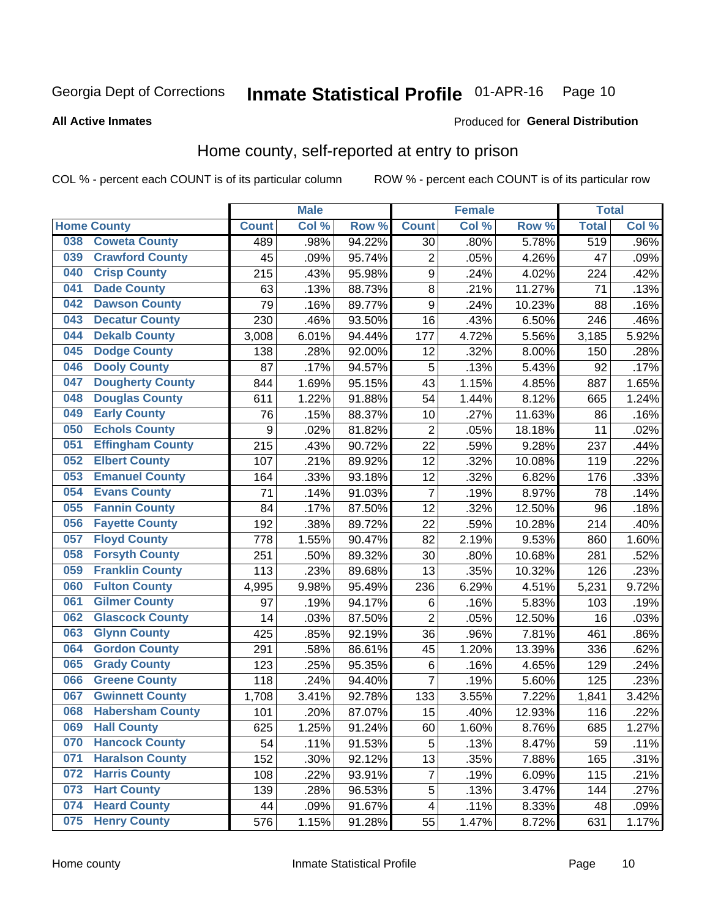Georgia Dept of Corrections **Inmate Statistical Profile** 01-APR-16

**All Active Inmates**

Produced for **General Distribution**

## Home county, self-reported at entry to prison

COL % - percent each COUNT is of its particular column ROW % - percent each COUNT is of its particular row

| Home County | | Male | | | Female | | | Total | |
|---|---|---|---|---|---|---|---|---|---|
| | | Count | Col % | Row % | Count | Col % | Row % | Total | Col % |
| 038 | Coweta County | 489 | .98% | 94.22% | 30 | .80% | 5.78% | 519 | .96% |
| 039 | Crawford County | 45 | .09% | 95.74% | 2 | .05% | 4.26% | 47 | .09% |
| 040 | Crisp County | 215 | .43% | 95.98% | 9 | .24% | 4.02% | 224 | .42% |
| 041 | Dade County | 63 | .13% | 88.73% | 8 | .21% | 11.27% | 71 | .13% |
| 042 | Dawson County | 79 | .16% | 89.77% | 9 | .24% | 10.23% | 88 | .16% |
| 043 | Decatur County | 230 | .46% | 93.50% | 16 | .43% | 6.50% | 246 | .46% |
| 044 | Dekalb County | 3,008 | 6.01% | 94.44% | 177 | 4.72% | 5.56% | 3,185 | 5.92% |
| 045 | Dodge County | 138 | .28% | 92.00% | 12 | .32% | 8.00% | 150 | .28% |
| 046 | Dooly County | 87 | .17% | 94.57% | 5 | .13% | 5.43% | 92 | .17% |
| 047 | Dougherty County | 844 | 1.69% | 95.15% | 43 | 1.15% | 4.85% | 887 | 1.65% |
| 048 | Douglas County | 611 | 1.22% | 91.88% | 54 | 1.44% | 8.12% | 665 | 1.24% |
| 049 | Early County | 76 | .15% | 88.37% | 10 | .27% | 11.63% | 86 | .16% |
| 050 | Echols County | 9 | .02% | 81.82% | 2 | .05% | 18.18% | 11 | .02% |
| 051 | Effingham County | 215 | .43% | 90.72% | 22 | .59% | 9.28% | 237 | .44% |
| 052 | Elbert County | 107 | .21% | 89.92% | 12 | .32% | 10.08% | 119 | .22% |
| 053 | Emanuel County | 164 | .33% | 93.18% | 12 | .32% | 6.82% | 176 | .33% |
| 054 | Evans County | 71 | .14% | 91.03% | 7 | .19% | 8.97% | 78 | .14% |
| 055 | Fannin County | 84 | .17% | 87.50% | 12 | .32% | 12.50% | 96 | .18% |
| 056 | Fayette County | 192 | .38% | 89.72% | 22 | .59% | 10.28% | 214 | .40% |
| 057 | Floyd County | 778 | 1.55% | 90.47% | 82 | 2.19% | 9.53% | 860 | 1.60% |
| 058 | Forsyth County | 251 | .50% | 89.32% | 30 | .80% | 10.68% | 281 | .52% |
| 059 | Franklin County | 113 | .23% | 89.68% | 13 | .35% | 10.32% | 126 | .23% |
| 060 | Fulton County | 4,995 | 9.98% | 95.49% | 236 | 6.29% | 4.51% | 5,231 | 9.72% |
| 061 | Gilmer County | 97 | .19% | 94.17% | 6 | .16% | 5.83% | 103 | .19% |
| 062 | Glascock County | 14 | .03% | 87.50% | 2 | .05% | 12.50% | 16 | .03% |
| 063 | Glynn County | 425 | .85% | 92.19% | 36 | .96% | 7.81% | 461 | .86% |
| 064 | Gordon County | 291 | .58% | 86.61% | 45 | 1.20% | 13.39% | 336 | .62% |
| 065 | Grady County | 123 | .25% | 95.35% | 6 | .16% | 4.65% | 129 | .24% |
| 066 | Greene County | 118 | .24% | 94.40% | 7 | .19% | 5.60% | 125 | .23% |
| 067 | Gwinnett County | 1,708 | 3.41% | 92.78% | 133 | 3.55% | 7.22% | 1,841 | 3.42% |
| 068 | Habersham County | 101 | .20% | 87.07% | 15 | .40% | 12.93% | 116 | .22% |
| 069 | Hall County | 625 | 1.25% | 91.24% | 60 | 1.60% | 8.76% | 685 | 1.27% |
| 070 | Hancock County | 54 | .11% | 91.53% | 5 | .13% | 8.47% | 59 | .11% |
| 071 | Haralson County | 152 | .30% | 92.12% | 13 | .35% | 7.88% | 165 | .31% |
| 072 | Harris County | 108 | .22% | 93.91% | 7 | .19% | 6.09% | 115 | .21% |
| 073 | Hart County | 139 | .28% | 96.53% | 5 | .13% | 3.47% | 144 | .27% |
| 074 | Heard County | 44 | .09% | 91.67% | 4 | .11% | 8.33% | 48 | .09% |
| 075 | Henry County | 576 | 1.15% | 91.28% | 55 | 1.47% | 8.72% | 631 | 1.17% |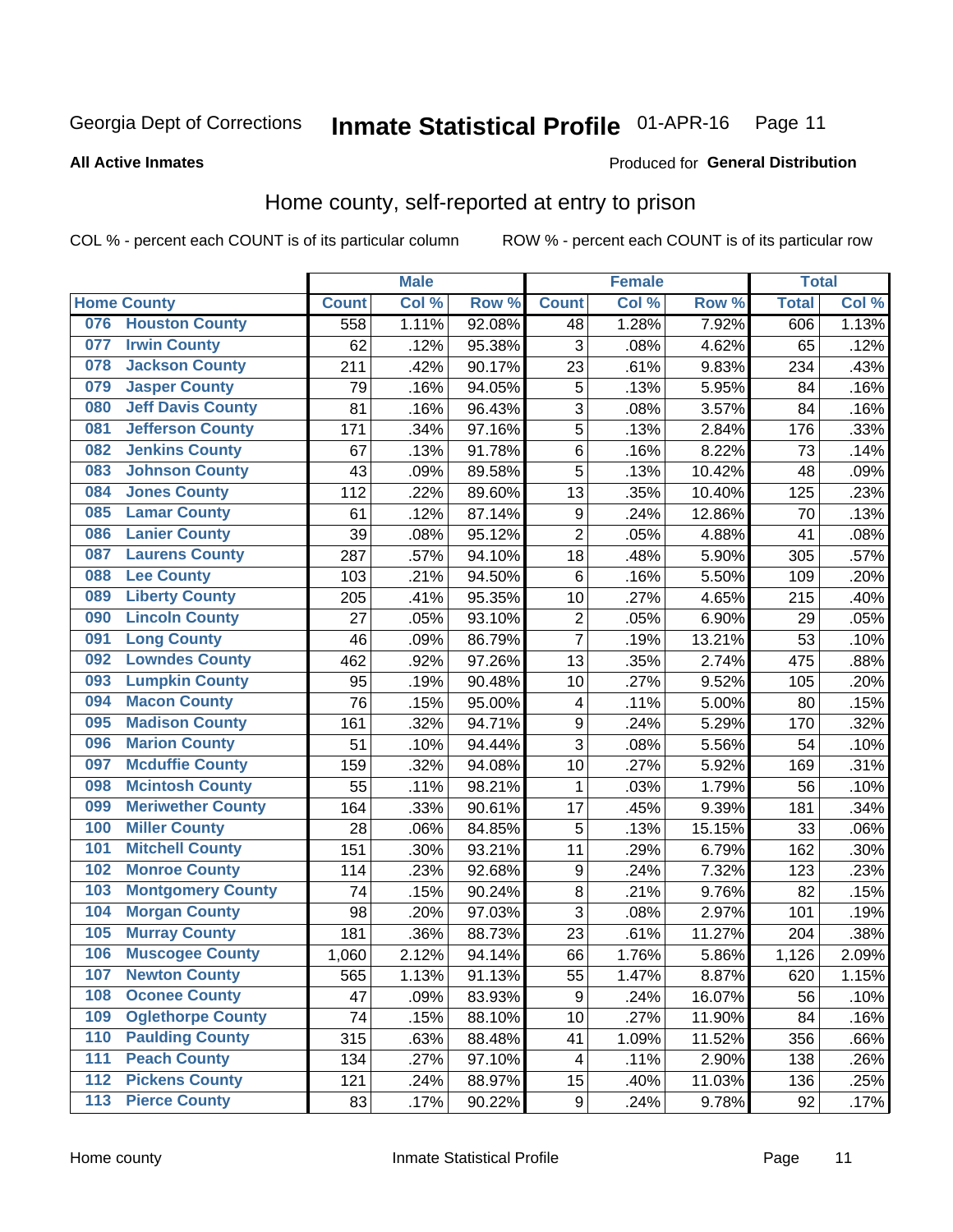Georgia Dept of Corrections **Inmate Statistical Profile** 01-APR-16

**All Active Inmates**

Produced for **General Distribution**

## Home county, self-reported at entry to prison

COL % - percent each COUNT is of its particular column ROW % - percent each COUNT is of its particular row

| Home County | | Male | | | Female | | | Total | |
|---|---|---|---|---|---|---|---|---|---|
| | | Count | Col % | Row % | Count | Col % | Row % | Total | Col % |
| 076 | Houston County | 558 | 1.11% | 92.08% | 48 | 1.28% | 7.92% | 606 | 1.13% |
| 077 | Irwin County | 62 | .12% | 95.38% | 3 | .08% | 4.62% | 65 | .12% |
| 078 | Jackson County | 211 | .42% | 90.17% | 23 | .61% | 9.83% | 234 | .43% |
| 079 | Jasper County | 79 | .16% | 94.05% | 5 | .13% | 5.95% | 84 | .16% |
| 080 | Jeff Davis County | 81 | .16% | 96.43% | 3 | .08% | 3.57% | 84 | .16% |
| 081 | Jefferson County | 171 | .34% | 97.16% | 5 | .13% | 2.84% | 176 | .33% |
| 082 | Jenkins County | 67 | .13% | 91.78% | 6 | .16% | 8.22% | 73 | .14% |
| 083 | Johnson County | 43 | .09% | 89.58% | 5 | .13% | 10.42% | 48 | .09% |
| 084 | Jones County | 112 | .22% | 89.60% | 13 | .35% | 10.40% | 125 | .23% |
| 085 | Lamar County | 61 | .12% | 87.14% | 9 | .24% | 12.86% | 70 | .13% |
| 086 | Lanier County | 39 | .08% | 95.12% | 2 | .05% | 4.88% | 41 | .08% |
| 087 | Laurens County | 287 | .57% | 94.10% | 18 | .48% | 5.90% | 305 | .57% |
| 088 | Lee County | 103 | .21% | 94.50% | 6 | .16% | 5.50% | 109 | .20% |
| 089 | Liberty County | 205 | .41% | 95.35% | 10 | .27% | 4.65% | 215 | .40% |
| 090 | Lincoln County | 27 | .05% | 93.10% | 2 | .05% | 6.90% | 29 | .05% |
| 091 | Long County | 46 | .09% | 86.79% | 7 | .19% | 13.21% | 53 | .10% |
| 092 | Lowndes County | 462 | .92% | 97.26% | 13 | .35% | 2.74% | 475 | .88% |
| 093 | Lumpkin County | 95 | .19% | 90.48% | 10 | .27% | 9.52% | 105 | .20% |
| 094 | Macon County | 76 | .15% | 95.00% | 4 | .11% | 5.00% | 80 | .15% |
| 095 | Madison County | 161 | .32% | 94.71% | 9 | .24% | 5.29% | 170 | .32% |
| 096 | Marion County | 51 | .10% | 94.44% | 3 | .08% | 5.56% | 54 | .10% |
| 097 | Mcduffie County | 159 | .32% | 94.08% | 10 | .27% | 5.92% | 169 | .31% |
| 098 | Mcintosh County | 55 | .11% | 98.21% | 1 | .03% | 1.79% | 56 | .10% |
| 099 | Meriwether County | 164 | .33% | 90.61% | 17 | .45% | 9.39% | 181 | .34% |
| 100 | Miller County | 28 | .06% | 84.85% | 5 | .13% | 15.15% | 33 | .06% |
| 101 | Mitchell County | 151 | .30% | 93.21% | 11 | .29% | 6.79% | 162 | .30% |
| 102 | Monroe County | 114 | .23% | 92.68% | 9 | .24% | 7.32% | 123 | .23% |
| 103 | Montgomery County | 74 | .15% | 90.24% | 8 | .21% | 9.76% | 82 | .15% |
| 104 | Morgan County | 98 | .20% | 97.03% | 3 | .08% | 2.97% | 101 | .19% |
| 105 | Murray County | 181 | .36% | 88.73% | 23 | .61% | 11.27% | 204 | .38% |
| 106 | Muscogee County | 1,060 | 2.12% | 94.14% | 66 | 1.76% | 5.86% | 1,126 | 2.09% |
| 107 | Newton County | 565 | 1.13% | 91.13% | 55 | 1.47% | 8.87% | 620 | 1.15% |
| 108 | Oconee County | 47 | .09% | 83.93% | 9 | .24% | 16.07% | 56 | .10% |
| 109 | Oglethorpe County | 74 | .15% | 88.10% | 10 | .27% | 11.90% | 84 | .16% |
| 110 | Paulding County | 315 | .63% | 88.48% | 41 | 1.09% | 11.52% | 356 | .66% |
| 111 | Peach County | 134 | .27% | 97.10% | 4 | .11% | 2.90% | 138 | .26% |
| 112 | Pickens County | 121 | .24% | 88.97% | 15 | .40% | 11.03% | 136 | .25% |
| 113 | Pierce County | 83 | .17% | 90.22% | 9 | .24% | 9.78% | 92 | .17% |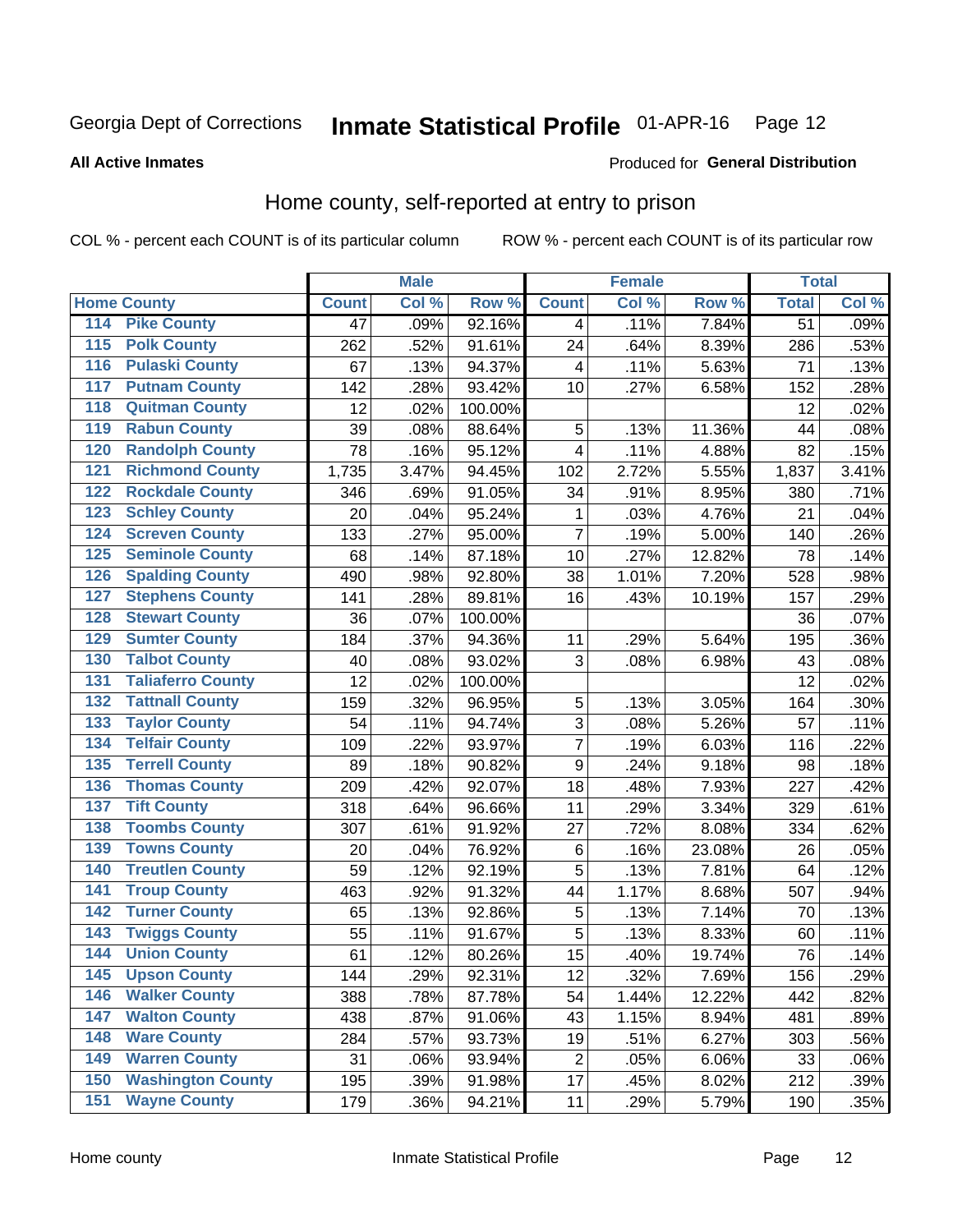Georgia Dept of Corrections **Inmate Statistical Profile** 01-APR-16 Page 12

**All Active Inmates**

Produced for **General Distribution**

## Home county, self-reported at entry to prison

COL % - percent each COUNT is of its particular column ROW % - percent each COUNT is of its particular row

| Home County | | Male | | | Female | | | Total | |
|---|---|---|---|---|---|---|---|---|---|
| | | Count | Col % | Row % | Count | Col % | Row % | Total | Col % |
| 114 | Pike County | 47 | .09% | 92.16% | 4 | .11% | 7.84% | 51 | .09% |
| 115 | Polk County | 262 | .52% | 91.61% | 24 | .64% | 8.39% | 286 | .53% |
| 116 | Pulaski County | 67 | .13% | 94.37% | 4 | .11% | 5.63% | 71 | .13% |
| 117 | Putnam County | 142 | .28% | 93.42% | 10 | .27% | 6.58% | 152 | .28% |
| 118 | Quitman County | 12 | .02% | 100.00% | | | | 12 | .02% |
| 119 | Rabun County | 39 | .08% | 88.64% | 5 | .13% | 11.36% | 44 | .08% |
| 120 | Randolph County | 78 | .16% | 95.12% | 4 | .11% | 4.88% | 82 | .15% |
| 121 | Richmond County | 1,735 | 3.47% | 94.45% | 102 | 2.72% | 5.55% | 1,837 | 3.41% |
| 122 | Rockdale County | 346 | .69% | 91.05% | 34 | .91% | 8.95% | 380 | .71% |
| 123 | Schley County | 20 | .04% | 95.24% | 1 | .03% | 4.76% | 21 | .04% |
| 124 | Screven County | 133 | .27% | 95.00% | 7 | .19% | 5.00% | 140 | .26% |
| 125 | Seminole County | 68 | .14% | 87.18% | 10 | .27% | 12.82% | 78 | .14% |
| 126 | Spalding County | 490 | .98% | 92.80% | 38 | 1.01% | 7.20% | 528 | .98% |
| 127 | Stephens County | 141 | .28% | 89.81% | 16 | .43% | 10.19% | 157 | .29% |
| 128 | Stewart County | 36 | .07% | 100.00% | | | | 36 | .07% |
| 129 | Sumter County | 184 | .37% | 94.36% | 11 | .29% | 5.64% | 195 | .36% |
| 130 | Talbot County | 40 | .08% | 93.02% | 3 | .08% | 6.98% | 43 | .08% |
| 131 | Taliaferro County | 12 | .02% | 100.00% | | | | 12 | .02% |
| 132 | Tattnall County | 159 | .32% | 96.95% | 5 | .13% | 3.05% | 164 | .30% |
| 133 | Taylor County | 54 | .11% | 94.74% | 3 | .08% | 5.26% | 57 | .11% |
| 134 | Telfair County | 109 | .22% | 93.97% | 7 | .19% | 6.03% | 116 | .22% |
| 135 | Terrell County | 89 | .18% | 90.82% | 9 | .24% | 9.18% | 98 | .18% |
| 136 | Thomas County | 209 | .42% | 92.07% | 18 | .48% | 7.93% | 227 | .42% |
| 137 | Tift County | 318 | .64% | 96.66% | 11 | .29% | 3.34% | 329 | .61% |
| 138 | Toombs County | 307 | .61% | 91.92% | 27 | .72% | 8.08% | 334 | .62% |
| 139 | Towns County | 20 | .04% | 76.92% | 6 | .16% | 23.08% | 26 | .05% |
| 140 | Treutlen County | 59 | .12% | 92.19% | 5 | .13% | 7.81% | 64 | .12% |
| 141 | Troup County | 463 | .92% | 91.32% | 44 | 1.17% | 8.68% | 507 | .94% |
| 142 | Turner County | 65 | .13% | 92.86% | 5 | .13% | 7.14% | 70 | .13% |
| 143 | Twiggs County | 55 | .11% | 91.67% | 5 | .13% | 8.33% | 60 | .11% |
| 144 | Union County | 61 | .12% | 80.26% | 15 | .40% | 19.74% | 76 | .14% |
| 145 | Upson County | 144 | .29% | 92.31% | 12 | .32% | 7.69% | 156 | .29% |
| 146 | Walker County | 388 | .78% | 87.78% | 54 | 1.44% | 12.22% | 442 | .82% |
| 147 | Walton County | 438 | .87% | 91.06% | 43 | 1.15% | 8.94% | 481 | .89% |
| 148 | Ware County | 284 | .57% | 93.73% | 19 | .51% | 6.27% | 303 | .56% |
| 149 | Warren County | 31 | .06% | 93.94% | 2 | .05% | 6.06% | 33 | .06% |
| 150 | Washington County | 195 | .39% | 91.98% | 17 | .45% | 8.02% | 212 | .39% |
| 151 | Wayne County | 179 | .36% | 94.21% | 11 | .29% | 5.79% | 190 | .35% |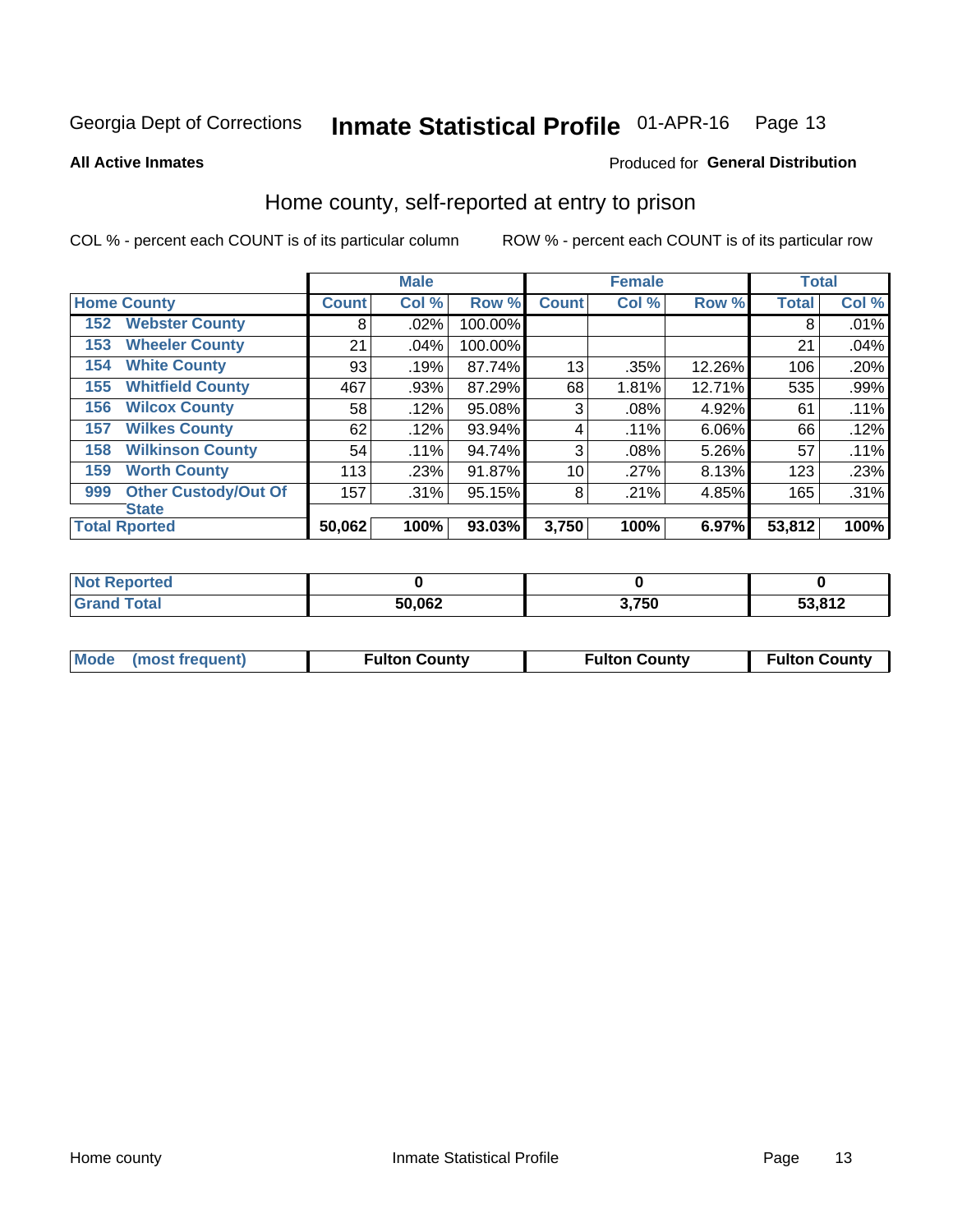Georgia Dept of Corrections **Inmate Statistical Profile** 01-APR-16 Page 13

**All Active Inmates**

Produced for **General Distribution**

## Home county, self-reported at entry to prison

COL % - percent each COUNT is of its particular column

ROW % - percent each COUNT is of its particular row

| Home County | | Male | | | Female | | | Total | |
|---|---|---|---|---|---|---|---|---|---|
| | | Count | Col % | Row % | Count | Col % | Row % | Total | Col % |
| 152 | Webster County | 8 | .02% | 100.00% | | | | 8 | .01% |
| 153 | Wheeler County | 21 | .04% | 100.00% | | | | 21 | .04% |
| 154 | White County | 93 | .19% | 87.74% | 13 | .35% | 12.26% | 106 | .20% |
| 155 | Whitfield County | 467 | .93% | 87.29% | 68 | 1.81% | 12.71% | 535 | .99% |
| 156 | Wilcox County | 58 | .12% | 95.08% | 3 | .08% | 4.92% | 61 | .11% |
| 157 | Wilkes County | 62 | .12% | 93.94% | 4 | .11% | 6.06% | 66 | .12% |
| 158 | Wilkinson County | 54 | .11% | 94.74% | 3 | .08% | 5.26% | 57 | .11% |
| 159 | Worth County | 113 | .23% | 91.87% | 10 | .27% | 8.13% | 123 | .23% |
| 999 | Other Custody/Out Of State | 157 | .31% | 95.15% | 8 | .21% | 4.85% | 165 | .31% |
| **Total Rported** | | **50,062** | **100%** | **93.03%** | **3,750** | **100%** | **6.97%** | **53,812** | **100%** |

| | Male | Female | Total |
|---|---|---|---|
| Not Reported | **0** | **0** | **0** |
| Grand Total | **50,062** | **3,750** | **53,812** |

| Mode (most frequent) | Fulton County | Fulton County | Fulton County |
|---|---|---|---|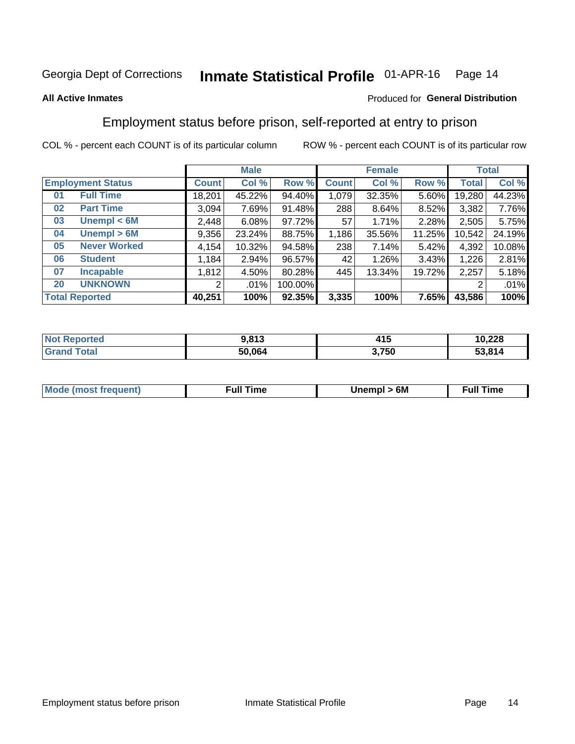Georgia Dept of Corrections **Inmate Statistical Profile** 01-APR-16

**All Active Inmates**

Produced for **General Distribution**

## Employment status before prison, self-reported at entry to prison

COL % - percent each COUNT is of its particular column ROW % - percent each COUNT is of its particular row

| Employment Status | | Male | | | Female | | | Total | |
|---|---|---|---|---|---|---|---|---|---|
| | | Count | Col % | Row % | Count | Col % | Row % | Total | Col % |
| 01 | Full Time | 18,201 | 45.22% | 94.40% | 1,079 | 32.35% | 5.60% | 19,280 | 44.23% |
| 02 | Part Time | 3,094 | 7.69% | 91.48% | 288 | 8.64% | 8.52% | 3,382 | 7.76% |
| 03 | Unempl < 6M | 2,448 | 6.08% | 97.72% | 57 | 1.71% | 2.28% | 2,505 | 5.75% |
| 04 | Unempl > 6M | 9,356 | 23.24% | 88.75% | 1,186 | 35.56% | 11.25% | 10,542 | 24.19% |
| 05 | Never Worked | 4,154 | 10.32% | 94.58% | 238 | 7.14% | 5.42% | 4,392 | 10.08% |
| 06 | Student | 1,184 | 2.94% | 96.57% | 42 | 1.26% | 3.43% | 1,226 | 2.81% |
| 07 | Incapable | 1,812 | 4.50% | 80.28% | 445 | 13.34% | 19.72% | 2,257 | 5.18% |
| 20 | UNKNOWN | 2 | .01% | 100.00% | | | | 2 | .01% |
| **Total Reported** | | **40,251** | **100%** | **92.35%** | **3,335** | **100%** | **7.65%** | **43,586** | **100%** |

| | Male | Female | Total |
|---|---|---|---|
| Not Reported | **9,813** | **415** | **10,228** |
| Grand Total | **50,064** | **3,750** | **53,814** |

| | Male | Female | Total |
|---|---|---|---|
| Mode (most frequent) | **Full Time** | **Unempl > 6M** | **Full Time** |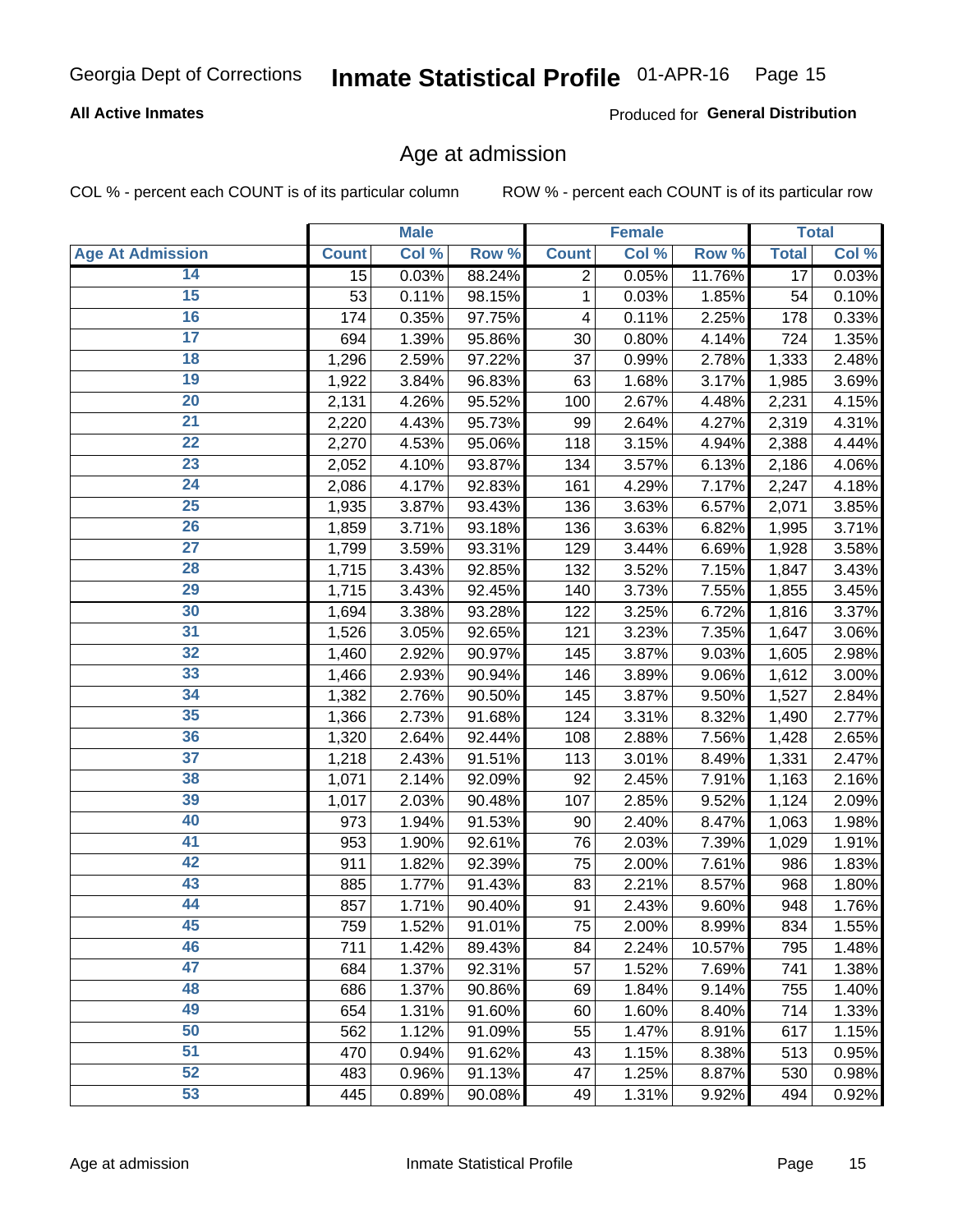Georgia Dept of Corrections **Inmate Statistical Profile** 01-APR-16

**All Active Inmates**

Produced for **General Distribution**

## Age at admission

COL % - percent each COUNT is of its particular column    ROW % - percent each COUNT is of its particular row

| | Male | | | Female | | | Total | |
|---|---|---|---|---|---|---|---|---|
| **Age At Admission** | **Count** | **Col %** | **Row %** | **Count** | **Col %** | **Row %** | **Total** | **Col %** |
| 14 | 15 | 0.03% | 88.24% | 2 | 0.05% | 11.76% | 17 | 0.03% |
| 15 | 53 | 0.11% | 98.15% | 1 | 0.03% | 1.85% | 54 | 0.10% |
| 16 | 174 | 0.35% | 97.75% | 4 | 0.11% | 2.25% | 178 | 0.33% |
| 17 | 694 | 1.39% | 95.86% | 30 | 0.80% | 4.14% | 724 | 1.35% |
| 18 | 1,296 | 2.59% | 97.22% | 37 | 0.99% | 2.78% | 1,333 | 2.48% |
| 19 | 1,922 | 3.84% | 96.83% | 63 | 1.68% | 3.17% | 1,985 | 3.69% |
| 20 | 2,131 | 4.26% | 95.52% | 100 | 2.67% | 4.48% | 2,231 | 4.15% |
| 21 | 2,220 | 4.43% | 95.73% | 99 | 2.64% | 4.27% | 2,319 | 4.31% |
| 22 | 2,270 | 4.53% | 95.06% | 118 | 3.15% | 4.94% | 2,388 | 4.44% |
| 23 | 2,052 | 4.10% | 93.87% | 134 | 3.57% | 6.13% | 2,186 | 4.06% |
| 24 | 2,086 | 4.17% | 92.83% | 161 | 4.29% | 7.17% | 2,247 | 4.18% |
| 25 | 1,935 | 3.87% | 93.43% | 136 | 3.63% | 6.57% | 2,071 | 3.85% |
| 26 | 1,859 | 3.71% | 93.18% | 136 | 3.63% | 6.82% | 1,995 | 3.71% |
| 27 | 1,799 | 3.59% | 93.31% | 129 | 3.44% | 6.69% | 1,928 | 3.58% |
| 28 | 1,715 | 3.43% | 92.85% | 132 | 3.52% | 7.15% | 1,847 | 3.43% |
| 29 | 1,715 | 3.43% | 92.45% | 140 | 3.73% | 7.55% | 1,855 | 3.45% |
| 30 | 1,694 | 3.38% | 93.28% | 122 | 3.25% | 6.72% | 1,816 | 3.37% |
| 31 | 1,526 | 3.05% | 92.65% | 121 | 3.23% | 7.35% | 1,647 | 3.06% |
| 32 | 1,460 | 2.92% | 90.97% | 145 | 3.87% | 9.03% | 1,605 | 2.98% |
| 33 | 1,466 | 2.93% | 90.94% | 146 | 3.89% | 9.06% | 1,612 | 3.00% |
| 34 | 1,382 | 2.76% | 90.50% | 145 | 3.87% | 9.50% | 1,527 | 2.84% |
| 35 | 1,366 | 2.73% | 91.68% | 124 | 3.31% | 8.32% | 1,490 | 2.77% |
| 36 | 1,320 | 2.64% | 92.44% | 108 | 2.88% | 7.56% | 1,428 | 2.65% |
| 37 | 1,218 | 2.43% | 91.51% | 113 | 3.01% | 8.49% | 1,331 | 2.47% |
| 38 | 1,071 | 2.14% | 92.09% | 92 | 2.45% | 7.91% | 1,163 | 2.16% |
| 39 | 1,017 | 2.03% | 90.48% | 107 | 2.85% | 9.52% | 1,124 | 2.09% |
| 40 | 973 | 1.94% | 91.53% | 90 | 2.40% | 8.47% | 1,063 | 1.98% |
| 41 | 953 | 1.90% | 92.61% | 76 | 2.03% | 7.39% | 1,029 | 1.91% |
| 42 | 911 | 1.82% | 92.39% | 75 | 2.00% | 7.61% | 986 | 1.83% |
| 43 | 885 | 1.77% | 91.43% | 83 | 2.21% | 8.57% | 968 | 1.80% |
| 44 | 857 | 1.71% | 90.40% | 91 | 2.43% | 9.60% | 948 | 1.76% |
| 45 | 759 | 1.52% | 91.01% | 75 | 2.00% | 8.99% | 834 | 1.55% |
| 46 | 711 | 1.42% | 89.43% | 84 | 2.24% | 10.57% | 795 | 1.48% |
| 47 | 684 | 1.37% | 92.31% | 57 | 1.52% | 7.69% | 741 | 1.38% |
| 48 | 686 | 1.37% | 90.86% | 69 | 1.84% | 9.14% | 755 | 1.40% |
| 49 | 654 | 1.31% | 91.60% | 60 | 1.60% | 8.40% | 714 | 1.33% |
| 50 | 562 | 1.12% | 91.09% | 55 | 1.47% | 8.91% | 617 | 1.15% |
| 51 | 470 | 0.94% | 91.62% | 43 | 1.15% | 8.38% | 513 | 0.95% |
| 52 | 483 | 0.96% | 91.13% | 47 | 1.25% | 8.87% | 530 | 0.98% |
| 53 | 445 | 0.89% | 90.08% | 49 | 1.31% | 9.92% | 494 | 0.92% |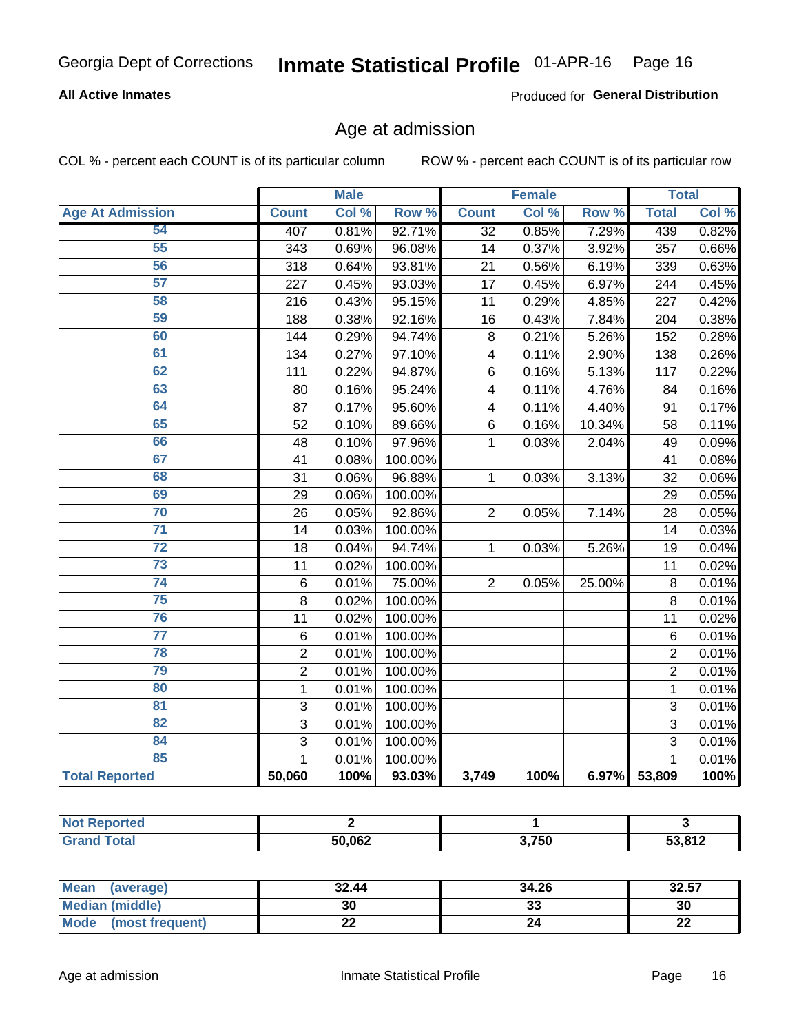Georgia Dept of Corrections **Inmate Statistical Profile** 01-APR-16

**All Active Inmates**

Produced for **General Distribution**

## Age at admission

COL % - percent each COUNT is of its particular column

ROW % - percent each COUNT is of its particular row

| | Male | | | Female | | | Total | |
|---|---|---|---|---|---|---|---|---|
| **Age At Admission** | **Count** | **Col %** | **Row %** | **Count** | **Col %** | **Row %** | **Total** | **Col %** |
| 54 | 407 | 0.81% | 92.71% | 32 | 0.85% | 7.29% | 439 | 0.82% |
| 55 | 343 | 0.69% | 96.08% | 14 | 0.37% | 3.92% | 357 | 0.66% |
| 56 | 318 | 0.64% | 93.81% | 21 | 0.56% | 6.19% | 339 | 0.63% |
| 57 | 227 | 0.45% | 93.03% | 17 | 0.45% | 6.97% | 244 | 0.45% |
| 58 | 216 | 0.43% | 95.15% | 11 | 0.29% | 4.85% | 227 | 0.42% |
| 59 | 188 | 0.38% | 92.16% | 16 | 0.43% | 7.84% | 204 | 0.38% |
| 60 | 144 | 0.29% | 94.74% | 8 | 0.21% | 5.26% | 152 | 0.28% |
| 61 | 134 | 0.27% | 97.10% | 4 | 0.11% | 2.90% | 138 | 0.26% |
| 62 | 111 | 0.22% | 94.87% | 6 | 0.16% | 5.13% | 117 | 0.22% |
| 63 | 80 | 0.16% | 95.24% | 4 | 0.11% | 4.76% | 84 | 0.16% |
| 64 | 87 | 0.17% | 95.60% | 4 | 0.11% | 4.40% | 91 | 0.17% |
| 65 | 52 | 0.10% | 89.66% | 6 | 0.16% | 10.34% | 58 | 0.11% |
| 66 | 48 | 0.10% | 97.96% | 1 | 0.03% | 2.04% | 49 | 0.09% |
| 67 | 41 | 0.08% | 100.00% | | | | 41 | 0.08% |
| 68 | 31 | 0.06% | 96.88% | 1 | 0.03% | 3.13% | 32 | 0.06% |
| 69 | 29 | 0.06% | 100.00% | | | | 29 | 0.05% |
| 70 | 26 | 0.05% | 92.86% | 2 | 0.05% | 7.14% | 28 | 0.05% |
| 71 | 14 | 0.03% | 100.00% | | | | 14 | 0.03% |
| 72 | 18 | 0.04% | 94.74% | 1 | 0.03% | 5.26% | 19 | 0.04% |
| 73 | 11 | 0.02% | 100.00% | | | | 11 | 0.02% |
| 74 | 6 | 0.01% | 75.00% | 2 | 0.05% | 25.00% | 8 | 0.01% |
| 75 | 8 | 0.02% | 100.00% | | | | 8 | 0.01% |
| 76 | 11 | 0.02% | 100.00% | | | | 11 | 0.02% |
| 77 | 6 | 0.01% | 100.00% | | | | 6 | 0.01% |
| 78 | 2 | 0.01% | 100.00% | | | | 2 | 0.01% |
| 79 | 2 | 0.01% | 100.00% | | | | 2 | 0.01% |
| 80 | 1 | 0.01% | 100.00% | | | | 1 | 0.01% |
| 81 | 3 | 0.01% | 100.00% | | | | 3 | 0.01% |
| 82 | 3 | 0.01% | 100.00% | | | | 3 | 0.01% |
| 84 | 3 | 0.01% | 100.00% | | | | 3 | 0.01% |
| 85 | 1 | 0.01% | 100.00% | | | | 1 | 0.01% |
| **Total Reported** | **50,060** | **100%** | **93.03%** | **3,749** | **100%** | **6.97%** | **53,809** | **100%** |

| | Male | Female | Total |
|---|---|---|---|
| **Not Reported** | **2** | **1** | **3** |
| **Grand Total** | **50,062** | **3,750** | **53,812** |

| | Male | Female | Total |
|---|---|---|---|
| **Mean (average)** | **32.44** | **34.26** | **32.57** |
| **Median (middle)** | **30** | **33** | **30** |
| **Mode (most frequent)** | **22** | **24** | **22** |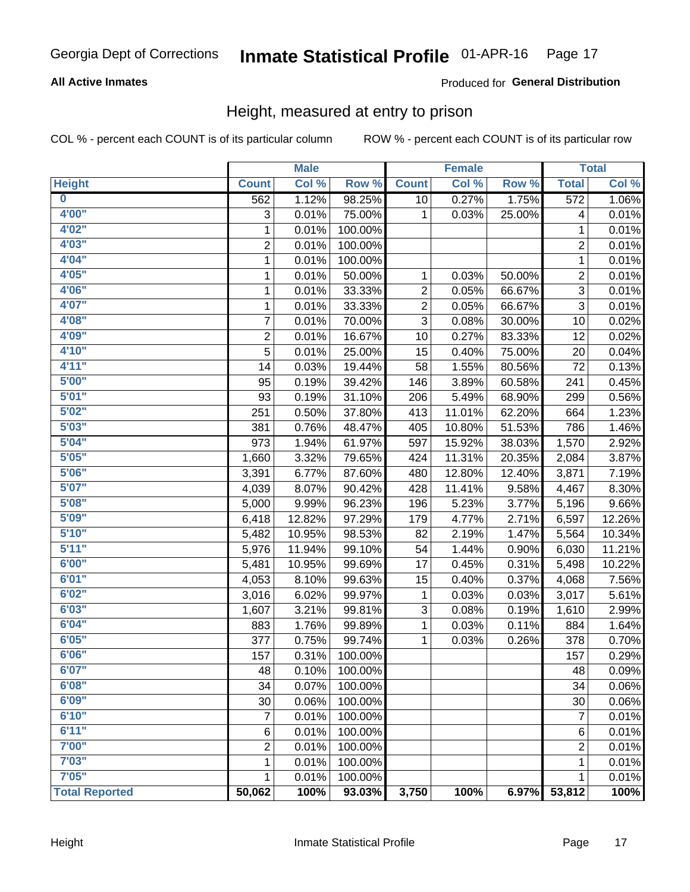Georgia Dept of Corrections **Inmate Statistical Profile** 01-APR-16

**All Active Inmates**

Produced for **General Distribution**

## Height, measured at entry to prison

COL % - percent each COUNT is of its particular column ROW % - percent each COUNT is of its particular row

| | Male | | | Female | | | Total | |
|---|---|---|---|---|---|---|---|---|
| **Height** | **Count** | **Col %** | **Row %** | **Count** | **Col %** | **Row %** | **Total** | **Col %** |
| **0** | 562 | 1.12% | 98.25% | 10 | 0.27% | 1.75% | 572 | 1.06% |
| **4'00"** | 3 | 0.01% | 75.00% | 1 | 0.03% | 25.00% | 4 | 0.01% |
| **4'02"** | 1 | 0.01% | 100.00% | | | | 1 | 0.01% |
| **4'03"** | 2 | 0.01% | 100.00% | | | | 2 | 0.01% |
| **4'04"** | 1 | 0.01% | 100.00% | | | | 1 | 0.01% |
| **4'05"** | 1 | 0.01% | 50.00% | 1 | 0.03% | 50.00% | 2 | 0.01% |
| **4'06"** | 1 | 0.01% | 33.33% | 2 | 0.05% | 66.67% | 3 | 0.01% |
| **4'07"** | 1 | 0.01% | 33.33% | 2 | 0.05% | 66.67% | 3 | 0.01% |
| **4'08"** | 7 | 0.01% | 70.00% | 3 | 0.08% | 30.00% | 10 | 0.02% |
| **4'09"** | 2 | 0.01% | 16.67% | 10 | 0.27% | 83.33% | 12 | 0.02% |
| **4'10"** | 5 | 0.01% | 25.00% | 15 | 0.40% | 75.00% | 20 | 0.04% |
| **4'11"** | 14 | 0.03% | 19.44% | 58 | 1.55% | 80.56% | 72 | 0.13% |
| **5'00"** | 95 | 0.19% | 39.42% | 146 | 3.89% | 60.58% | 241 | 0.45% |
| **5'01"** | 93 | 0.19% | 31.10% | 206 | 5.49% | 68.90% | 299 | 0.56% |
| **5'02"** | 251 | 0.50% | 37.80% | 413 | 11.01% | 62.20% | 664 | 1.23% |
| **5'03"** | 381 | 0.76% | 48.47% | 405 | 10.80% | 51.53% | 786 | 1.46% |
| **5'04"** | 973 | 1.94% | 61.97% | 597 | 15.92% | 38.03% | 1,570 | 2.92% |
| **5'05"** | 1,660 | 3.32% | 79.65% | 424 | 11.31% | 20.35% | 2,084 | 3.87% |
| **5'06"** | 3,391 | 6.77% | 87.60% | 480 | 12.80% | 12.40% | 3,871 | 7.19% |
| **5'07"** | 4,039 | 8.07% | 90.42% | 428 | 11.41% | 9.58% | 4,467 | 8.30% |
| **5'08"** | 5,000 | 9.99% | 96.23% | 196 | 5.23% | 3.77% | 5,196 | 9.66% |
| **5'09"** | 6,418 | 12.82% | 97.29% | 179 | 4.77% | 2.71% | 6,597 | 12.26% |
| **5'10"** | 5,482 | 10.95% | 98.53% | 82 | 2.19% | 1.47% | 5,564 | 10.34% |
| **5'11"** | 5,976 | 11.94% | 99.10% | 54 | 1.44% | 0.90% | 6,030 | 11.21% |
| **6'00"** | 5,481 | 10.95% | 99.69% | 17 | 0.45% | 0.31% | 5,498 | 10.22% |
| **6'01"** | 4,053 | 8.10% | 99.63% | 15 | 0.40% | 0.37% | 4,068 | 7.56% |
| **6'02"** | 3,016 | 6.02% | 99.97% | 1 | 0.03% | 0.03% | 3,017 | 5.61% |
| **6'03"** | 1,607 | 3.21% | 99.81% | 3 | 0.08% | 0.19% | 1,610 | 2.99% |
| **6'04"** | 883 | 1.76% | 99.89% | 1 | 0.03% | 0.11% | 884 | 1.64% |
| **6'05"** | 377 | 0.75% | 99.74% | 1 | 0.03% | 0.26% | 378 | 0.70% |
| **6'06"** | 157 | 0.31% | 100.00% | | | | 157 | 0.29% |
| **6'07"** | 48 | 0.10% | 100.00% | | | | 48 | 0.09% |
| **6'08"** | 34 | 0.07% | 100.00% | | | | 34 | 0.06% |
| **6'09"** | 30 | 0.06% | 100.00% | | | | 30 | 0.06% |
| **6'10"** | 7 | 0.01% | 100.00% | | | | 7 | 0.01% |
| **6'11"** | 6 | 0.01% | 100.00% | | | | 6 | 0.01% |
| **7'00"** | 2 | 0.01% | 100.00% | | | | 2 | 0.01% |
| **7'03"** | 1 | 0.01% | 100.00% | | | | 1 | 0.01% |
| **7'05"** | 1 | 0.01% | 100.00% | | | | 1 | 0.01% |
| **Total Reported** | **50,062** | **100%** | **93.03%** | **3,750** | **100%** | **6.97%** | **53,812** | **100%** |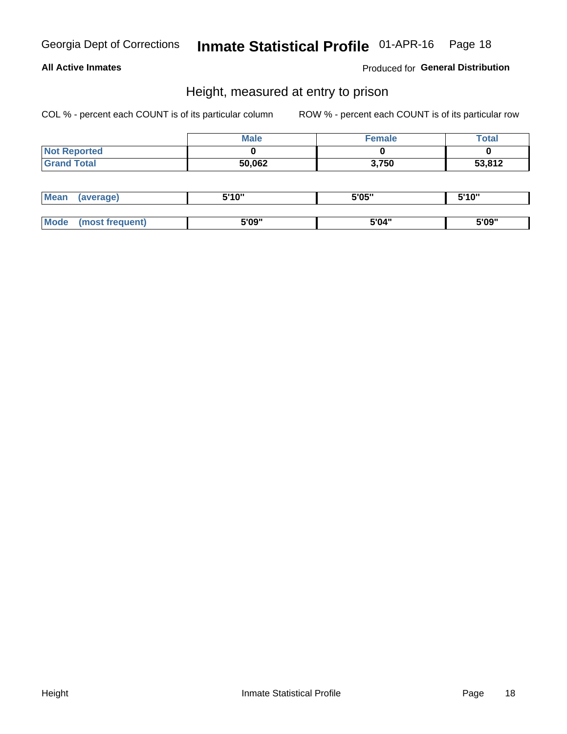Georgia Dept of Corrections **Inmate Statistical Profile** 01-APR-16

**All Active Inmates** Produced for **General Distribution**

## Height, measured at entry to prison

COL % - percent each COUNT is of its particular column ROW % - percent each COUNT is of its particular row

| | Male | Female | Total |
|---|---|---|---|
| Not Reported | 0 | 0 | 0 |
| Grand Total | 50,062 | 3,750 | 53,812 |

| | Male | Female | Total |
|---|---|---|---|
| Mean (average) | 5'10" | 5'05" | 5'10" |
| Mode (most frequent) | 5'09" | 5'04" | 5'09" |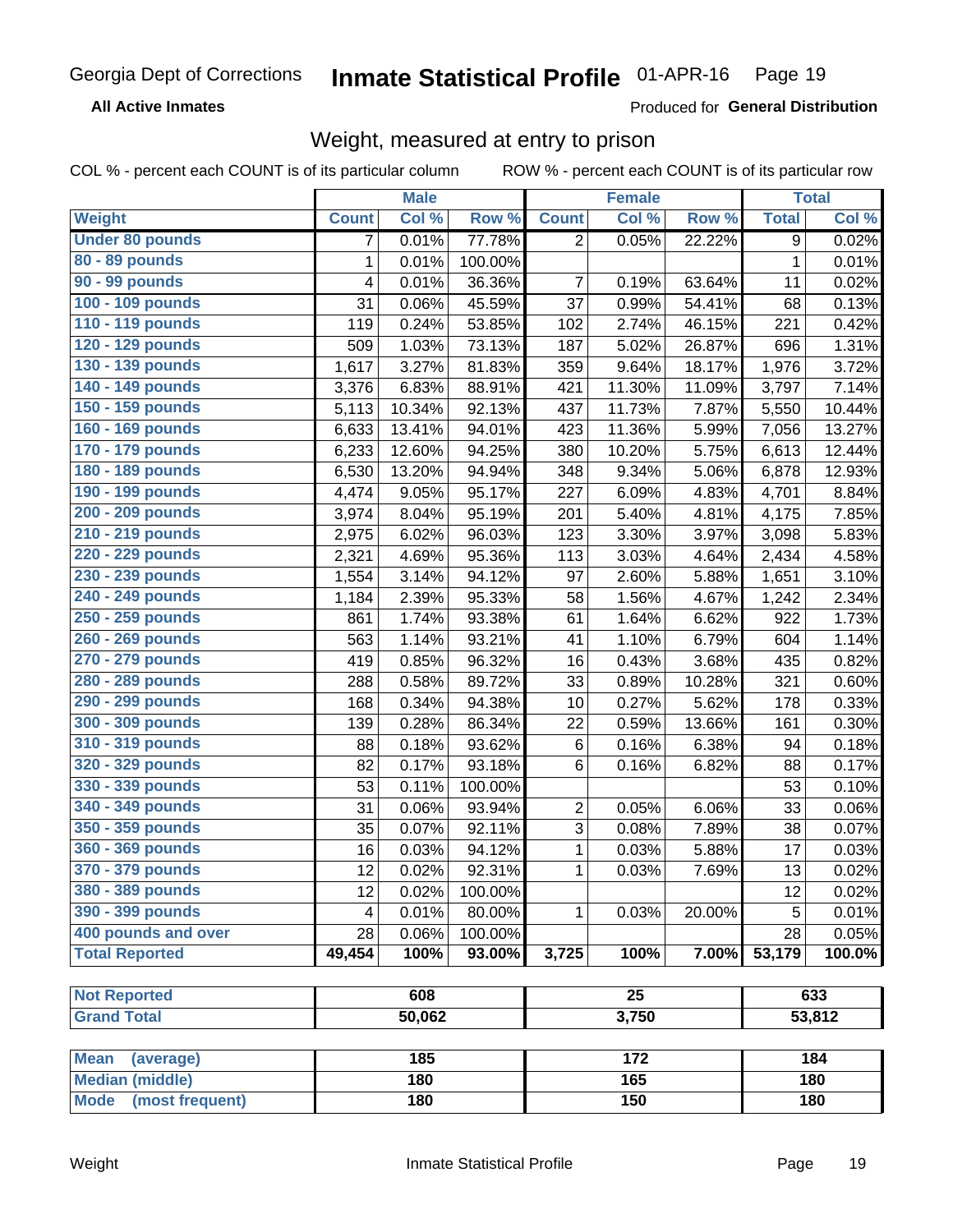Georgia Dept of Corrections **Inmate Statistical Profile** 01-APR-16

**All Active Inmates**

Produced for **General Distribution**

## Weight, measured at entry to prison

COL % - percent each COUNT is of its particular column    ROW % - percent each COUNT is of its particular row

| | Male | | | Female | | | Total | |
|---|---|---|---|---|---|---|---|---|
| **Weight** | **Count** | **Col %** | **Row %** | **Count** | **Col %** | **Row %** | **Total** | **Col %** |
| **Under 80 pounds** | 7 | 0.01% | 77.78% | 2 | 0.05% | 22.22% | 9 | 0.02% |
| **80 - 89 pounds** | 1 | 0.01% | 100.00% | | | | 1 | 0.01% |
| **90 - 99 pounds** | 4 | 0.01% | 36.36% | 7 | 0.19% | 63.64% | 11 | 0.02% |
| **100 - 109 pounds** | 31 | 0.06% | 45.59% | 37 | 0.99% | 54.41% | 68 | 0.13% |
| **110 - 119 pounds** | 119 | 0.24% | 53.85% | 102 | 2.74% | 46.15% | 221 | 0.42% |
| **120 - 129 pounds** | 509 | 1.03% | 73.13% | 187 | 5.02% | 26.87% | 696 | 1.31% |
| **130 - 139 pounds** | 1,617 | 3.27% | 81.83% | 359 | 9.64% | 18.17% | 1,976 | 3.72% |
| **140 - 149 pounds** | 3,376 | 6.83% | 88.91% | 421 | 11.30% | 11.09% | 3,797 | 7.14% |
| **150 - 159 pounds** | 5,113 | 10.34% | 92.13% | 437 | 11.73% | 7.87% | 5,550 | 10.44% |
| **160 - 169 pounds** | 6,633 | 13.41% | 94.01% | 423 | 11.36% | 5.99% | 7,056 | 13.27% |
| **170 - 179 pounds** | 6,233 | 12.60% | 94.25% | 380 | 10.20% | 5.75% | 6,613 | 12.44% |
| **180 - 189 pounds** | 6,530 | 13.20% | 94.94% | 348 | 9.34% | 5.06% | 6,878 | 12.93% |
| **190 - 199 pounds** | 4,474 | 9.05% | 95.17% | 227 | 6.09% | 4.83% | 4,701 | 8.84% |
| **200 - 209 pounds** | 3,974 | 8.04% | 95.19% | 201 | 5.40% | 4.81% | 4,175 | 7.85% |
| **210 - 219 pounds** | 2,975 | 6.02% | 96.03% | 123 | 3.30% | 3.97% | 3,098 | 5.83% |
| **220 - 229 pounds** | 2,321 | 4.69% | 95.36% | 113 | 3.03% | 4.64% | 2,434 | 4.58% |
| **230 - 239 pounds** | 1,554 | 3.14% | 94.12% | 97 | 2.60% | 5.88% | 1,651 | 3.10% |
| **240 - 249 pounds** | 1,184 | 2.39% | 95.33% | 58 | 1.56% | 4.67% | 1,242 | 2.34% |
| **250 - 259 pounds** | 861 | 1.74% | 93.38% | 61 | 1.64% | 6.62% | 922 | 1.73% |
| **260 - 269 pounds** | 563 | 1.14% | 93.21% | 41 | 1.10% | 6.79% | 604 | 1.14% |
| **270 - 279 pounds** | 419 | 0.85% | 96.32% | 16 | 0.43% | 3.68% | 435 | 0.82% |
| **280 - 289 pounds** | 288 | 0.58% | 89.72% | 33 | 0.89% | 10.28% | 321 | 0.60% |
| **290 - 299 pounds** | 168 | 0.34% | 94.38% | 10 | 0.27% | 5.62% | 178 | 0.33% |
| **300 - 309 pounds** | 139 | 0.28% | 86.34% | 22 | 0.59% | 13.66% | 161 | 0.30% |
| **310 - 319 pounds** | 88 | 0.18% | 93.62% | 6 | 0.16% | 6.38% | 94 | 0.18% |
| **320 - 329 pounds** | 82 | 0.17% | 93.18% | 6 | 0.16% | 6.82% | 88 | 0.17% |
| **330 - 339 pounds** | 53 | 0.11% | 100.00% | | | | 53 | 0.10% |
| **340 - 349 pounds** | 31 | 0.06% | 93.94% | 2 | 0.05% | 6.06% | 33 | 0.06% |
| **350 - 359 pounds** | 35 | 0.07% | 92.11% | 3 | 0.08% | 7.89% | 38 | 0.07% |
| **360 - 369 pounds** | 16 | 0.03% | 94.12% | 1 | 0.03% | 5.88% | 17 | 0.03% |
| **370 - 379 pounds** | 12 | 0.02% | 92.31% | 1 | 0.03% | 7.69% | 13 | 0.02% |
| **380 - 389 pounds** | 12 | 0.02% | 100.00% | | | | 12 | 0.02% |
| **390 - 399 pounds** | 4 | 0.01% | 80.00% | 1 | 0.03% | 20.00% | 5 | 0.01% |
| **400 pounds and over** | 28 | 0.06% | 100.00% | | | | 28 | 0.05% |
| **Total Reported** | **49,454** | **100%** | **93.00%** | **3,725** | **100%** | **7.00%** | **53,179** | **100.0%** |

| | Male | Female | Total |
|---|---|---|---|
| **Not Reported** | 608 | 25 | 633 |
| **Grand Total** | 50,062 | 3,750 | 53,812 |

| | Male | Female | Total |
|---|---|---|---|
| **Mean (average)** | 185 | 172 | 184 |
| **Median (middle)** | 180 | 165 | 180 |
| **Mode (most frequent)** | 180 | 150 | 180 |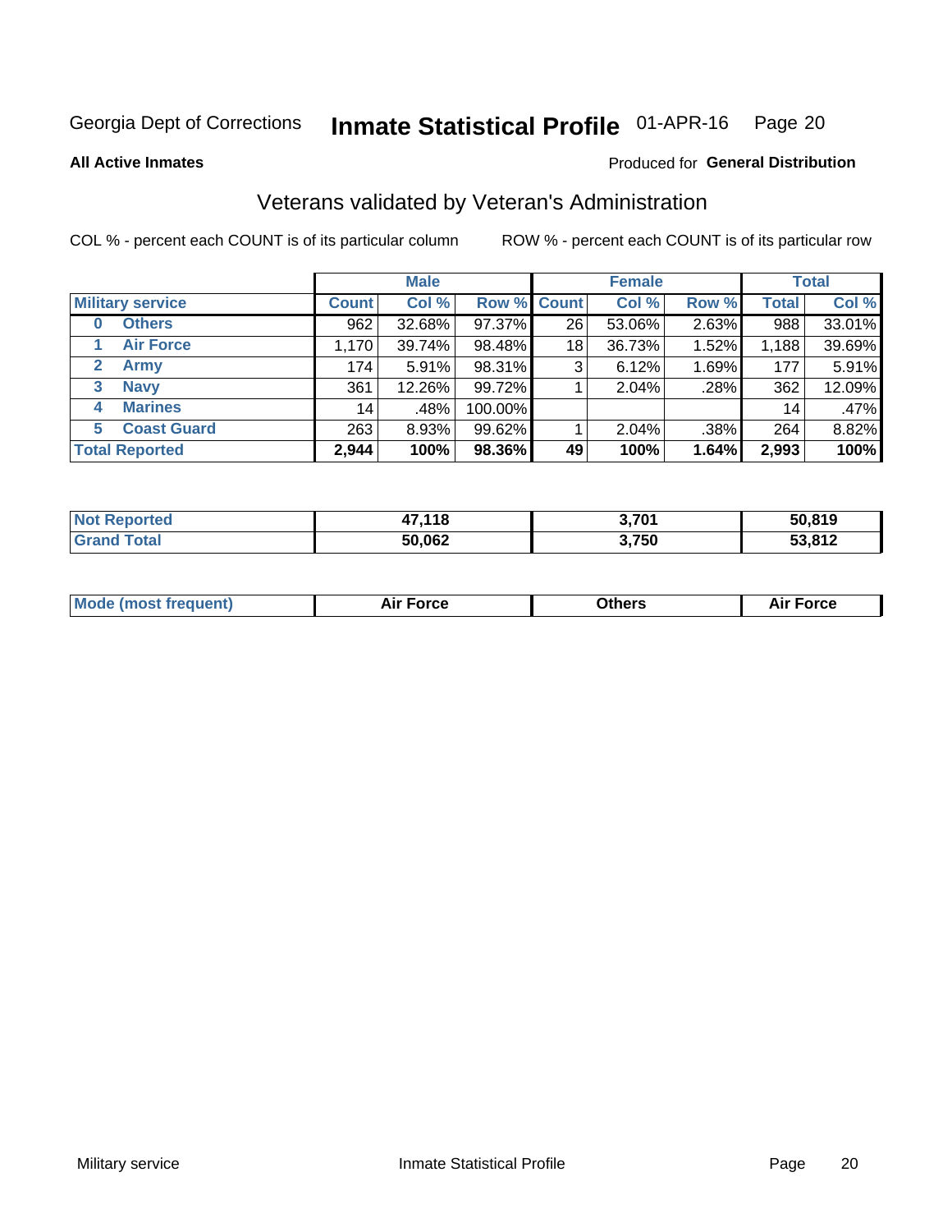Georgia Dept of Corrections **Inmate Statistical Profile** 01-APR-16

**All Active Inmates**

Produced for **General Distribution**

## Veterans validated by Veteran's Administration

COL % - percent each COUNT is of its particular column ROW % - percent each COUNT is of its particular row

| | Male | | | Female | | | Total | |
|---|---|---|---|---|---|---|---|---|
| **Military service** | **Count** | **Col %** | **Row %** | **Count** | **Col %** | **Row %** | **Total** | **Col %** |
| **0 Others** | 962 | 32.68% | 97.37% | 26 | 53.06% | 2.63% | 988 | 33.01% |
| **1 Air Force** | 1,170 | 39.74% | 98.48% | 18 | 36.73% | 1.52% | 1,188 | 39.69% |
| **2 Army** | 174 | 5.91% | 98.31% | 3 | 6.12% | 1.69% | 177 | 5.91% |
| **3 Navy** | 361 | 12.26% | 99.72% | 1 | 2.04% | .28% | 362 | 12.09% |
| **4 Marines** | 14 | .48% | 100.00% | | | | 14 | .47% |
| **5 Coast Guard** | 263 | 8.93% | 99.62% | 1 | 2.04% | .38% | 264 | 8.82% |
| **Total Reported** | **2,944** | **100%** | **98.36%** | **49** | **100%** | **1.64%** | **2,993** | **100%** |

| | Male | Female | Total |
|---|---|---|---|
| **Not Reported** | **47,118** | **3,701** | **50,819** |
| **Grand Total** | **50,062** | **3,750** | **53,812** |

| | Male | Female | Total |
|---|---|---|---|
| **Mode (most frequent)** | **Air Force** | **Others** | **Air Force** |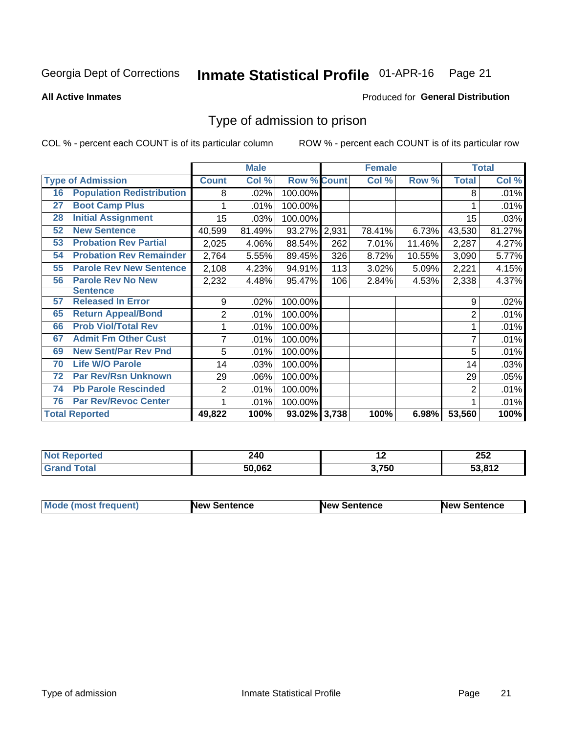Georgia Dept of Corrections **Inmate Statistical Profile** 01-APR-16

**All Active Inmates**

Produced for **General Distribution**

# Type of admission to prison

COL % - percent each COUNT is of its particular column ROW % - percent each COUNT is of its particular row

| Type of Admission | Male | | | Female | | | Total | |
|---|---|---|---|---|---|---|---|---|
| | Count | Col % | Row % | Count | Col % | Row % | Total | Col % |
| 16 Population Redistribution | 8 | .02% | 100.00% | | | | 8 | .01% |
| 27 Boot Camp Plus | 1 | .01% | 100.00% | | | | 1 | .01% |
| 28 Initial Assignment | 15 | .03% | 100.00% | | | | 15 | .03% |
| 52 New Sentence | 40,599 | 81.49% | 93.27% | 2,931 | 78.41% | 6.73% | 43,530 | 81.27% |
| 53 Probation Rev Partial | 2,025 | 4.06% | 88.54% | 262 | 7.01% | 11.46% | 2,287 | 4.27% |
| 54 Probation Rev Remainder | 2,764 | 5.55% | 89.45% | 326 | 8.72% | 10.55% | 3,090 | 5.77% |
| 55 Parole Rev New Sentence | 2,108 | 4.23% | 94.91% | 113 | 3.02% | 5.09% | 2,221 | 4.15% |
| 56 Parole Rev No New Sentence | 2,232 | 4.48% | 95.47% | 106 | 2.84% | 4.53% | 2,338 | 4.37% |
| 57 Released In Error | 9 | .02% | 100.00% | | | | 9 | .02% |
| 65 Return Appeal/Bond | 2 | .01% | 100.00% | | | | 2 | .01% |
| 66 Prob Viol/Total Rev | 1 | .01% | 100.00% | | | | 1 | .01% |
| 67 Admit Fm Other Cust | 7 | .01% | 100.00% | | | | 7 | .01% |
| 69 New Sent/Par Rev Pnd | 5 | .01% | 100.00% | | | | 5 | .01% |
| 70 Life W/O Parole | 14 | .03% | 100.00% | | | | 14 | .03% |
| 72 Par Rev/Rsn Unknown | 29 | .06% | 100.00% | | | | 29 | .05% |
| 74 Pb Parole Rescinded | 2 | .01% | 100.00% | | | | 2 | .01% |
| 76 Par Rev/Revoc Center | 1 | .01% | 100.00% | | | | 1 | .01% |
| **Total Reported** | **49,822** | **100%** | **93.02%** | **3,738** | **100%** | **6.98%** | **53,560** | **100%** |

| | Male | Female | Total |
|---|---|---|---|
| **Not Reported** | **240** | **12** | **252** |
| **Grand Total** | **50,062** | **3,750** | **53,812** |

| | Male | Female | Total |
|---|---|---|---|
| **Mode (most frequent)** | **New Sentence** | **New Sentence** | **New Sentence** |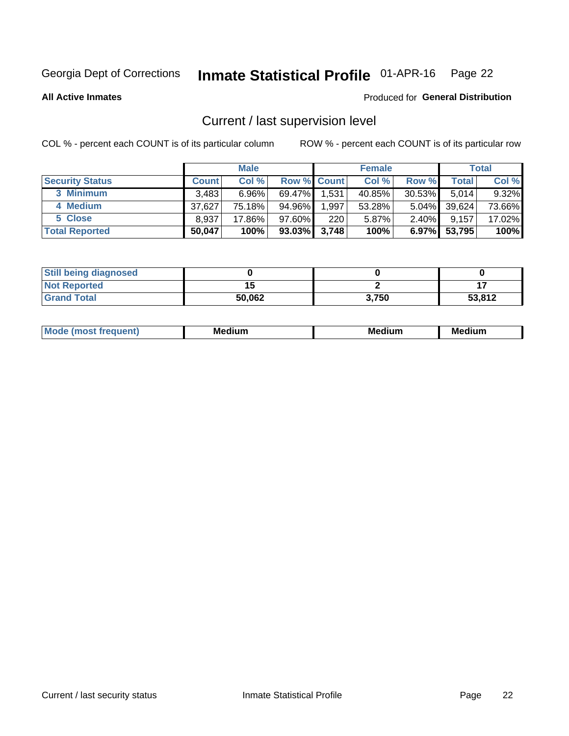Georgia Dept of Corrections **Inmate Statistical Profile** 01-APR-16 Page 22

**All Active Inmates**

Produced for **General Distribution**

## Current / last supervision level

COL % - percent each COUNT is of its particular column

ROW % - percent each COUNT is of its particular row

| | Male | | | Female | | | Total | |
|---|---|---|---|---|---|---|---|---|
| **Security Status** | **Count** | **Col %** | **Row %** | **Count** | **Col %** | **Row %** | **Total** | **Col %** |
| 3 Minimum | 3,483 | 6.96% | 69.47% | 1,531 | 40.85% | 30.53% | 5,014 | 9.32% |
| 4 Medium | 37,627 | 75.18% | 94.96% | 1,997 | 53.28% | 5.04% | 39,624 | 73.66% |
| 5 Close | 8,937 | 17.86% | 97.60% | 220 | 5.87% | 2.40% | 9,157 | 17.02% |
| **Total Reported** | **50,047** | **100%** | **93.03%** | **3,748** | **100%** | **6.97%** | **53,795** | **100%** |

| | Male | Female | Total |
|---|---|---|---|
| Still being diagnosed | 0 | 0 | 0 |
| Not Reported | 15 | 2 | 17 |
| Grand Total | 50,062 | 3,750 | 53,812 |

| | Male | Female | Total |
|---|---|---|---|
| Mode (most frequent) | Medium | Medium | Medium |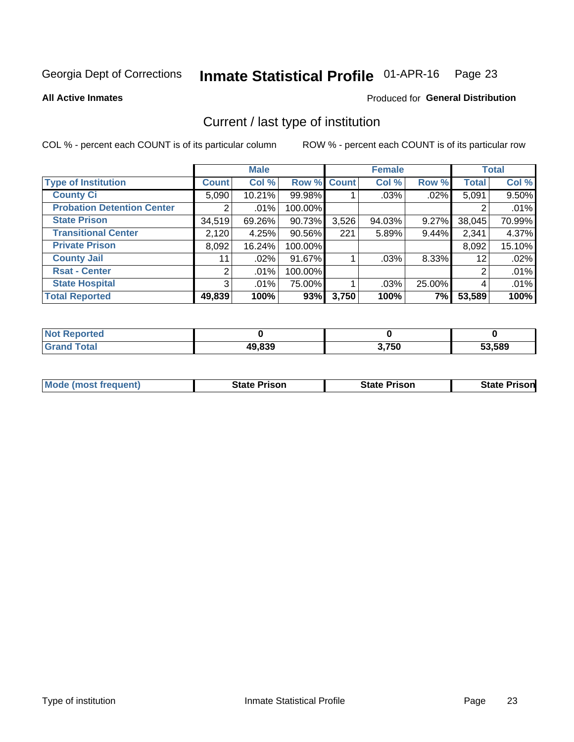Georgia Dept of Corrections **Inmate Statistical Profile** 01-APR-16

**All Active Inmates** Produced for **General Distribution**

## Current / last type of institution

COL % - percent each COUNT is of its particular column ROW % - percent each COUNT is of its particular row

| | Male | | | Female | | | Total | |
|---|---|---|---|---|---|---|---|---|
| Type of Institution | Count | Col % | Row % | Count | Col % | Row % | Total | Col % |
| County Ci | 5,090 | 10.21% | 99.98% | 1 | .03% | .02% | 5,091 | 9.50% |
| Probation Detention Center | 2 | .01% | 100.00% | | | | 2 | .01% |
| State Prison | 34,519 | 69.26% | 90.73% | 3,526 | 94.03% | 9.27% | 38,045 | 70.99% |
| Transitional Center | 2,120 | 4.25% | 90.56% | 221 | 5.89% | 9.44% | 2,341 | 4.37% |
| Private Prison | 8,092 | 16.24% | 100.00% | | | | 8,092 | 15.10% |
| County Jail | 11 | .02% | 91.67% | 1 | .03% | 8.33% | 12 | .02% |
| Rsat - Center | 2 | .01% | 100.00% | | | | 2 | .01% |
| State Hospital | 3 | .01% | 75.00% | 1 | .03% | 25.00% | 4 | .01% |
| Total Reported | 49,839 | 100% | 93% | 3,750 | 100% | 7% | 53,589 | 100% |

| | Male | Female | Total |
|---|---|---|---|
| Not Reported | 0 | 0 | 0 |
| Grand Total | 49,839 | 3,750 | 53,589 |

| | Male | Female | Total |
|---|---|---|---|
| Mode (most frequent) | State Prison | State Prison | State Prison |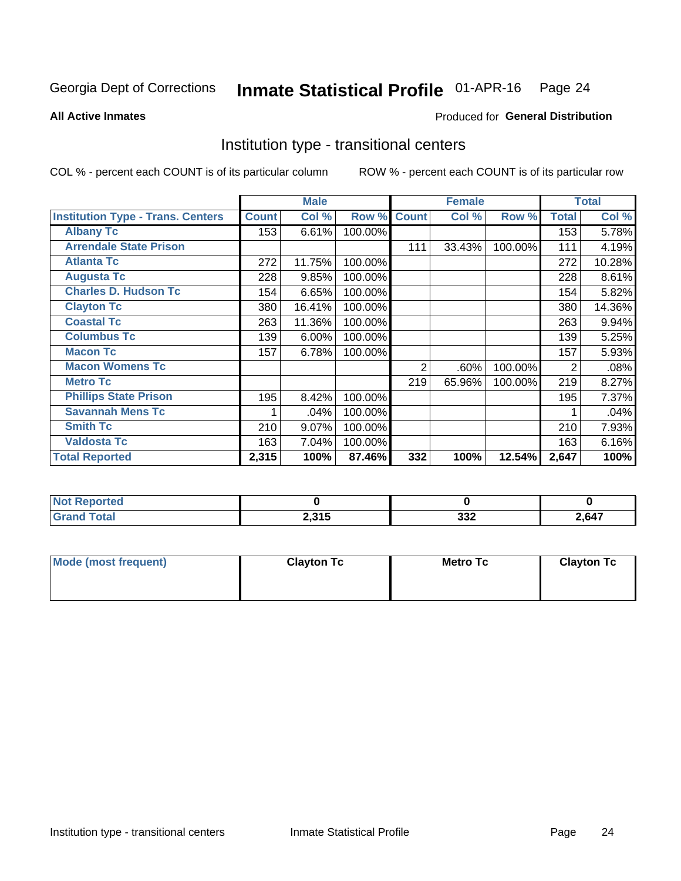Georgia Dept of Corrections **Inmate Statistical Profile** 01-APR-16 Page 24

**All Active Inmates**

Produced for **General Distribution**

## Institution type - transitional centers

COL % - percent each COUNT is of its particular column

ROW % - percent each COUNT is of its particular row

| | Male | | | Female | | | Total | |
|---|---|---|---|---|---|---|---|---|
| **Institution Type - Trans. Centers** | **Count** | **Col %** | **Row %** | **Count** | **Col %** | **Row %** | **Total** | **Col %** |
| **Albany Tc** | 153 | 6.61% | 100.00% | | | | 153 | 5.78% |
| **Arrendale State Prison** | | | | 111 | 33.43% | 100.00% | 111 | 4.19% |
| **Atlanta Tc** | 272 | 11.75% | 100.00% | | | | 272 | 10.28% |
| **Augusta Tc** | 228 | 9.85% | 100.00% | | | | 228 | 8.61% |
| **Charles D. Hudson Tc** | 154 | 6.65% | 100.00% | | | | 154 | 5.82% |
| **Clayton Tc** | 380 | 16.41% | 100.00% | | | | 380 | 14.36% |
| **Coastal Tc** | 263 | 11.36% | 100.00% | | | | 263 | 9.94% |
| **Columbus Tc** | 139 | 6.00% | 100.00% | | | | 139 | 5.25% |
| **Macon Tc** | 157 | 6.78% | 100.00% | | | | 157 | 5.93% |
| **Macon Womens Tc** | | | | 2 | .60% | 100.00% | 2 | .08% |
| **Metro Tc** | | | | 219 | 65.96% | 100.00% | 219 | 8.27% |
| **Phillips State Prison** | 195 | 8.42% | 100.00% | | | | 195 | 7.37% |
| **Savannah Mens Tc** | 1 | .04% | 100.00% | | | | 1 | .04% |
| **Smith Tc** | 210 | 9.07% | 100.00% | | | | 210 | 7.93% |
| **Valdosta Tc** | 163 | 7.04% | 100.00% | | | | 163 | 6.16% |
| **Total Reported** | **2,315** | **100%** | **87.46%** | **332** | **100%** | **12.54%** | **2,647** | **100%** |

| | Male | Female | Total |
|---|---|---|---|
| **Not Reported** | **0** | **0** | **0** |
| **Grand Total** | **2,315** | **332** | **2,647** |

| | Male | Female | Total |
|---|---|---|---|
| **Mode (most frequent)** | **Clayton Tc** | **Metro Tc** | **Clayton Tc** |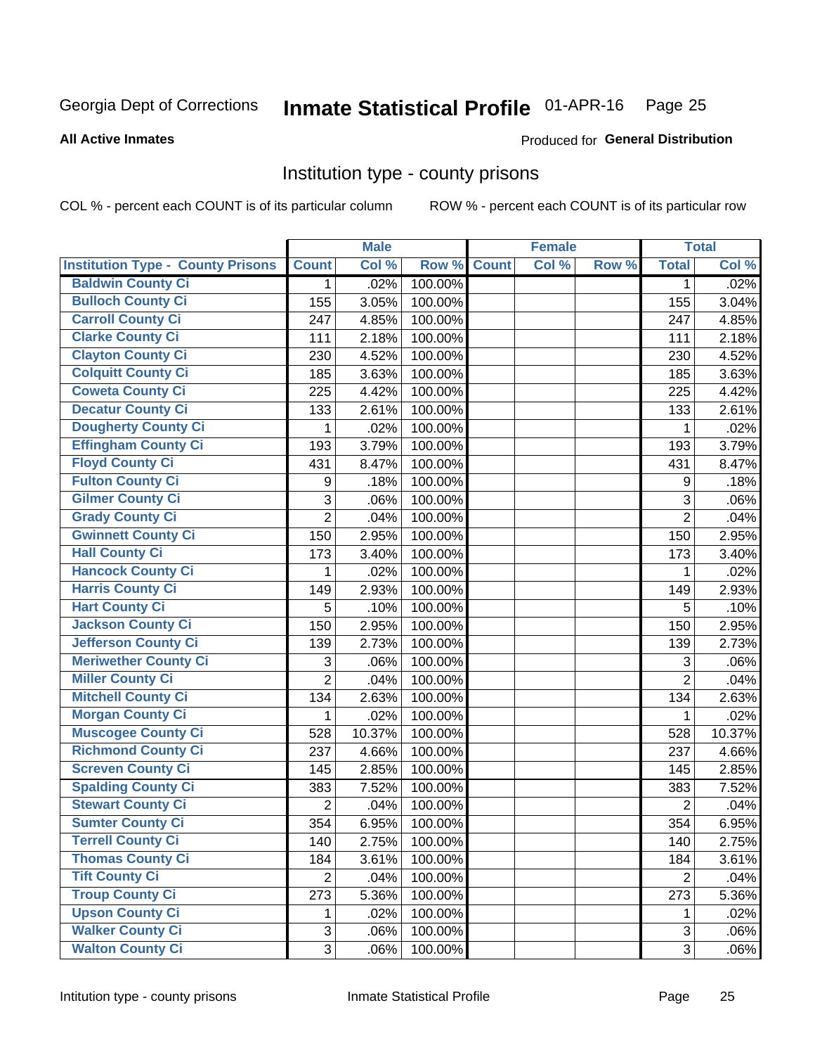Georgia Dept of Corrections **Inmate Statistical Profile** 01-APR-16

**All Active Inmates** Produced for **General Distribution**

## Institution type - county prisons

COL % - percent each COUNT is of its particular column ROW % - percent each COUNT is of its particular row

| | Male | | | Female | | | Total | |
|---|---|---|---|---|---|---|---|---|
| Institution Type - County Prisons | Count | Col % | Row % | Count | Col % | Row % | Total | Col % |
| Baldwin County Ci | 1 | .02% | 100.00% | | | | 1 | .02% |
| Bulloch County Ci | 155 | 3.05% | 100.00% | | | | 155 | 3.04% |
| Carroll County Ci | 247 | 4.85% | 100.00% | | | | 247 | 4.85% |
| Clarke County Ci | 111 | 2.18% | 100.00% | | | | 111 | 2.18% |
| Clayton County Ci | 230 | 4.52% | 100.00% | | | | 230 | 4.52% |
| Colquitt County Ci | 185 | 3.63% | 100.00% | | | | 185 | 3.63% |
| Coweta County Ci | 225 | 4.42% | 100.00% | | | | 225 | 4.42% |
| Decatur County Ci | 133 | 2.61% | 100.00% | | | | 133 | 2.61% |
| Dougherty County Ci | 1 | .02% | 100.00% | | | | 1 | .02% |
| Effingham County Ci | 193 | 3.79% | 100.00% | | | | 193 | 3.79% |
| Floyd County Ci | 431 | 8.47% | 100.00% | | | | 431 | 8.47% |
| Fulton County Ci | 9 | .18% | 100.00% | | | | 9 | .18% |
| Gilmer County Ci | 3 | .06% | 100.00% | | | | 3 | .06% |
| Grady County Ci | 2 | .04% | 100.00% | | | | 2 | .04% |
| Gwinnett County Ci | 150 | 2.95% | 100.00% | | | | 150 | 2.95% |
| Hall County Ci | 173 | 3.40% | 100.00% | | | | 173 | 3.40% |
| Hancock County Ci | 1 | .02% | 100.00% | | | | 1 | .02% |
| Harris County Ci | 149 | 2.93% | 100.00% | | | | 149 | 2.93% |
| Hart County Ci | 5 | .10% | 100.00% | | | | 5 | .10% |
| Jackson County Ci | 150 | 2.95% | 100.00% | | | | 150 | 2.95% |
| Jefferson County Ci | 139 | 2.73% | 100.00% | | | | 139 | 2.73% |
| Meriwether County Ci | 3 | .06% | 100.00% | | | | 3 | .06% |
| Miller County Ci | 2 | .04% | 100.00% | | | | 2 | .04% |
| Mitchell County Ci | 134 | 2.63% | 100.00% | | | | 134 | 2.63% |
| Morgan County Ci | 1 | .02% | 100.00% | | | | 1 | .02% |
| Muscogee County Ci | 528 | 10.37% | 100.00% | | | | 528 | 10.37% |
| Richmond County Ci | 237 | 4.66% | 100.00% | | | | 237 | 4.66% |
| Screven County Ci | 145 | 2.85% | 100.00% | | | | 145 | 2.85% |
| Spalding County Ci | 383 | 7.52% | 100.00% | | | | 383 | 7.52% |
| Stewart County Ci | 2 | .04% | 100.00% | | | | 2 | .04% |
| Sumter County Ci | 354 | 6.95% | 100.00% | | | | 354 | 6.95% |
| Terrell County Ci | 140 | 2.75% | 100.00% | | | | 140 | 2.75% |
| Thomas County Ci | 184 | 3.61% | 100.00% | | | | 184 | 3.61% |
| Tift County Ci | 2 | .04% | 100.00% | | | | 2 | .04% |
| Troup County Ci | 273 | 5.36% | 100.00% | | | | 273 | 5.36% |
| Upson County Ci | 1 | .02% | 100.00% | | | | 1 | .02% |
| Walker County Ci | 3 | .06% | 100.00% | | | | 3 | .06% |
| Walton County Ci | 3 | .06% | 100.00% | | | | 3 | .06% |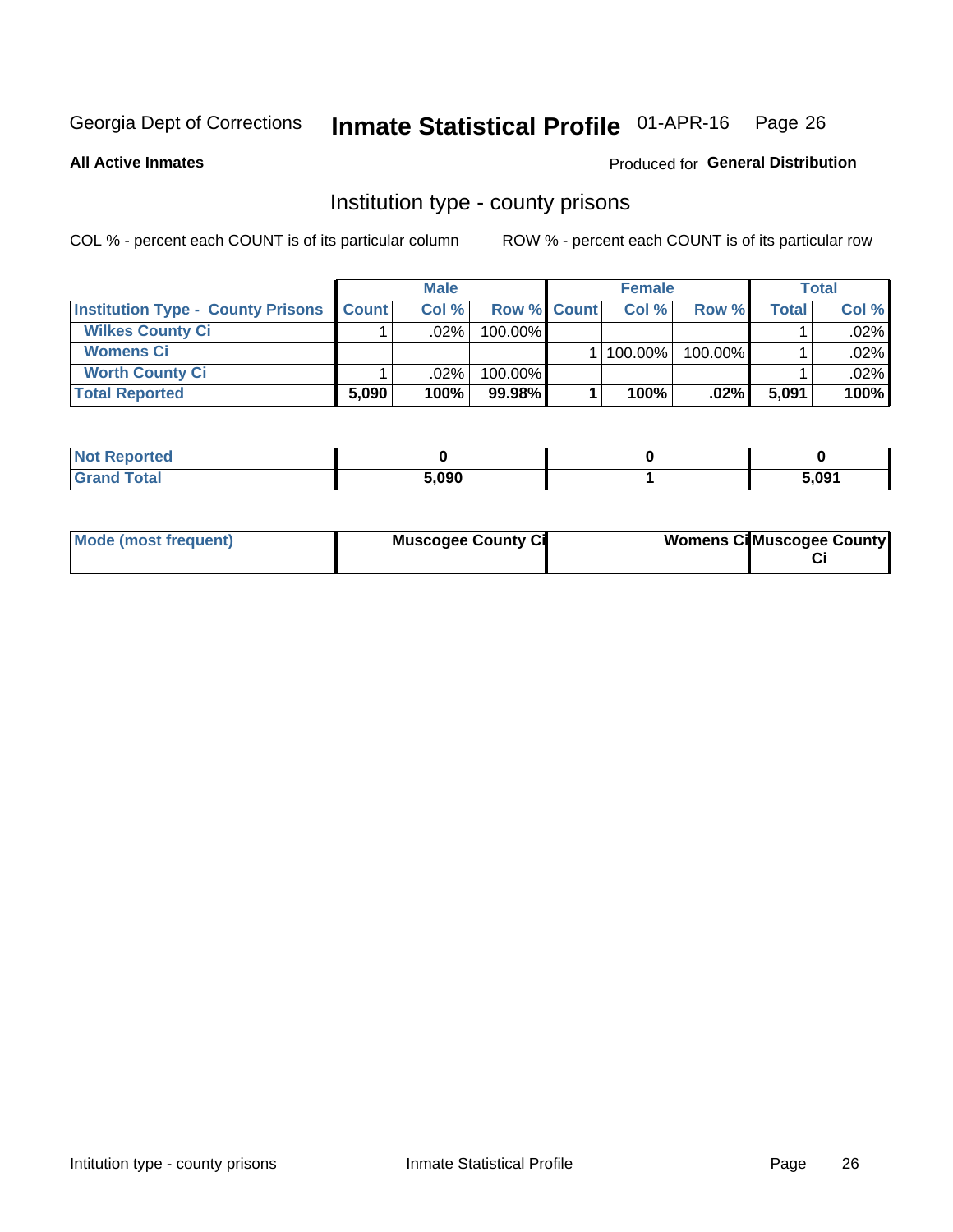Georgia Dept of Corrections **Inmate Statistical Profile** 01-APR-16

**All Active Inmates**

Produced for **General Distribution**

## Institution type - county prisons

COL % - percent each COUNT is of its particular column

ROW % - percent each COUNT is of its particular row

| | Male | | | Female | | | Total | |
|---|---|---|---|---|---|---|---|---|
| **Institution Type - County Prisons** | **Count** | **Col %** | **Row %** | **Count** | **Col %** | **Row %** | **Total** | **Col %** |
| **Wilkes County Ci** | 1 | .02% | 100.00% | | | | 1 | .02% |
| **Womens Ci** | | | | 1 | 100.00% | 100.00% | 1 | .02% |
| **Worth County Ci** | 1 | .02% | 100.00% | | | | 1 | .02% |
| **Total Reported** | **5,090** | **100%** | **99.98%** | **1** | **100%** | **.02%** | **5,091** | **100%** |

| | Male | Female | Total |
|---|---|---|---|
| **Not Reported** | **0** | **0** | **0** |
| **Grand Total** | **5,090** | **1** | **5,091** |

| | Male | Female | Total |
|---|---|---|---|
| **Mode (most frequent)** | **Muscogee County Ci** | **Womens Ci** | **Muscogee County Ci** |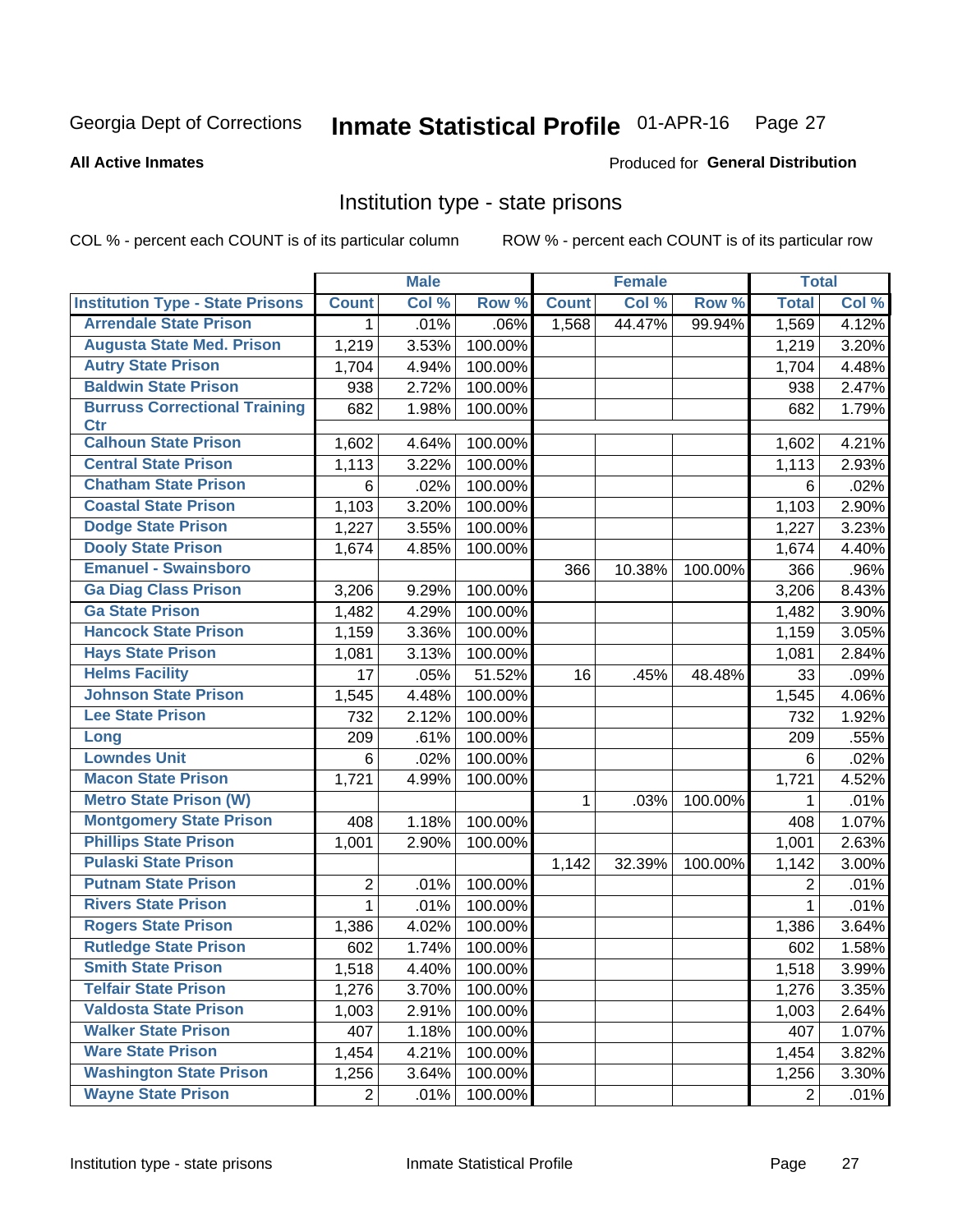Georgia Dept of Corrections **Inmate Statistical Profile** 01-APR-16

**All Active Inmates**

Produced for **General Distribution**

## Institution type - state prisons

COL % - percent each COUNT is of its particular column ROW % - percent each COUNT is of its particular row

| | Male | | | Female | | | Total | |
|---|---|---|---|---|---|---|---|---|
| **Institution Type - State Prisons** | **Count** | **Col %** | **Row %** | **Count** | **Col %** | **Row %** | **Total** | **Col %** |
| Arrendale State Prison | 1 | .01% | .06% | 1,568 | 44.47% | 99.94% | 1,569 | 4.12% |
| Augusta State Med. Prison | 1,219 | 3.53% | 100.00% | | | | 1,219 | 3.20% |
| Autry State Prison | 1,704 | 4.94% | 100.00% | | | | 1,704 | 4.48% |
| Baldwin State Prison | 938 | 2.72% | 100.00% | | | | 938 | 2.47% |
| Burruss Correctional Training Ctr | 682 | 1.98% | 100.00% | | | | 682 | 1.79% |
| Calhoun State Prison | 1,602 | 4.64% | 100.00% | | | | 1,602 | 4.21% |
| Central State Prison | 1,113 | 3.22% | 100.00% | | | | 1,113 | 2.93% |
| Chatham State Prison | 6 | .02% | 100.00% | | | | 6 | .02% |
| Coastal State Prison | 1,103 | 3.20% | 100.00% | | | | 1,103 | 2.90% |
| Dodge State Prison | 1,227 | 3.55% | 100.00% | | | | 1,227 | 3.23% |
| Dooly State Prison | 1,674 | 4.85% | 100.00% | | | | 1,674 | 4.40% |
| Emanuel - Swainsboro | | | | 366 | 10.38% | 100.00% | 366 | .96% |
| Ga Diag Class Prison | 3,206 | 9.29% | 100.00% | | | | 3,206 | 8.43% |
| Ga State Prison | 1,482 | 4.29% | 100.00% | | | | 1,482 | 3.90% |
| Hancock State Prison | 1,159 | 3.36% | 100.00% | | | | 1,159 | 3.05% |
| Hays State Prison | 1,081 | 3.13% | 100.00% | | | | 1,081 | 2.84% |
| Helms Facility | 17 | .05% | 51.52% | 16 | .45% | 48.48% | 33 | .09% |
| Johnson State Prison | 1,545 | 4.48% | 100.00% | | | | 1,545 | 4.06% |
| Lee State Prison | 732 | 2.12% | 100.00% | | | | 732 | 1.92% |
| Long | 209 | .61% | 100.00% | | | | 209 | .55% |
| Lowndes Unit | 6 | .02% | 100.00% | | | | 6 | .02% |
| Macon State Prison | 1,721 | 4.99% | 100.00% | | | | 1,721 | 4.52% |
| Metro State Prison (W) | | | | 1 | .03% | 100.00% | 1 | .01% |
| Montgomery State Prison | 408 | 1.18% | 100.00% | | | | 408 | 1.07% |
| Phillips State Prison | 1,001 | 2.90% | 100.00% | | | | 1,001 | 2.63% |
| Pulaski State Prison | | | | 1,142 | 32.39% | 100.00% | 1,142 | 3.00% |
| Putnam State Prison | 2 | .01% | 100.00% | | | | 2 | .01% |
| Rivers State Prison | 1 | .01% | 100.00% | | | | 1 | .01% |
| Rogers State Prison | 1,386 | 4.02% | 100.00% | | | | 1,386 | 3.64% |
| Rutledge State Prison | 602 | 1.74% | 100.00% | | | | 602 | 1.58% |
| Smith State Prison | 1,518 | 4.40% | 100.00% | | | | 1,518 | 3.99% |
| Telfair State Prison | 1,276 | 3.70% | 100.00% | | | | 1,276 | 3.35% |
| Valdosta State Prison | 1,003 | 2.91% | 100.00% | | | | 1,003 | 2.64% |
| Walker State Prison | 407 | 1.18% | 100.00% | | | | 407 | 1.07% |
| Ware State Prison | 1,454 | 4.21% | 100.00% | | | | 1,454 | 3.82% |
| Washington State Prison | 1,256 | 3.64% | 100.00% | | | | 1,256 | 3.30% |
| Wayne State Prison | 2 | .01% | 100.00% | | | | 2 | .01% |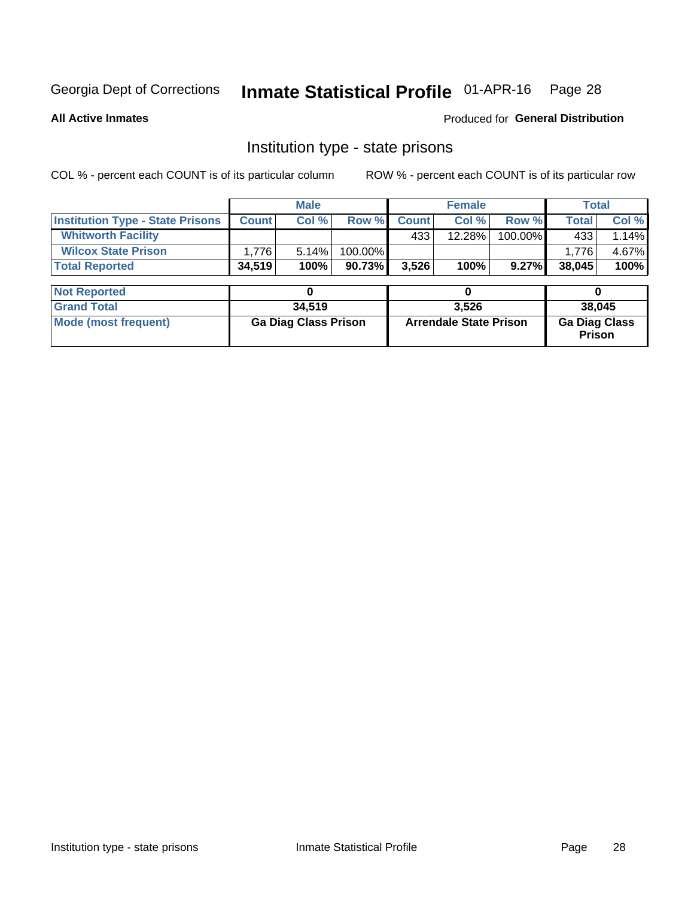Georgia Dept of Corrections **Inmate Statistical Profile** 01-APR-16

**All Active Inmates**

Produced for **General Distribution**

## Institution type - state prisons

COL % - percent each COUNT is of its particular column ROW % - percent each COUNT is of its particular row

| | Male | | | Female | | | Total | |
|---|---|---|---|---|---|---|---|---|
| **Institution Type - State Prisons** | **Count** | **Col %** | **Row %** | **Count** | **Col %** | **Row %** | **Total** | **Col %** |
| **Whitworth Facility** | | | | 433 | 12.28% | 100.00% | 433 | 1.14% |
| **Wilcox State Prison** | 1,776 | 5.14% | 100.00% | | | | 1,776 | 4.67% |
| **Total Reported** | **34,519** | **100%** | **90.73%** | **3,526** | **100%** | **9.27%** | **38,045** | **100%** |

| | Male | Female | Total |
|---|---|---|---|
| **Not Reported** | **0** | **0** | **0** |
| **Grand Total** | **34,519** | **3,526** | **38,045** |
| **Mode (most frequent)** | **Ga Diag Class Prison** | **Arrendale State Prison** | **Ga Diag Class Prison** |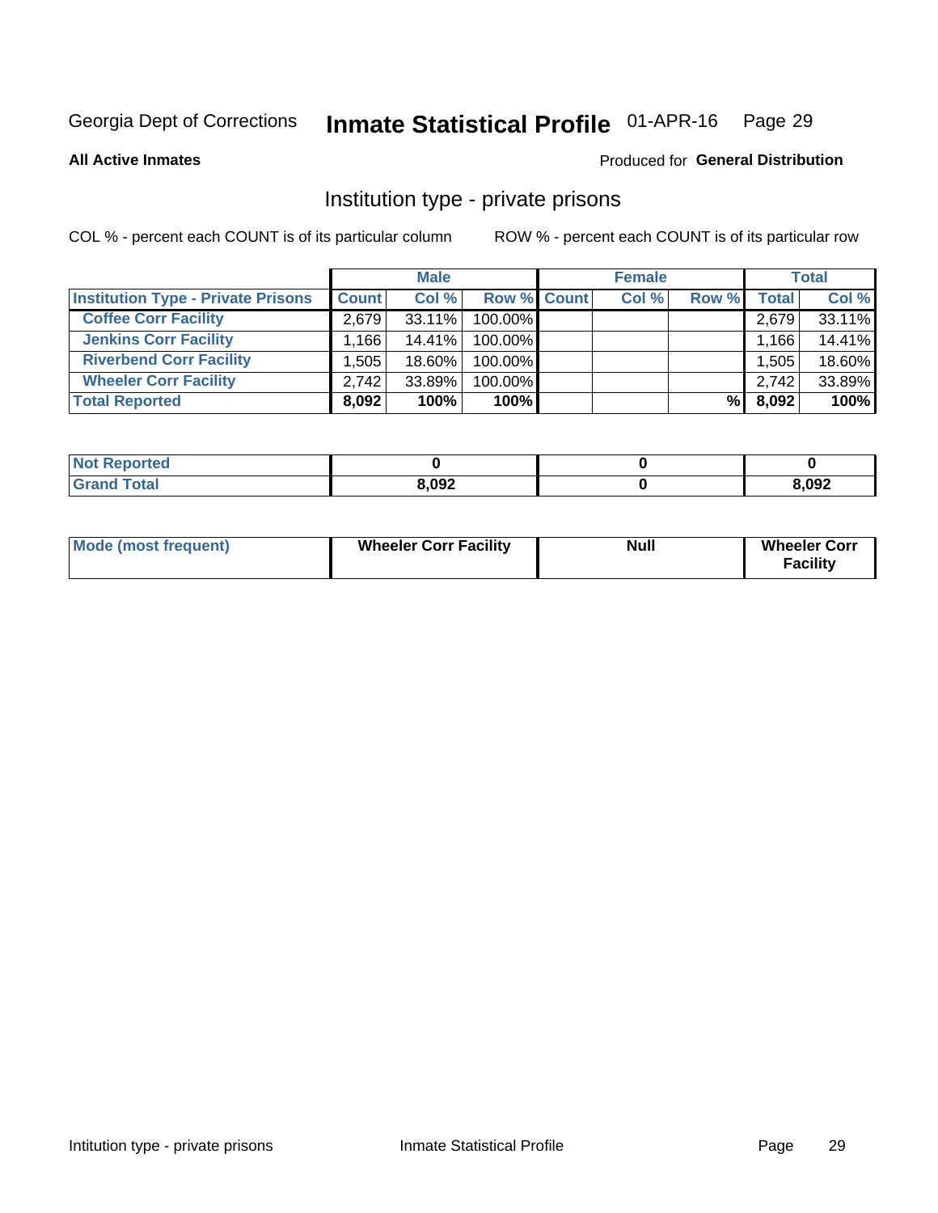Georgia Dept of Corrections **Inmate Statistical Profile** 01-APR-16

**All Active Inmates** Produced for **General Distribution**

## Institution type - private prisons

COL % - percent each COUNT is of its particular column ROW % - percent each COUNT is of its particular row

| | Male | | | Female | | | Total | |
|---|---|---|---|---|---|---|---|---|
| Institution Type - Private Prisons | Count | Col % | Row % | Count | Col % | Row % | Total | Col % |
| Coffee Corr Facility | 2,679 | 33.11% | 100.00% | | | | 2,679 | 33.11% |
| Jenkins Corr Facility | 1,166 | 14.41% | 100.00% | | | | 1,166 | 14.41% |
| Riverbend Corr Facility | 1,505 | 18.60% | 100.00% | | | | 1,505 | 18.60% |
| Wheeler Corr Facility | 2,742 | 33.89% | 100.00% | | | | 2,742 | 33.89% |
| **Total Reported** | **8,092** | **100%** | **100%** | | | **%** | **8,092** | **100%** |

| | Male | Female | Total |
|---|---|---|---|
| Not Reported | 0 | 0 | 0 |
| Grand Total | 8,092 | 0 | 8,092 |

| | Male | Female | Total |
|---|---|---|---|
| Mode (most frequent) | Wheeler Corr Facility | Null | Wheeler Corr Facility |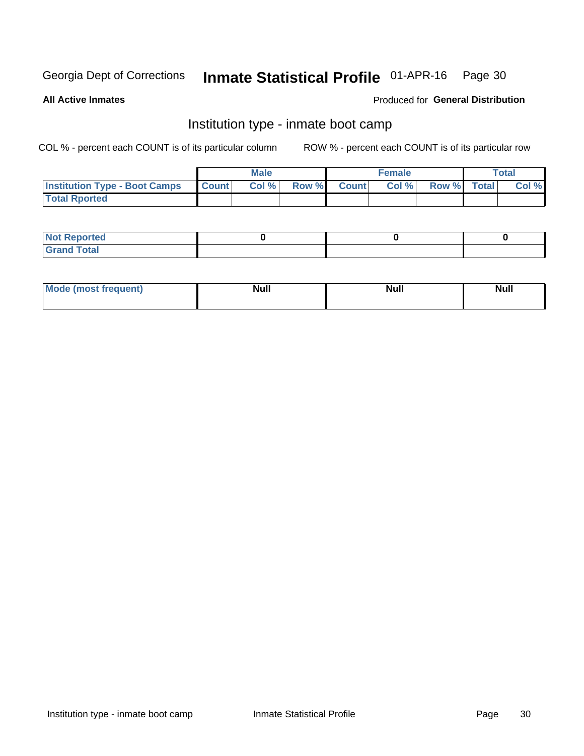Georgia Dept of Corrections **Inmate Statistical Profile** 01-APR-16

**All Active Inmates**

Produced for **General Distribution**

## Institution type - inmate boot camp

COL % - percent each COUNT is of its particular column

ROW % - percent each COUNT is of its particular row

| | Male | | | Female | | | Total | |
|---|---|---|---|---|---|---|---|---|
| **Institution Type - Boot Camps** | **Count** | **Col %** | **Row %** | **Count** | **Col %** | **Row %** | **Total** | **Col %** |
| **Total Rported** | | | | | | | | |

| | Male | Female | Total |
|---|---|---|---|
| **Not Reported** | **0** | **0** | **0** |
| **Grand Total** | | | |

| | Male | Female | Total |
|---|---|---|---|
| **Mode (most frequent)** | **Null** | **Null** | **Null** |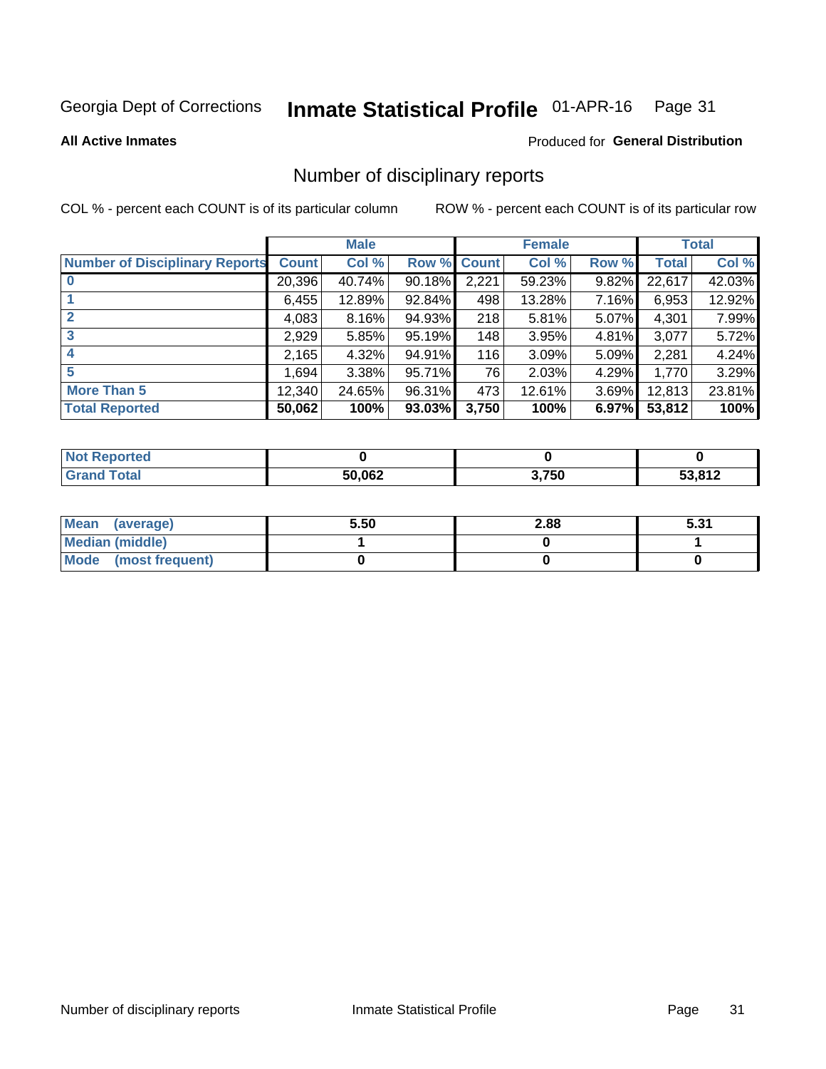Georgia Dept of Corrections **Inmate Statistical Profile** 01-APR-16

**All Active Inmates**

Produced for **General Distribution**

## Number of disciplinary reports

COL % - percent each COUNT is of its particular column ROW % - percent each COUNT is of its particular row

| | Male | | | Female | | | Total | |
|---|---|---|---|---|---|---|---|---|
| Number of Disciplinary Reports | Count | Col % | Row % | Count | Col % | Row % | Total | Col % |
| 0 | 20,396 | 40.74% | 90.18% | 2,221 | 59.23% | 9.82% | 22,617 | 42.03% |
| 1 | 6,455 | 12.89% | 92.84% | 498 | 13.28% | 7.16% | 6,953 | 12.92% |
| 2 | 4,083 | 8.16% | 94.93% | 218 | 5.81% | 5.07% | 4,301 | 7.99% |
| 3 | 2,929 | 5.85% | 95.19% | 148 | 3.95% | 4.81% | 3,077 | 5.72% |
| 4 | 2,165 | 4.32% | 94.91% | 116 | 3.09% | 5.09% | 2,281 | 4.24% |
| 5 | 1,694 | 3.38% | 95.71% | 76 | 2.03% | 4.29% | 1,770 | 3.29% |
| More Than 5 | 12,340 | 24.65% | 96.31% | 473 | 12.61% | 3.69% | 12,813 | 23.81% |
| **Total Reported** | **50,062** | **100%** | **93.03%** | **3,750** | **100%** | **6.97%** | **53,812** | **100%** |

| | Male | Female | Total |
|---|---|---|---|
| Not Reported | 0 | 0 | 0 |
| Grand Total | 50,062 | 3,750 | 53,812 |

| | Male | Female | Total |
|---|---|---|---|
| Mean (average) | 5.50 | 2.88 | 5.31 |
| Median (middle) | 1 | 0 | 1 |
| Mode (most frequent) | 0 | 0 | 0 |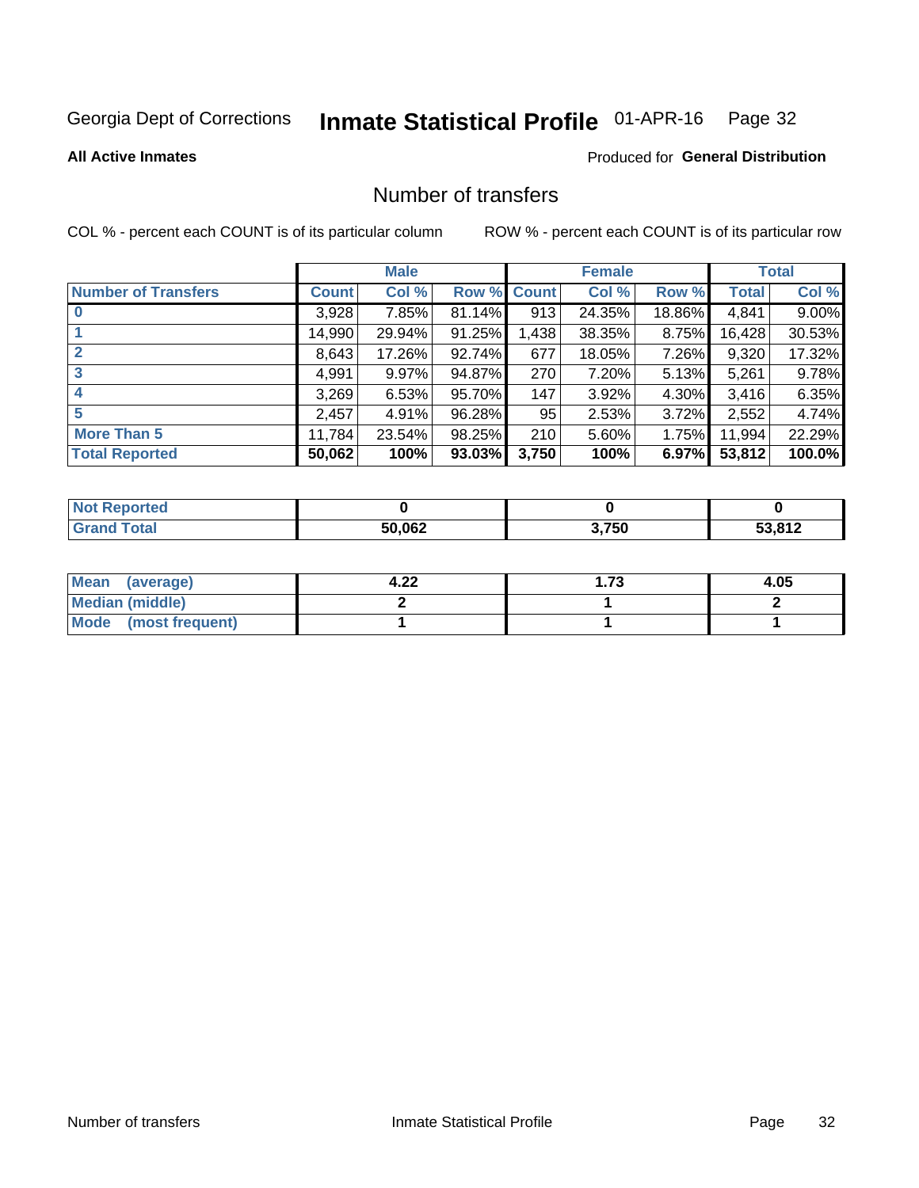Georgia Dept of Corrections **Inmate Statistical Profile** 01-APR-16 Page 32

**All Active Inmates**

Produced for **General Distribution**

## Number of transfers

COL % - percent each COUNT is of its particular column ROW % - percent each COUNT is of its particular row

| | Male | | | Female | | | Total | |
|---|---|---|---|---|---|---|---|---|
| **Number of Transfers** | **Count** | **Col %** | **Row %** | **Count** | **Col %** | **Row %** | **Total** | **Col %** |
| **0** | 3,928 | 7.85% | 81.14% | 913 | 24.35% | 18.86% | 4,841 | 9.00% |
| **1** | 14,990 | 29.94% | 91.25% | 1,438 | 38.35% | 8.75% | 16,428 | 30.53% |
| **2** | 8,643 | 17.26% | 92.74% | 677 | 18.05% | 7.26% | 9,320 | 17.32% |
| **3** | 4,991 | 9.97% | 94.87% | 270 | 7.20% | 5.13% | 5,261 | 9.78% |
| **4** | 3,269 | 6.53% | 95.70% | 147 | 3.92% | 4.30% | 3,416 | 6.35% |
| **5** | 2,457 | 4.91% | 96.28% | 95 | 2.53% | 3.72% | 2,552 | 4.74% |
| **More Than 5** | 11,784 | 23.54% | 98.25% | 210 | 5.60% | 1.75% | 11,994 | 22.29% |
| **Total Reported** | **50,062** | **100%** | **93.03%** | **3,750** | **100%** | **6.97%** | **53,812** | **100.0%** |

| | Male | Female | Total |
|---|---|---|---|
| **Not Reported** | **0** | **0** | **0** |
| **Grand Total** | **50,062** | **3,750** | **53,812** |

| | Male | Female | Total |
|---|---|---|---|
| **Mean (average)** | **4.22** | **1.73** | **4.05** |
| **Median (middle)** | **2** | **1** | **2** |
| **Mode (most frequent)** | **1** | **1** | **1** |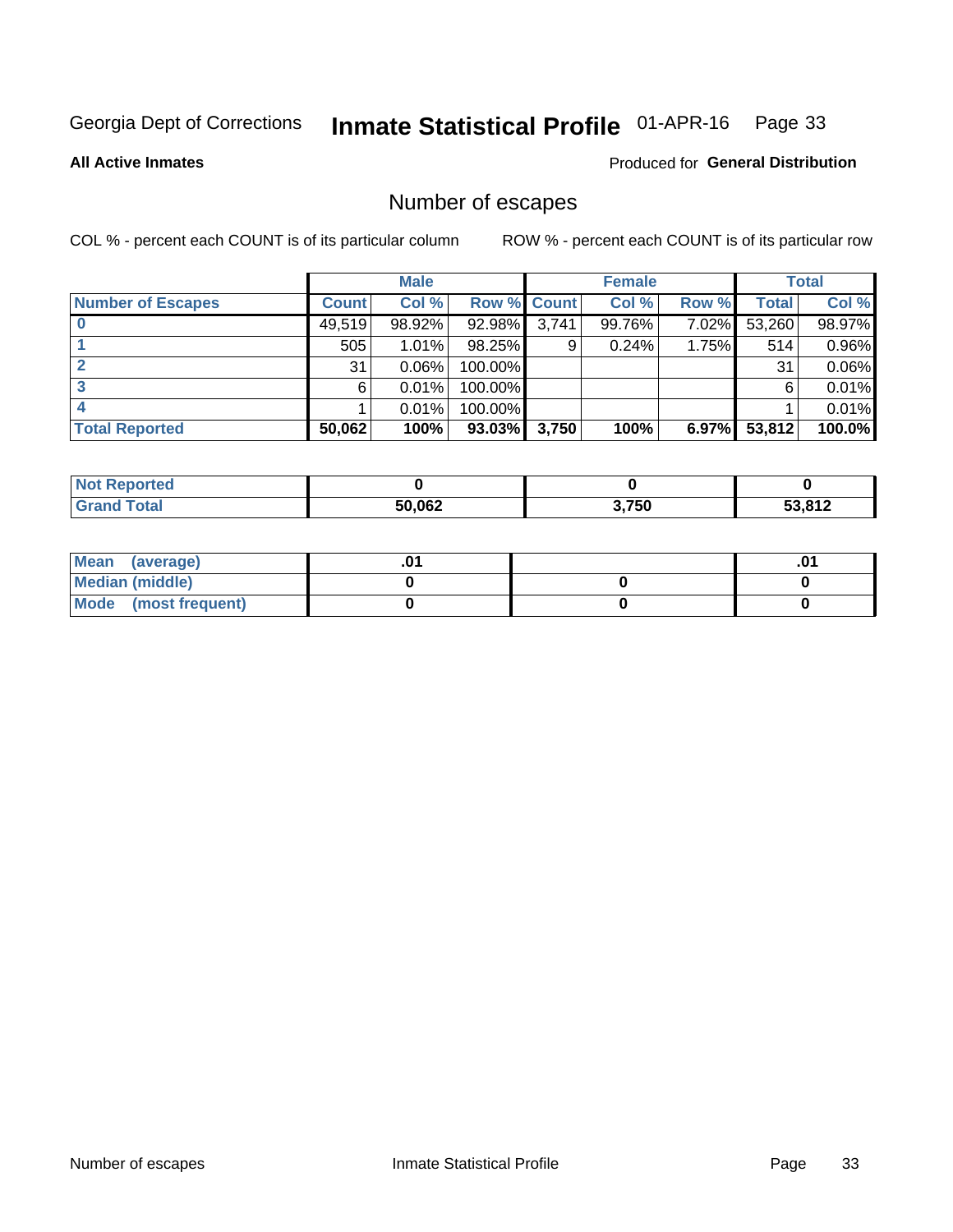Georgia Dept of Corrections **Inmate Statistical Profile** 01-APR-16 Page 33

**All Active Inmates**

Produced for **General Distribution**

## Number of escapes

COL % - percent each COUNT is of its particular column ROW % - percent each COUNT is of its particular row

| | Male | | | Female | | | Total | |
|---|---|---|---|---|---|---|---|---|
| **Number of Escapes** | **Count** | **Col %** | **Row %** | **Count** | **Col %** | **Row %** | **Total** | **Col %** |
| **0** | 49,519 | 98.92% | 92.98% | 3,741 | 99.76% | 7.02% | 53,260 | 98.97% |
| **1** | 505 | 1.01% | 98.25% | 9 | 0.24% | 1.75% | 514 | 0.96% |
| **2** | 31 | 0.06% | 100.00% | | | | 31 | 0.06% |
| **3** | 6 | 0.01% | 100.00% | | | | 6 | 0.01% |
| **4** | 1 | 0.01% | 100.00% | | | | 1 | 0.01% |
| **Total Reported** | **50,062** | **100%** | **93.03%** | **3,750** | **100%** | **6.97%** | **53,812** | **100.0%** |

| | Male | Female | Total |
|---|---|---|---|
| **Not Reported** | **0** | **0** | **0** |
| **Grand Total** | **50,062** | **3,750** | **53,812** |

| | Male | Female | Total |
|---|---|---|---|
| **Mean (average)** | **.01** | | **.01** |
| **Median (middle)** | **0** | **0** | **0** |
| **Mode (most frequent)** | **0** | **0** | **0** |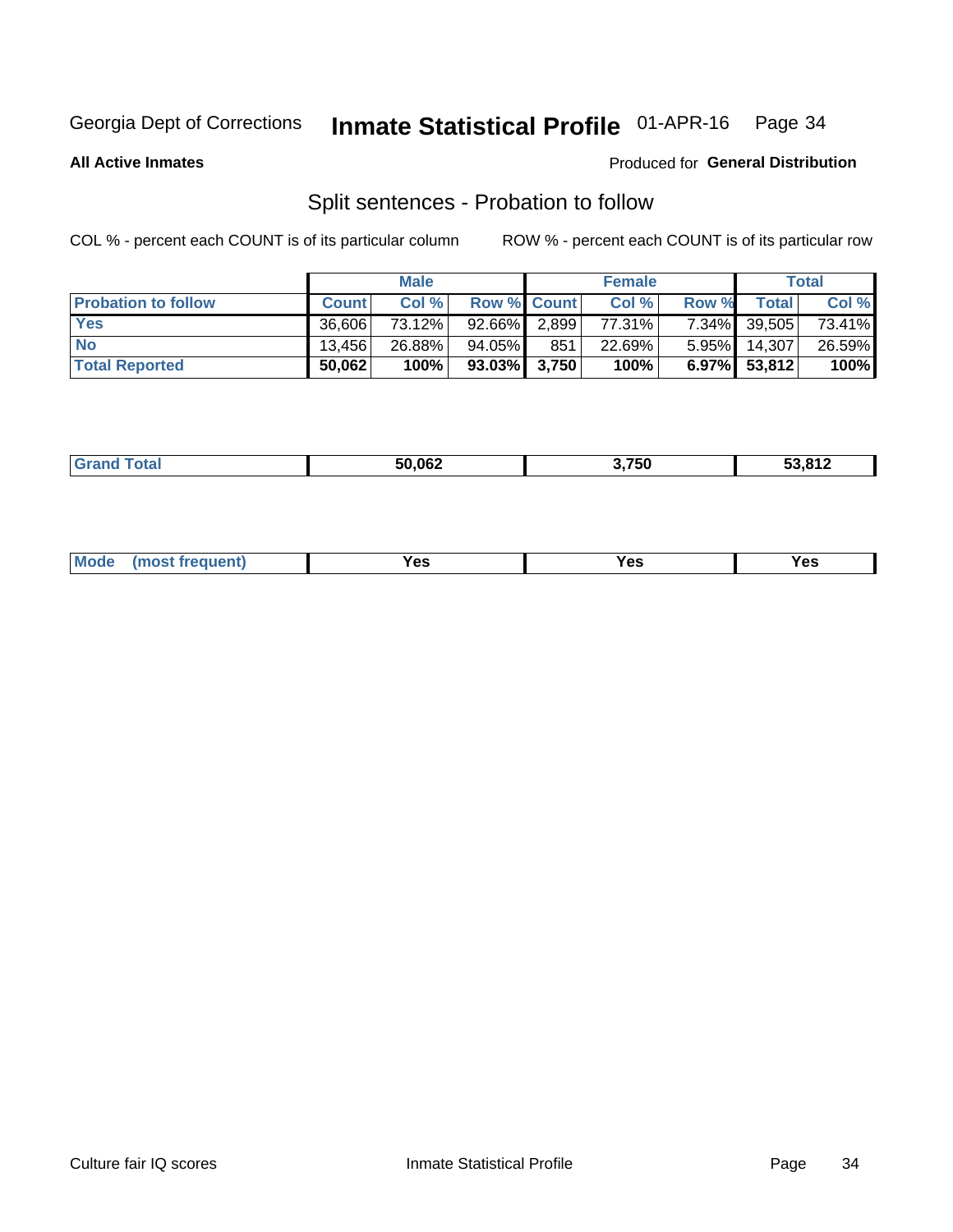Georgia Dept of Corrections **Inmate Statistical Profile** 01-APR-16

**All Active Inmates**

Produced for **General Distribution**

## Split sentences - Probation to follow

COL % - percent each COUNT is of its particular column

ROW % - percent each COUNT is of its particular row

| | Male | | | Female | | | Total | |
|---|---|---|---|---|---|---|---|---|
| **Probation to follow** | **Count** | **Col %** | **Row %** | **Count** | **Col %** | **Row %** | **Total** | **Col %** |
| **Yes** | 36,606 | 73.12% | 92.66% | 2,899 | 77.31% | 7.34% | 39,505 | 73.41% |
| **No** | 13,456 | 26.88% | 94.05% | 851 | 22.69% | 5.95% | 14,307 | 26.59% |
| **Total Reported** | **50,062** | **100%** | **93.03%** | **3,750** | **100%** | **6.97%** | **53,812** | **100%** |

| | | | |
|---|---|---|---|
| **Grand Total** | **50,062** | **3,750** | **53,812** |

| | | | |
|---|---|---|---|
| **Mode (most frequent)** | **Yes** | **Yes** | **Yes** |

Culture fair IQ scores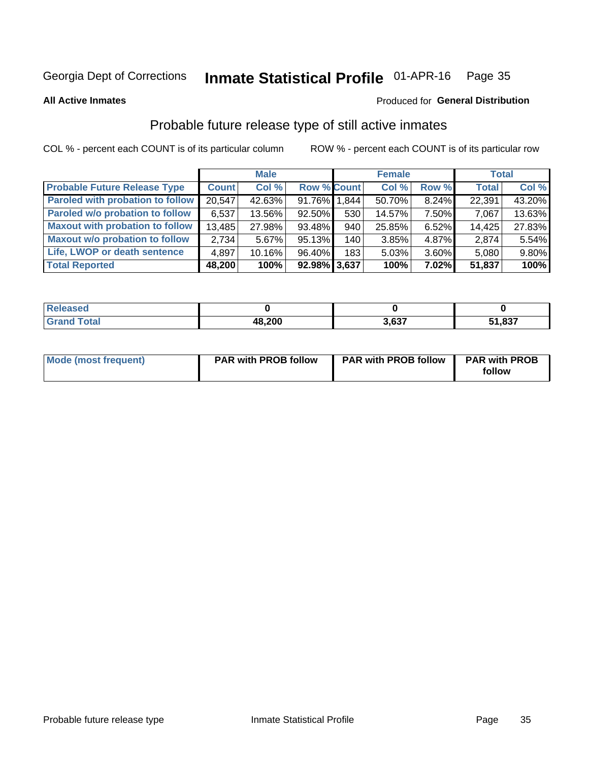Georgia Dept of Corrections **Inmate Statistical Profile** 01-APR-16

**All Active Inmates**

Produced for **General Distribution**

## Probable future release type of still active inmates

COL % - percent each COUNT is of its particular column ROW % - percent each COUNT is of its particular row

| | Male | | | Female | | | Total | |
|---|---|---|---|---|---|---|---|---|
| **Probable Future Release Type** | **Count** | **Col %** | **Row %** | **Count** | **Col %** | **Row %** | **Total** | **Col %** |
| **Paroled with probation to follow** | 20,547 | 42.63% | 91.76% | 1,844 | 50.70% | 8.24% | 22,391 | 43.20% |
| **Paroled w/o probation to follow** | 6,537 | 13.56% | 92.50% | 530 | 14.57% | 7.50% | 7,067 | 13.63% |
| **Maxout with probation to follow** | 13,485 | 27.98% | 93.48% | 940 | 25.85% | 6.52% | 14,425 | 27.83% |
| **Maxout w/o probation to follow** | 2,734 | 5.67% | 95.13% | 140 | 3.85% | 4.87% | 2,874 | 5.54% |
| **Life, LWOP or death sentence** | 4,897 | 10.16% | 96.40% | 183 | 5.03% | 3.60% | 5,080 | 9.80% |
| **Total Reported** | **48,200** | **100%** | **92.98%** | **3,637** | **100%** | **7.02%** | **51,837** | **100%** |

| | Male | Female | Total |
|---|---|---|---|
| **Released** | **0** | **0** | **0** |
| **Grand Total** | **48,200** | **3,637** | **51,837** |

| | Male | Female | Total |
|---|---|---|---|
| **Mode (most frequent)** | **PAR with PROB follow** | **PAR with PROB follow** | **PAR with PROB follow** |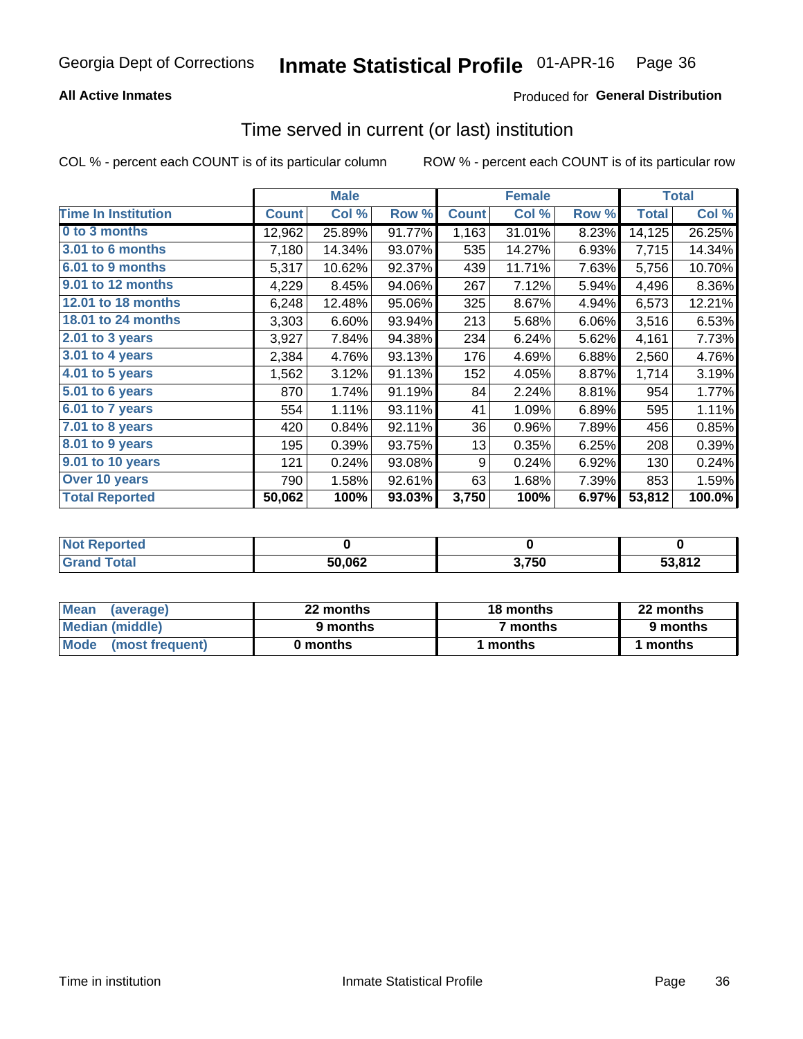Georgia Dept of Corrections **Inmate Statistical Profile** 01-APR-16

**All Active Inmates**

Produced for **General Distribution**

## Time served in current (or last) institution

COL % - percent each COUNT is of its particular column

ROW % - percent each COUNT is of its particular row

| | Male | | | Female | | | Total | |
|---|---|---|---|---|---|---|---|---|
| **Time In Institution** | **Count** | **Col %** | **Row %** | **Count** | **Col %** | **Row %** | **Total** | **Col %** |
| 0 to 3 months | 12,962 | 25.89% | 91.77% | 1,163 | 31.01% | 8.23% | 14,125 | 26.25% |
| 3.01 to 6 months | 7,180 | 14.34% | 93.07% | 535 | 14.27% | 6.93% | 7,715 | 14.34% |
| 6.01 to 9 months | 5,317 | 10.62% | 92.37% | 439 | 11.71% | 7.63% | 5,756 | 10.70% |
| 9.01 to 12 months | 4,229 | 8.45% | 94.06% | 267 | 7.12% | 5.94% | 4,496 | 8.36% |
| 12.01 to 18 months | 6,248 | 12.48% | 95.06% | 325 | 8.67% | 4.94% | 6,573 | 12.21% |
| 18.01 to 24 months | 3,303 | 6.60% | 93.94% | 213 | 5.68% | 6.06% | 3,516 | 6.53% |
| 2.01 to 3 years | 3,927 | 7.84% | 94.38% | 234 | 6.24% | 5.62% | 4,161 | 7.73% |
| 3.01 to 4 years | 2,384 | 4.76% | 93.13% | 176 | 4.69% | 6.88% | 2,560 | 4.76% |
| 4.01 to 5 years | 1,562 | 3.12% | 91.13% | 152 | 4.05% | 8.87% | 1,714 | 3.19% |
| 5.01 to 6 years | 870 | 1.74% | 91.19% | 84 | 2.24% | 8.81% | 954 | 1.77% |
| 6.01 to 7 years | 554 | 1.11% | 93.11% | 41 | 1.09% | 6.89% | 595 | 1.11% |
| 7.01 to 8 years | 420 | 0.84% | 92.11% | 36 | 0.96% | 7.89% | 456 | 0.85% |
| 8.01 to 9 years | 195 | 0.39% | 93.75% | 13 | 0.35% | 6.25% | 208 | 0.39% |
| 9.01 to 10 years | 121 | 0.24% | 93.08% | 9 | 0.24% | 6.92% | 130 | 0.24% |
| Over 10 years | 790 | 1.58% | 92.61% | 63 | 1.68% | 7.39% | 853 | 1.59% |
| **Total Reported** | **50,062** | **100%** | **93.03%** | **3,750** | **100%** | **6.97%** | **53,812** | **100.0%** |

| | Male | Female | Total |
|---|---|---|---|
| Not Reported | 0 | 0 | 0 |
| Grand Total | 50,062 | 3,750 | 53,812 |

| | Male | Female | Total |
|---|---|---|---|
| Mean (average) | 22 months | 18 months | 22 months |
| Median (middle) | 9 months | 7 months | 9 months |
| Mode (most frequent) | 0 months | 1 months | 1 months |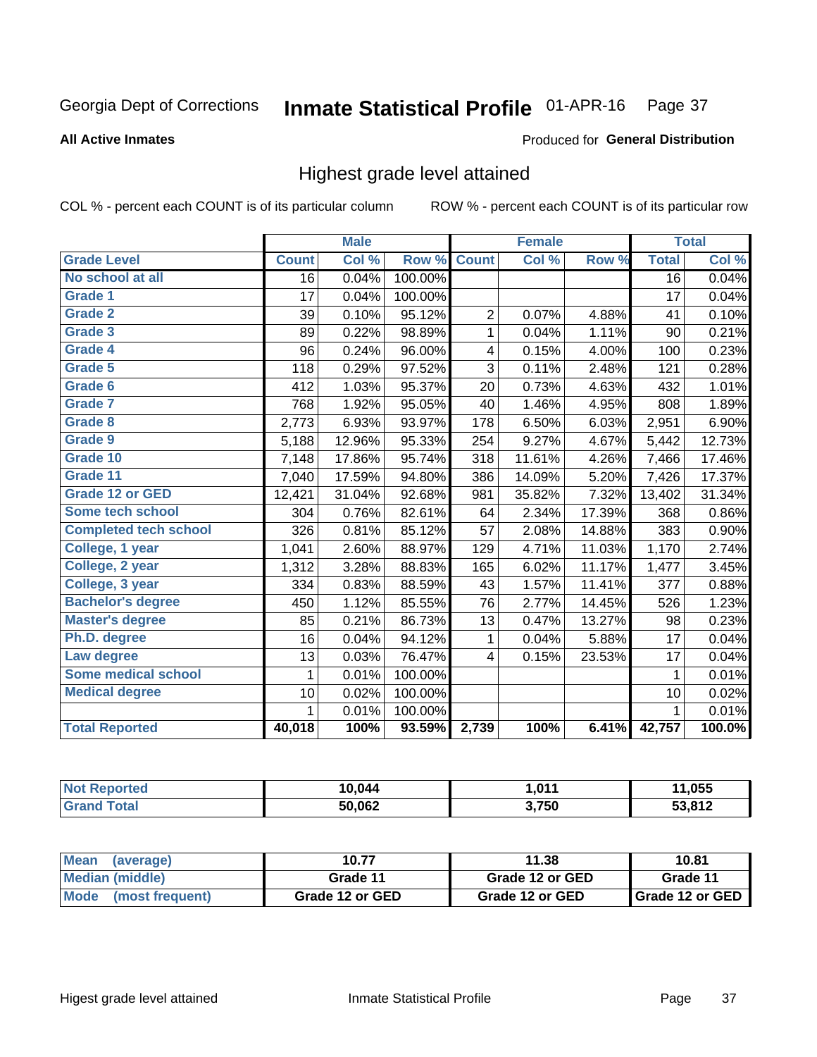Georgia Dept of Corrections **Inmate Statistical Profile** 01-APR-16

**All Active Inmates**

Produced for **General Distribution**

## Highest grade level attained

COL % - percent each COUNT is of its particular column    ROW % - percent each COUNT is of its particular row

| | Male | | | Female | | | Total | |
|---|---|---|---|---|---|---|---|---|
| **Grade Level** | **Count** | **Col %** | **Row %** | **Count** | **Col %** | **Row %** | **Total** | **Col %** |
| No school at all | 16 | 0.04% | 100.00% | | | | 16 | 0.04% |
| Grade 1 | 17 | 0.04% | 100.00% | | | | 17 | 0.04% |
| Grade 2 | 39 | 0.10% | 95.12% | 2 | 0.07% | 4.88% | 41 | 0.10% |
| Grade 3 | 89 | 0.22% | 98.89% | 1 | 0.04% | 1.11% | 90 | 0.21% |
| Grade 4 | 96 | 0.24% | 96.00% | 4 | 0.15% | 4.00% | 100 | 0.23% |
| Grade 5 | 118 | 0.29% | 97.52% | 3 | 0.11% | 2.48% | 121 | 0.28% |
| Grade 6 | 412 | 1.03% | 95.37% | 20 | 0.73% | 4.63% | 432 | 1.01% |
| Grade 7 | 768 | 1.92% | 95.05% | 40 | 1.46% | 4.95% | 808 | 1.89% |
| Grade 8 | 2,773 | 6.93% | 93.97% | 178 | 6.50% | 6.03% | 2,951 | 6.90% |
| Grade 9 | 5,188 | 12.96% | 95.33% | 254 | 9.27% | 4.67% | 5,442 | 12.73% |
| Grade 10 | 7,148 | 17.86% | 95.74% | 318 | 11.61% | 4.26% | 7,466 | 17.46% |
| Grade 11 | 7,040 | 17.59% | 94.80% | 386 | 14.09% | 5.20% | 7,426 | 17.37% |
| Grade 12 or GED | 12,421 | 31.04% | 92.68% | 981 | 35.82% | 7.32% | 13,402 | 31.34% |
| Some tech school | 304 | 0.76% | 82.61% | 64 | 2.34% | 17.39% | 368 | 0.86% |
| Completed tech school | 326 | 0.81% | 85.12% | 57 | 2.08% | 14.88% | 383 | 0.90% |
| College, 1 year | 1,041 | 2.60% | 88.97% | 129 | 4.71% | 11.03% | 1,170 | 2.74% |
| College, 2 year | 1,312 | 3.28% | 88.83% | 165 | 6.02% | 11.17% | 1,477 | 3.45% |
| College, 3 year | 334 | 0.83% | 88.59% | 43 | 1.57% | 11.41% | 377 | 0.88% |
| Bachelor's degree | 450 | 1.12% | 85.55% | 76 | 2.77% | 14.45% | 526 | 1.23% |
| Master's degree | 85 | 0.21% | 86.73% | 13 | 0.47% | 13.27% | 98 | 0.23% |
| Ph.D. degree | 16 | 0.04% | 94.12% | 1 | 0.04% | 5.88% | 17 | 0.04% |
| Law degree | 13 | 0.03% | 76.47% | 4 | 0.15% | 23.53% | 17 | 0.04% |
| Some medical school | 1 | 0.01% | 100.00% | | | | 1 | 0.01% |
| Medical degree | 10 | 0.02% | 100.00% | | | | 10 | 0.02% |
| | 1 | 0.01% | 100.00% | | | | 1 | 0.01% |
| **Total Reported** | **40,018** | **100%** | **93.59%** | **2,739** | **100%** | **6.41%** | **42,757** | **100.0%** |

| | Male | Female | Total |
|---|---|---|---|
| Not Reported | 10,044 | 1,011 | 11,055 |
| Grand Total | 50,062 | 3,750 | 53,812 |

| | Male | Female | Total |
|---|---|---|---|
| Mean (average) | 10.77 | 11.38 | 10.81 |
| Median (middle) | Grade 11 | Grade 12 or GED | Grade 11 |
| Mode (most frequent) | Grade 12 or GED | Grade 12 or GED | Grade 12 or GED |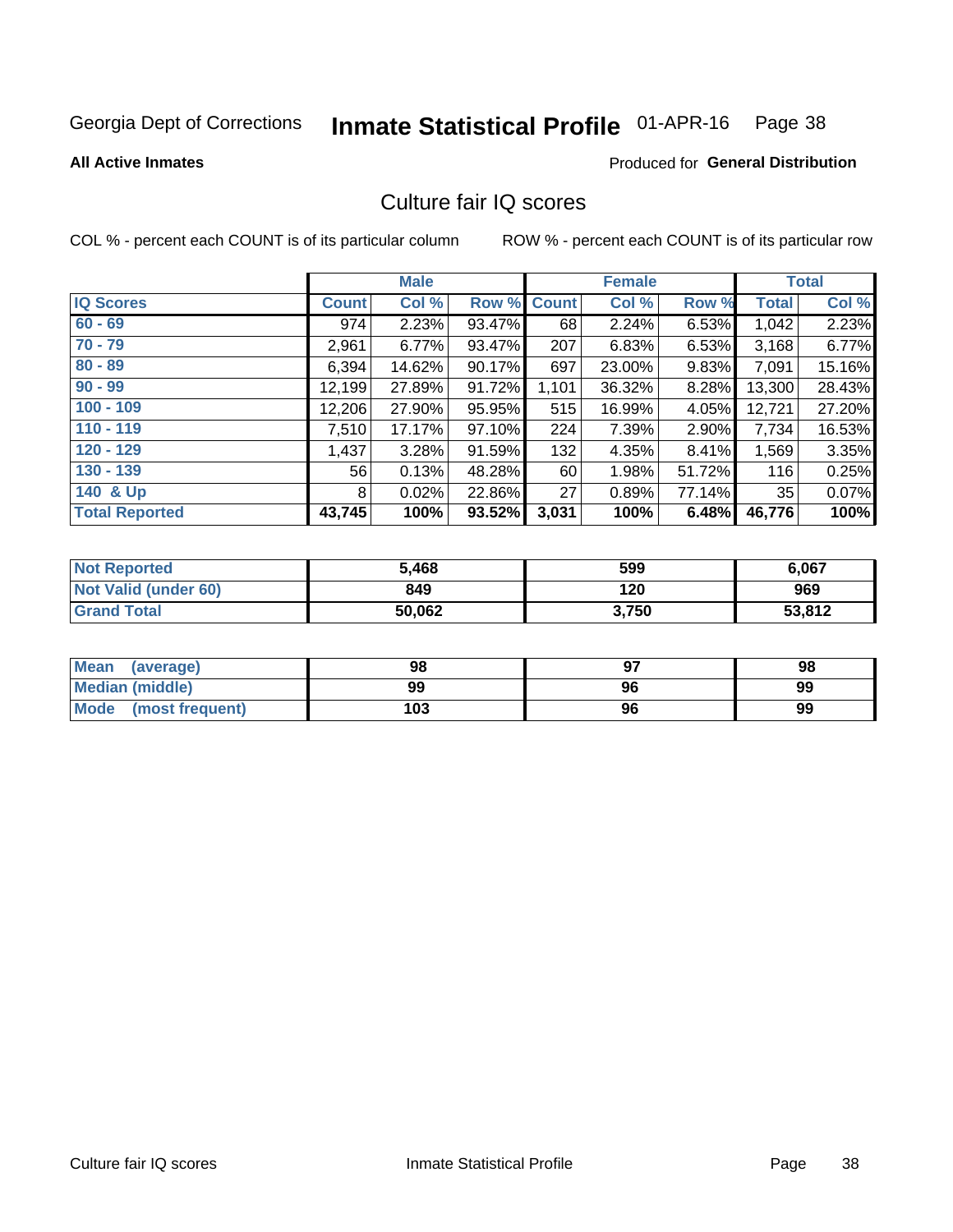Georgia Dept of Corrections **Inmate Statistical Profile** 01-APR-16 Page 38

**All Active Inmates**

Produced for **General Distribution**

## Culture fair IQ scores

COL % - percent each COUNT is of its particular column

ROW % - percent each COUNT is of its particular row

| | Male | | | Female | | | Total | |
|---|---|---|---|---|---|---|---|---|
| **IQ Scores** | **Count** | **Col %** | **Row %** | **Count** | **Col %** | **Row %** | **Total** | **Col %** |
| 60 - 69 | 974 | 2.23% | 93.47% | 68 | 2.24% | 6.53% | 1,042 | 2.23% |
| 70 - 79 | 2,961 | 6.77% | 93.47% | 207 | 6.83% | 6.53% | 3,168 | 6.77% |
| 80 - 89 | 6,394 | 14.62% | 90.17% | 697 | 23.00% | 9.83% | 7,091 | 15.16% |
| 90 - 99 | 12,199 | 27.89% | 91.72% | 1,101 | 36.32% | 8.28% | 13,300 | 28.43% |
| 100 - 109 | 12,206 | 27.90% | 95.95% | 515 | 16.99% | 4.05% | 12,721 | 27.20% |
| 110 - 119 | 7,510 | 17.17% | 97.10% | 224 | 7.39% | 2.90% | 7,734 | 16.53% |
| 120 - 129 | 1,437 | 3.28% | 91.59% | 132 | 4.35% | 8.41% | 1,569 | 3.35% |
| 130 - 139 | 56 | 0.13% | 48.28% | 60 | 1.98% | 51.72% | 116 | 0.25% |
| 140 & Up | 8 | 0.02% | 22.86% | 27 | 0.89% | 77.14% | 35 | 0.07% |
| **Total Reported** | **43,745** | **100%** | **93.52%** | **3,031** | **100%** | **6.48%** | **46,776** | **100%** |

| | Male | Female | Total |
|---|---|---|---|
| Not Reported | 5,468 | 599 | 6,067 |
| Not Valid (under 60) | 849 | 120 | 969 |
| Grand Total | 50,062 | 3,750 | 53,812 |

| | Male | Female | Total |
|---|---|---|---|
| Mean (average) | 98 | 97 | 98 |
| Median (middle) | 99 | 96 | 99 |
| Mode (most frequent) | 103 | 96 | 99 |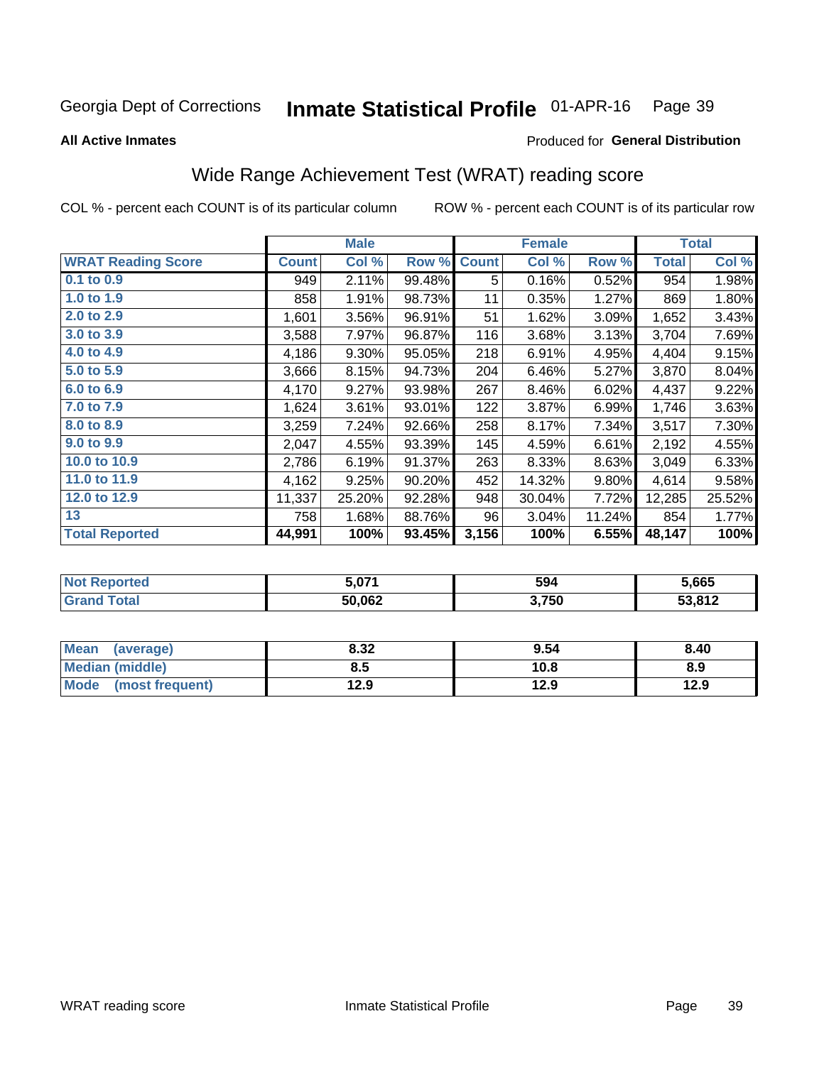Georgia Dept of Corrections **Inmate Statistical Profile** 01-APR-16 Page 39

**All Active Inmates**

Produced for **General Distribution**

## Wide Range Achievement Test (WRAT) reading score

COL % - percent each COUNT is of its particular column ROW % - percent each COUNT is of its particular row

| | Male | | | Female | | | Total | |
|---|---|---|---|---|---|---|---|---|
| **WRAT Reading Score** | **Count** | **Col %** | **Row %** | **Count** | **Col %** | **Row %** | **Total** | **Col %** |
| **0.1 to 0.9** | 949 | 2.11% | 99.48% | 5 | 0.16% | 0.52% | 954 | 1.98% |
| **1.0 to 1.9** | 858 | 1.91% | 98.73% | 11 | 0.35% | 1.27% | 869 | 1.80% |
| **2.0 to 2.9** | 1,601 | 3.56% | 96.91% | 51 | 1.62% | 3.09% | 1,652 | 3.43% |
| **3.0 to 3.9** | 3,588 | 7.97% | 96.87% | 116 | 3.68% | 3.13% | 3,704 | 7.69% |
| **4.0 to 4.9** | 4,186 | 9.30% | 95.05% | 218 | 6.91% | 4.95% | 4,404 | 9.15% |
| **5.0 to 5.9** | 3,666 | 8.15% | 94.73% | 204 | 6.46% | 5.27% | 3,870 | 8.04% |
| **6.0 to 6.9** | 4,170 | 9.27% | 93.98% | 267 | 8.46% | 6.02% | 4,437 | 9.22% |
| **7.0 to 7.9** | 1,624 | 3.61% | 93.01% | 122 | 3.87% | 6.99% | 1,746 | 3.63% |
| **8.0 to 8.9** | 3,259 | 7.24% | 92.66% | 258 | 8.17% | 7.34% | 3,517 | 7.30% |
| **9.0 to 9.9** | 2,047 | 4.55% | 93.39% | 145 | 4.59% | 6.61% | 2,192 | 4.55% |
| **10.0 to 10.9** | 2,786 | 6.19% | 91.37% | 263 | 8.33% | 8.63% | 3,049 | 6.33% |
| **11.0 to 11.9** | 4,162 | 9.25% | 90.20% | 452 | 14.32% | 9.80% | 4,614 | 9.58% |
| **12.0 to 12.9** | 11,337 | 25.20% | 92.28% | 948 | 30.04% | 7.72% | 12,285 | 25.52% |
| **13** | 758 | 1.68% | 88.76% | 96 | 3.04% | 11.24% | 854 | 1.77% |
| **Total Reported** | **44,991** | **100%** | **93.45%** | **3,156** | **100%** | **6.55%** | **48,147** | **100%** |

| | Male | Female | Total |
|---|---|---|---|
| **Not Reported** | **5,071** | **594** | **5,665** |
| **Grand Total** | **50,062** | **3,750** | **53,812** |

| | Male | Female | Total |
|---|---|---|---|
| **Mean (average)** | **8.32** | **9.54** | **8.40** |
| **Median (middle)** | **8.5** | **10.8** | **8.9** |
| **Mode (most frequent)** | **12.9** | **12.9** | **12.9** |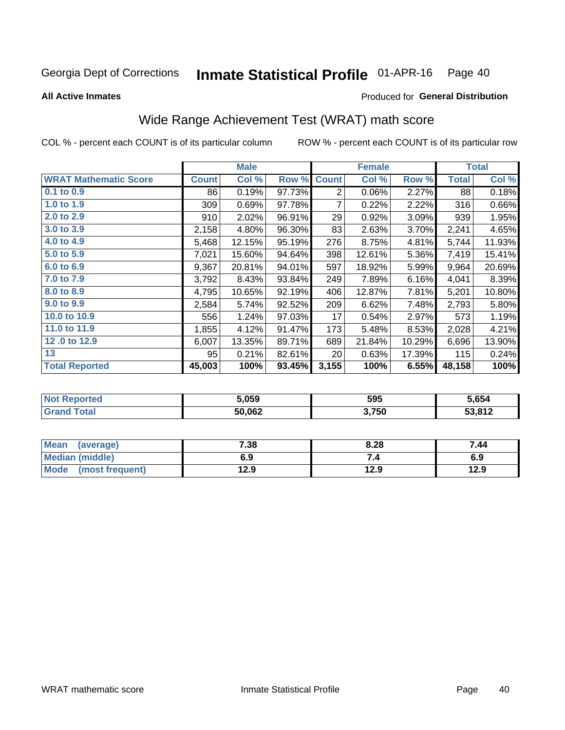Georgia Dept of Corrections **Inmate Statistical Profile** 01-APR-16 Page 40

**All Active Inmates**

Produced for **General Distribution**

## Wide Range Achievement Test (WRAT) math score

COL % - percent each COUNT is of its particular column ROW % - percent each COUNT is of its particular row

| | Male | | | Female | | | Total | |
|---|---|---|---|---|---|---|---|---|
| **WRAT Mathematic Score** | **Count** | **Col %** | **Row %** | **Count** | **Col %** | **Row %** | **Total** | **Col %** |
| 0.1 to 0.9 | 86 | 0.19% | 97.73% | 2 | 0.06% | 2.27% | 88 | 0.18% |
| 1.0 to 1.9 | 309 | 0.69% | 97.78% | 7 | 0.22% | 2.22% | 316 | 0.66% |
| 2.0 to 2.9 | 910 | 2.02% | 96.91% | 29 | 0.92% | 3.09% | 939 | 1.95% |
| 3.0 to 3.9 | 2,158 | 4.80% | 96.30% | 83 | 2.63% | 3.70% | 2,241 | 4.65% |
| 4.0 to 4.9 | 5,468 | 12.15% | 95.19% | 276 | 8.75% | 4.81% | 5,744 | 11.93% |
| 5.0 to 5.9 | 7,021 | 15.60% | 94.64% | 398 | 12.61% | 5.36% | 7,419 | 15.41% |
| 6.0 to 6.9 | 9,367 | 20.81% | 94.01% | 597 | 18.92% | 5.99% | 9,964 | 20.69% |
| 7.0 to 7.9 | 3,792 | 8.43% | 93.84% | 249 | 7.89% | 6.16% | 4,041 | 8.39% |
| 8.0 to 8.9 | 4,795 | 10.65% | 92.19% | 406 | 12.87% | 7.81% | 5,201 | 10.80% |
| 9.0 to 9.9 | 2,584 | 5.74% | 92.52% | 209 | 6.62% | 7.48% | 2,793 | 5.80% |
| 10.0 to 10.9 | 556 | 1.24% | 97.03% | 17 | 0.54% | 2.97% | 573 | 1.19% |
| 11.0 to 11.9 | 1,855 | 4.12% | 91.47% | 173 | 5.48% | 8.53% | 2,028 | 4.21% |
| 12 .0 to 12.9 | 6,007 | 13.35% | 89.71% | 689 | 21.84% | 10.29% | 6,696 | 13.90% |
| 13 | 95 | 0.21% | 82.61% | 20 | 0.63% | 17.39% | 115 | 0.24% |
| **Total Reported** | **45,003** | **100%** | **93.45%** | **3,155** | **100%** | **6.55%** | **48,158** | **100%** |

| | Male | Female | Total |
|---|---|---|---|
| Not Reported | 5,059 | 595 | 5,654 |
| Grand Total | 50,062 | 3,750 | 53,812 |

| | Male | Female | Total |
|---|---|---|---|
| Mean (average) | 7.38 | 8.28 | 7.44 |
| Median (middle) | 6.9 | 7.4 | 6.9 |
| Mode (most frequent) | 12.9 | 12.9 | 12.9 |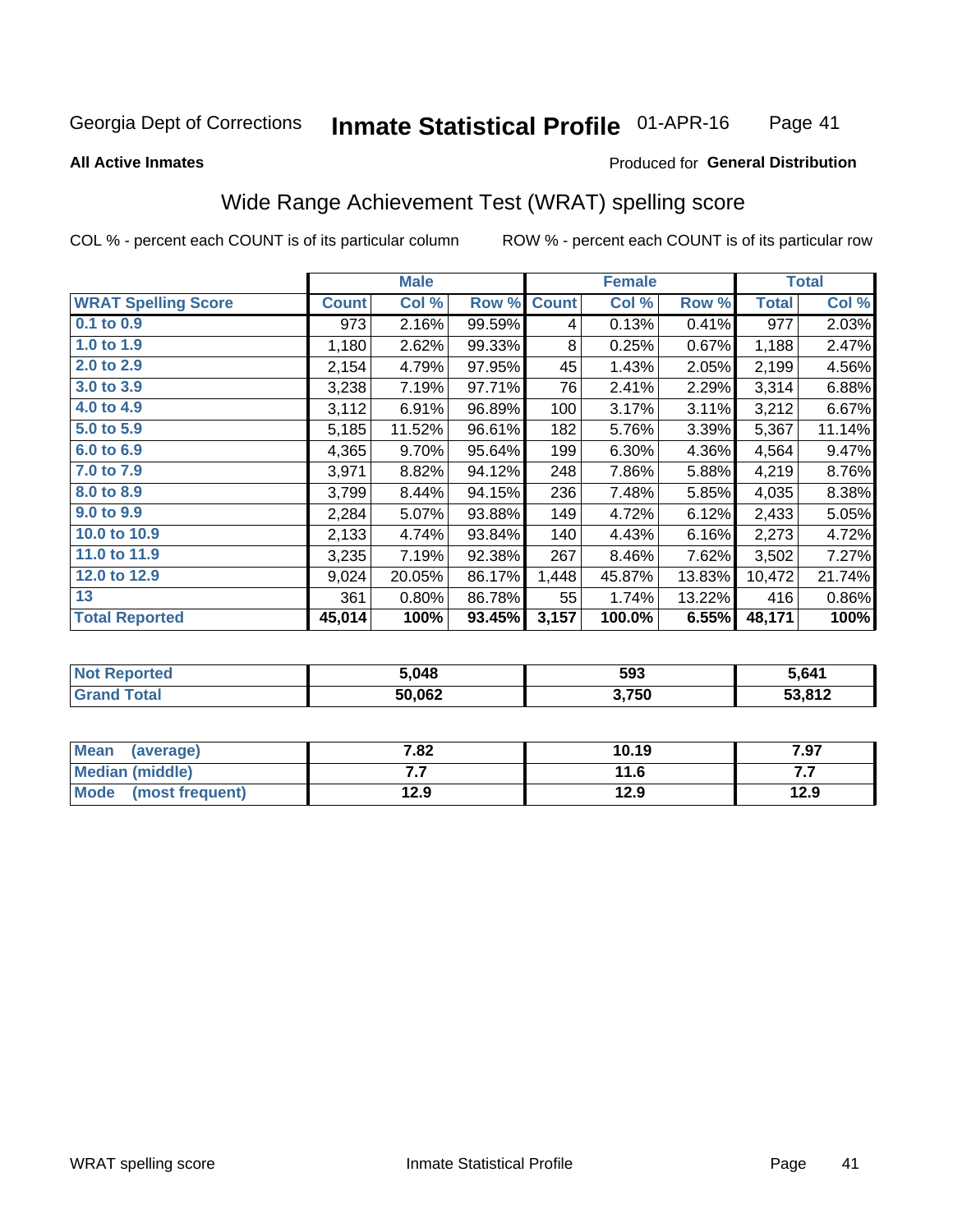Georgia Dept of Corrections **Inmate Statistical Profile** 01-APR-16

**All Active Inmates**

Produced for **General Distribution**

## Wide Range Achievement Test (WRAT) spelling score

COL % - percent each COUNT is of its particular column

ROW % - percent each COUNT is of its particular row

| | Male | | | Female | | | Total | |
|---|---|---|---|---|---|---|---|---|
| **WRAT Spelling Score** | **Count** | **Col %** | **Row %** | **Count** | **Col %** | **Row %** | **Total** | **Col %** |
| **0.1 to 0.9** | 973 | 2.16% | 99.59% | 4 | 0.13% | 0.41% | 977 | 2.03% |
| **1.0 to 1.9** | 1,180 | 2.62% | 99.33% | 8 | 0.25% | 0.67% | 1,188 | 2.47% |
| **2.0 to 2.9** | 2,154 | 4.79% | 97.95% | 45 | 1.43% | 2.05% | 2,199 | 4.56% |
| **3.0 to 3.9** | 3,238 | 7.19% | 97.71% | 76 | 2.41% | 2.29% | 3,314 | 6.88% |
| **4.0 to 4.9** | 3,112 | 6.91% | 96.89% | 100 | 3.17% | 3.11% | 3,212 | 6.67% |
| **5.0 to 5.9** | 5,185 | 11.52% | 96.61% | 182 | 5.76% | 3.39% | 5,367 | 11.14% |
| **6.0 to 6.9** | 4,365 | 9.70% | 95.64% | 199 | 6.30% | 4.36% | 4,564 | 9.47% |
| **7.0 to 7.9** | 3,971 | 8.82% | 94.12% | 248 | 7.86% | 5.88% | 4,219 | 8.76% |
| **8.0 to 8.9** | 3,799 | 8.44% | 94.15% | 236 | 7.48% | 5.85% | 4,035 | 8.38% |
| **9.0 to 9.9** | 2,284 | 5.07% | 93.88% | 149 | 4.72% | 6.12% | 2,433 | 5.05% |
| **10.0 to 10.9** | 2,133 | 4.74% | 93.84% | 140 | 4.43% | 6.16% | 2,273 | 4.72% |
| **11.0 to 11.9** | 3,235 | 7.19% | 92.38% | 267 | 8.46% | 7.62% | 3,502 | 7.27% |
| **12.0 to 12.9** | 9,024 | 20.05% | 86.17% | 1,448 | 45.87% | 13.83% | 10,472 | 21.74% |
| **13** | 361 | 0.80% | 86.78% | 55 | 1.74% | 13.22% | 416 | 0.86% |
| **Total Reported** | **45,014** | **100%** | **93.45%** | **3,157** | **100.0%** | **6.55%** | **48,171** | **100%** |

| | Male | Female | Total |
|---|---|---|---|
| **Not Reported** | **5,048** | **593** | **5,641** |
| **Grand Total** | **50,062** | **3,750** | **53,812** |

| | Male | Female | Total |
|---|---|---|---|
| **Mean (average)** | **7.82** | **10.19** | **7.97** |
| **Median (middle)** | **7.7** | **11.6** | **7.7** |
| **Mode (most frequent)** | **12.9** | **12.9** | **12.9** |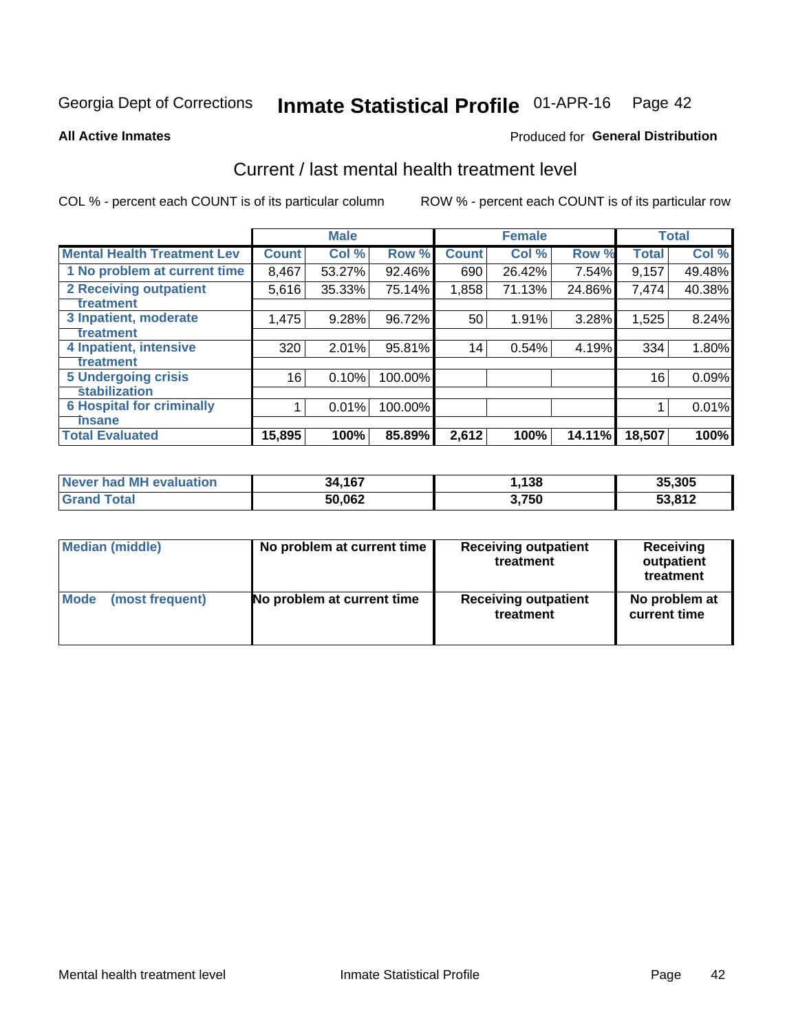Georgia Dept of Corrections **Inmate Statistical Profile** 01-APR-16

**All Active Inmates**

Produced for **General Distribution**

## Current / last mental health treatment level

COL % - percent each COUNT is of its particular column ROW % - percent each COUNT is of its particular row

| | Male | | | Female | | | Total | |
|---|---|---|---|---|---|---|---|---|
| **Mental Health Treatment Lev** | **Count** | **Col %** | **Row %** | **Count** | **Col %** | **Row %** | **Total** | **Col %** |
| 1 No problem at current time | 8,467 | 53.27% | 92.46% | 690 | 26.42% | 7.54% | 9,157 | 49.48% |
| 2 Receiving outpatient treatment | 5,616 | 35.33% | 75.14% | 1,858 | 71.13% | 24.86% | 7,474 | 40.38% |
| 3 Inpatient, moderate treatment | 1,475 | 9.28% | 96.72% | 50 | 1.91% | 3.28% | 1,525 | 8.24% |
| 4 Inpatient, intensive treatment | 320 | 2.01% | 95.81% | 14 | 0.54% | 4.19% | 334 | 1.80% |
| 5 Undergoing crisis stabilization | 16 | 0.10% | 100.00% | | | | 16 | 0.09% |
| 6 Hospital for criminally insane | 1 | 0.01% | 100.00% | | | | 1 | 0.01% |
| **Total Evaluated** | **15,895** | **100%** | **85.89%** | **2,612** | **100%** | **14.11%** | **18,507** | **100%** |

| | Male | Female | Total |
|---|---|---|---|
| **Never had MH evaluation** | **34,167** | **1,138** | **35,305** |
| **Grand Total** | **50,062** | **3,750** | **53,812** |

| | Male | Female | Total |
|---|---|---|---|
| **Median (middle)** | **No problem at current time** | **Receiving outpatient treatment** | **Receiving outpatient treatment** |
| **Mode (most frequent)** | **No problem at current time** | **Receiving outpatient treatment** | **No problem at current time** |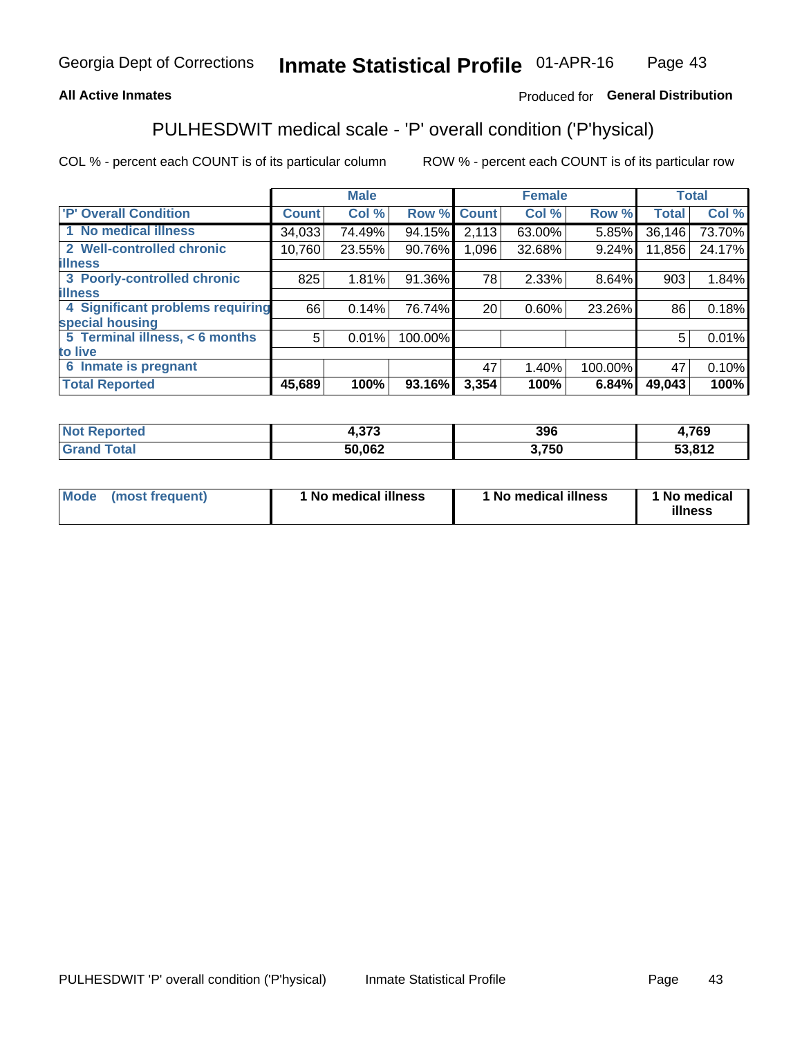Georgia Dept of Corrections **Inmate Statistical Profile** 01-APR-16

**All Active Inmates**

Produced for **General Distribution**

## PULHESDWIT medical scale - 'P' overall condition ('P'hysical)

COL % - percent each COUNT is of its particular column ROW % - percent each COUNT is of its particular row

| | Male | | | Female | | | Total | |
|---|---|---|---|---|---|---|---|---|
| 'P' Overall Condition | Count | Col % | Row % | Count | Col % | Row % | Total | Col % |
| 1 No medical illness | 34,033 | 74.49% | 94.15% | 2,113 | 63.00% | 5.85% | 36,146 | 73.70% |
| 2 Well-controlled chronic illness | 10,760 | 23.55% | 90.76% | 1,096 | 32.68% | 9.24% | 11,856 | 24.17% |
| 3 Poorly-controlled chronic illness | 825 | 1.81% | 91.36% | 78 | 2.33% | 8.64% | 903 | 1.84% |
| 4 Significant problems requiring special housing | 66 | 0.14% | 76.74% | 20 | 0.60% | 23.26% | 86 | 0.18% |
| 5 Terminal illness, < 6 months to live | 5 | 0.01% | 100.00% | | | | 5 | 0.01% |
| 6 Inmate is pregnant | | | | 47 | 1.40% | 100.00% | 47 | 0.10% |
| **Total Reported** | **45,689** | **100%** | **93.16%** | **3,354** | **100%** | **6.84%** | **49,043** | **100%** |

| | Male | Female | Total |
|---|---|---|---|
| Not Reported | 4,373 | 396 | 4,769 |
| Grand Total | 50,062 | 3,750 | 53,812 |

| | Male | Female | Total |
|---|---|---|---|
| Mode (most frequent) | 1 No medical illness | 1 No medical illness | 1 No medical illness |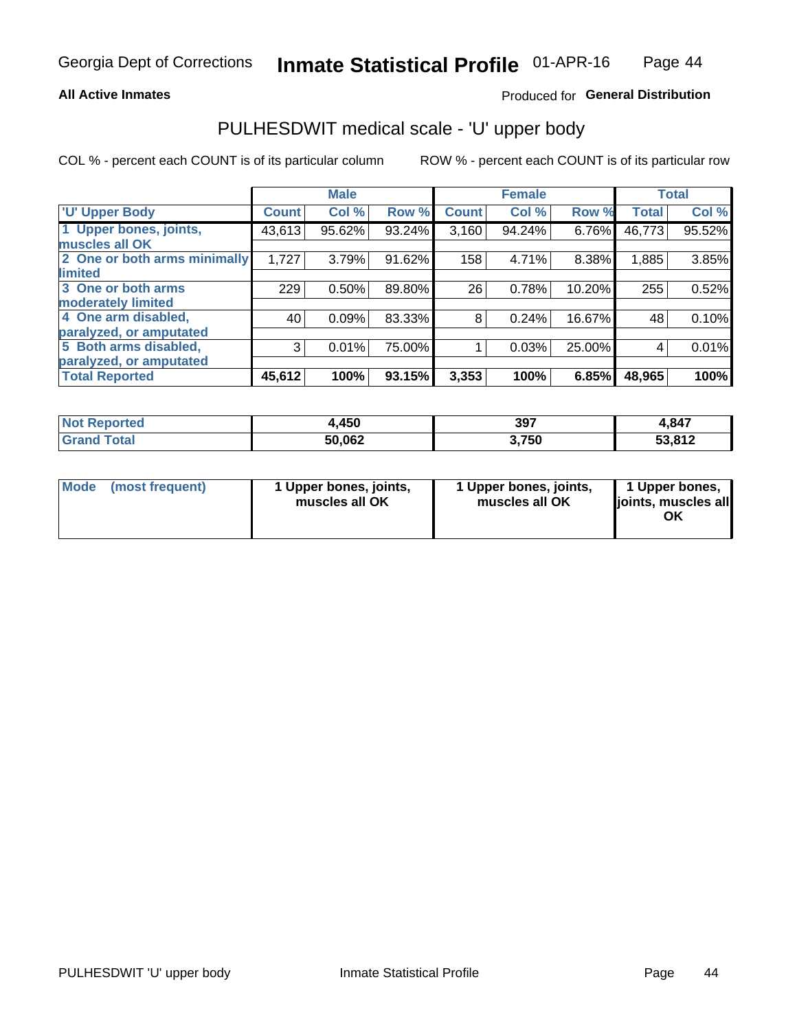Georgia Dept of Corrections **Inmate Statistical Profile** 01-APR-16

**All Active Inmates**

Produced for **General Distribution**

## PULHESDWIT medical scale - 'U' upper body

COL % - percent each COUNT is of its particular column

ROW % - percent each COUNT is of its particular row

| | Male | | | Female | | | Total | |
|---|---|---|---|---|---|---|---|---|
| 'U' Upper Body | Count | Col % | Row % | Count | Col % | Row % | Total | Col % |
| 1 Upper bones, joints, muscles all OK | 43,613 | 95.62% | 93.24% | 3,160 | 94.24% | 6.76% | 46,773 | 95.52% |
| 2 One or both arms minimally limited | 1,727 | 3.79% | 91.62% | 158 | 4.71% | 8.38% | 1,885 | 3.85% |
| 3 One or both arms moderately limited | 229 | 0.50% | 89.80% | 26 | 0.78% | 10.20% | 255 | 0.52% |
| 4 One arm disabled, paralyzed, or amputated | 40 | 0.09% | 83.33% | 8 | 0.24% | 16.67% | 48 | 0.10% |
| 5 Both arms disabled, paralyzed, or amputated | 3 | 0.01% | 75.00% | 1 | 0.03% | 25.00% | 4 | 0.01% |
| **Total Reported** | **45,612** | **100%** | **93.15%** | **3,353** | **100%** | **6.85%** | **48,965** | **100%** |

| | Male | Female | Total |
|---|---|---|---|
| Not Reported | 4,450 | 397 | 4,847 |
| Grand Total | 50,062 | 3,750 | 53,812 |

| | Male | Female | Total |
|---|---|---|---|
| Mode (most frequent) | 1 Upper bones, joints, muscles all OK | 1 Upper bones, joints, muscles all OK | 1 Upper bones, joints, muscles all OK |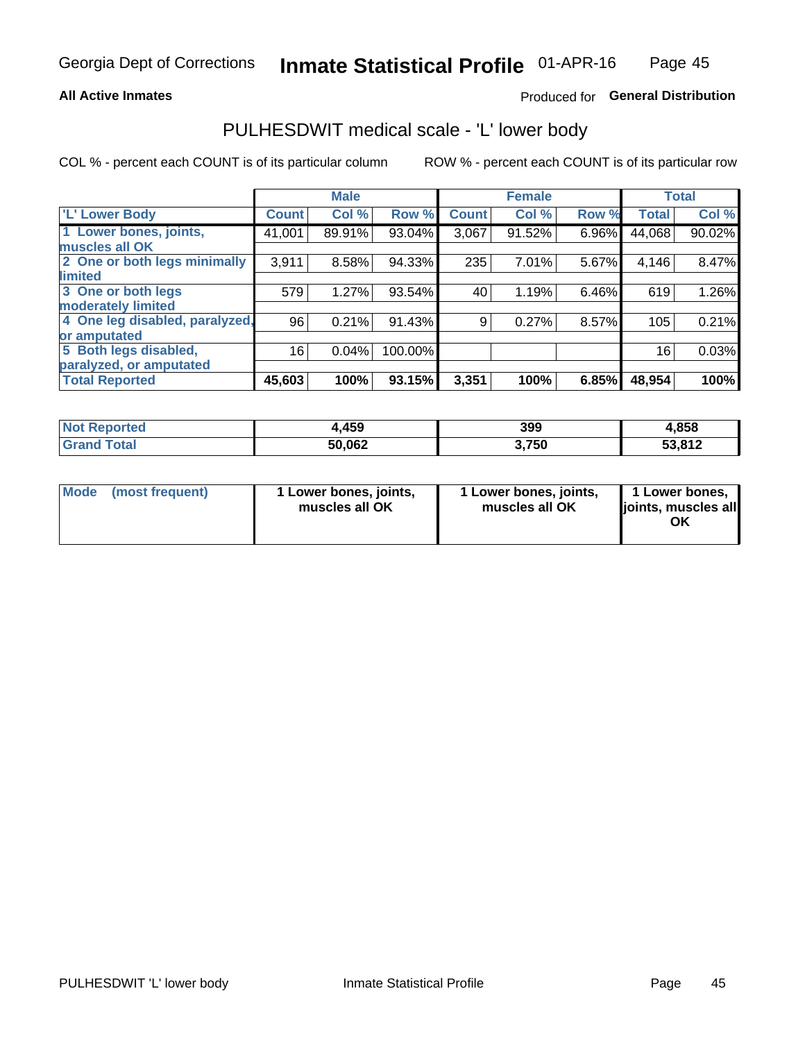# PULHESDWIT medical scale - 'L' lower body

**All Active Inmates**

Produced for **General Distribution**

COL % - percent each COUNT is of its particular column

ROW % - percent each COUNT is of its particular row

| | Male | | | Female | | | Total | |
|---|---|---|---|---|---|---|---|---|
| 'L' Lower Body | Count | Col % | Row % | Count | Col % | Row % | Total | Col % |
| 1 Lower bones, joints, muscles all OK | 41,001 | 89.91% | 93.04% | 3,067 | 91.52% | 6.96% | 44,068 | 90.02% |
| 2 One or both legs minimally limited | 3,911 | 8.58% | 94.33% | 235 | 7.01% | 5.67% | 4,146 | 8.47% |
| 3 One or both legs moderately limited | 579 | 1.27% | 93.54% | 40 | 1.19% | 6.46% | 619 | 1.26% |
| 4 One leg disabled, paralyzed, or amputated | 96 | 0.21% | 91.43% | 9 | 0.27% | 8.57% | 105 | 0.21% |
| 5 Both legs disabled, paralyzed, or amputated | 16 | 0.04% | 100.00% | | | | 16 | 0.03% |
| **Total Reported** | **45,603** | **100%** | **93.15%** | **3,351** | **100%** | **6.85%** | **48,954** | **100%** |

| | Male | Female | Total |
|---|---|---|---|
| **Not Reported** | **4,459** | **399** | **4,858** |
| **Grand Total** | **50,062** | **3,750** | **53,812** |

| | Male | Female | Total |
|---|---|---|---|
| **Mode (most frequent)** | **1 Lower bones, joints, muscles all OK** | **1 Lower bones, joints, muscles all OK** | **1 Lower bones, joints, muscles all OK** |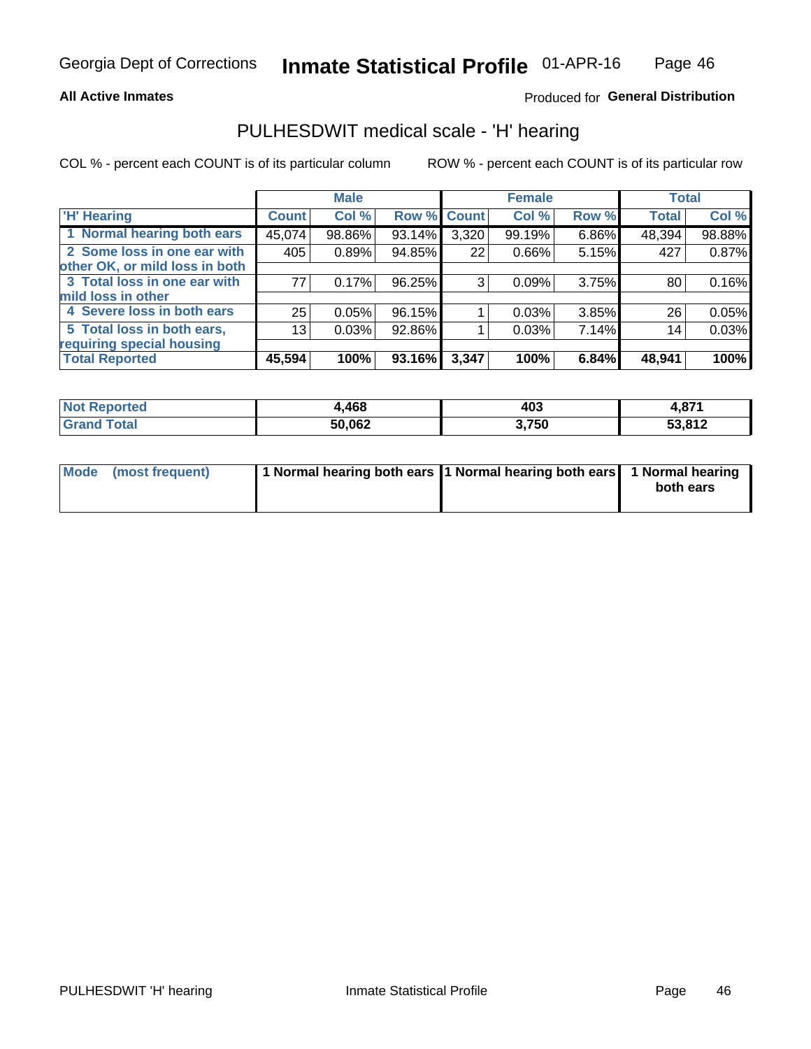# Inmate Statistical Profile

Georgia Dept of Corrections — 01-APR-16

**All Active Inmates**

Produced for **General Distribution**

## PULHESDWIT medical scale - 'H' hearing

COL % - percent each COUNT is of its particular column

ROW % - percent each COUNT is of its particular row

| | Male | | | Female | | | Total | |
|---|---|---|---|---|---|---|---|---|
| 'H' Hearing | Count | Col % | Row % | Count | Col % | Row % | Total | Col % |
| 1 Normal hearing both ears | 45,074 | 98.86% | 93.14% | 3,320 | 99.19% | 6.86% | 48,394 | 98.88% |
| 2 Some loss in one ear with other OK, or mild loss in both | 405 | 0.89% | 94.85% | 22 | 0.66% | 5.15% | 427 | 0.87% |
| 3 Total loss in one ear with mild loss in other | 77 | 0.17% | 96.25% | 3 | 0.09% | 3.75% | 80 | 0.16% |
| 4 Severe loss in both ears | 25 | 0.05% | 96.15% | 1 | 0.03% | 3.85% | 26 | 0.05% |
| 5 Total loss in both ears, requiring special housing | 13 | 0.03% | 92.86% | 1 | 0.03% | 7.14% | 14 | 0.03% |
| **Total Reported** | **45,594** | **100%** | **93.16%** | **3,347** | **100%** | **6.84%** | **48,941** | **100%** |

| | Male | Female | Total |
|---|---|---|---|
| Not Reported | 4,468 | 403 | 4,871 |
| Grand Total | 50,062 | 3,750 | 53,812 |

| | Male | Female | Total |
|---|---|---|---|
| Mode (most frequent) | 1 Normal hearing both ears | 1 Normal hearing both ears | 1 Normal hearing both ears |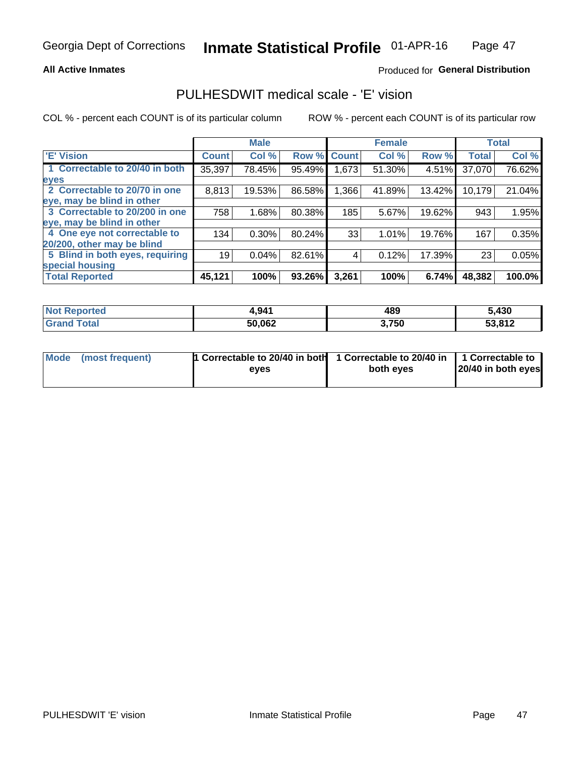Georgia Dept of Corrections **Inmate Statistical Profile** 01-APR-16

**All Active Inmates**

Produced for **General Distribution**

## PULHESDWIT medical scale - 'E' vision

COL % - percent each COUNT is of its particular column

ROW % - percent each COUNT is of its particular row

| | Male | | | Female | | | Total | |
|---|---|---|---|---|---|---|---|---|
| **'E' Vision** | **Count** | **Col %** | **Row %** | **Count** | **Col %** | **Row %** | **Total** | **Col %** |
| **1 Correctable to 20/40 in both eyes** | 35,397 | 78.45% | 95.49% | 1,673 | 51.30% | 4.51% | 37,070 | 76.62% |
| **2 Correctable to 20/70 in one eye, may be blind in other** | 8,813 | 19.53% | 86.58% | 1,366 | 41.89% | 13.42% | 10,179 | 21.04% |
| **3 Correctable to 20/200 in one eye, may be blind in other** | 758 | 1.68% | 80.38% | 185 | 5.67% | 19.62% | 943 | 1.95% |
| **4 One eye not correctable to 20/200, other may be blind** | 134 | 0.30% | 80.24% | 33 | 1.01% | 19.76% | 167 | 0.35% |
| **5 Blind in both eyes, requiring special housing** | 19 | 0.04% | 82.61% | 4 | 0.12% | 17.39% | 23 | 0.05% |
| **Total Reported** | **45,121** | **100%** | **93.26%** | **3,261** | **100%** | **6.74%** | **48,382** | **100.0%** |

| | Male | Female | Total |
|---|---|---|---|
| **Not Reported** | **4,941** | **489** | **5,430** |
| **Grand Total** | **50,062** | **3,750** | **53,812** |

| | Male | Female | Total |
|---|---|---|---|
| **Mode (most frequent)** | **1 Correctable to 20/40 in both eyes** | **1 Correctable to 20/40 in both eyes** | **1 Correctable to 20/40 in both eyes** |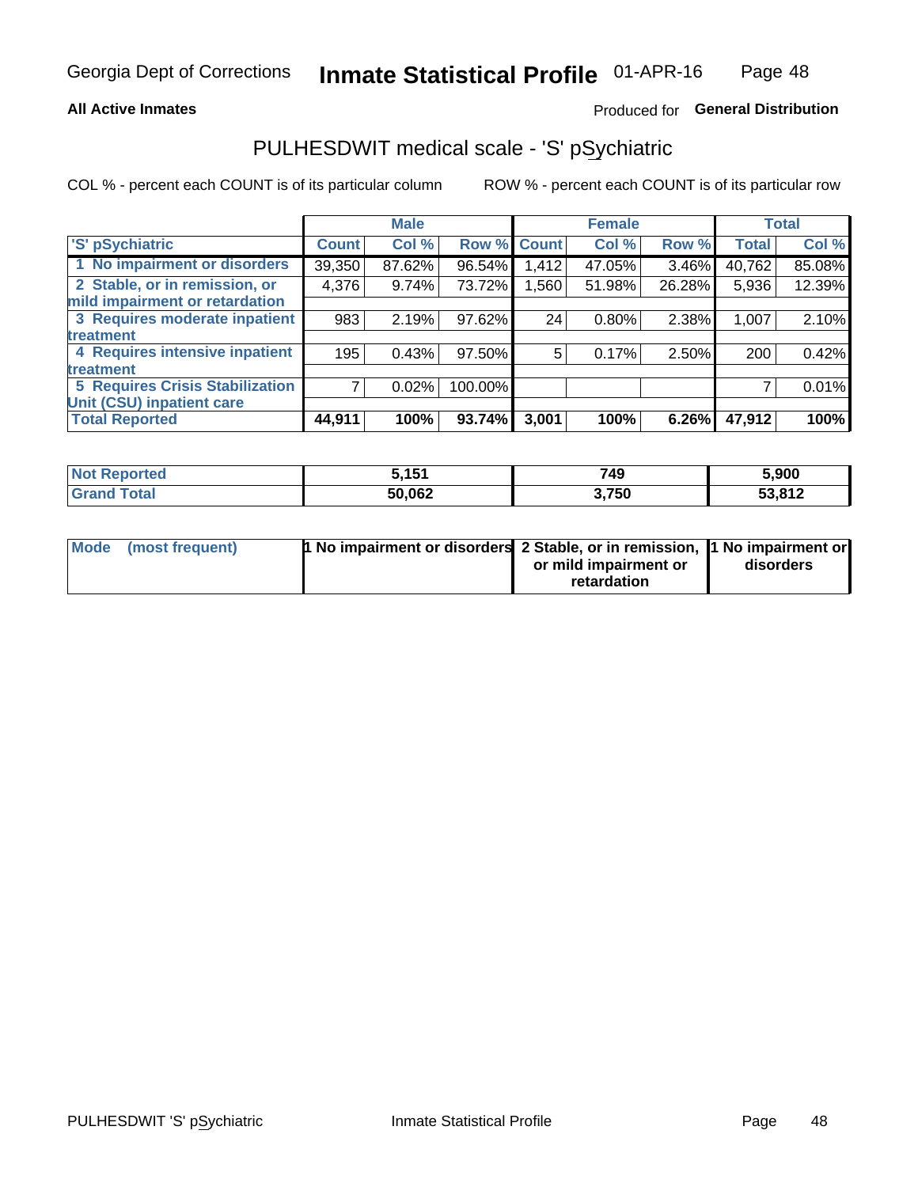Georgia Dept of Corrections **Inmate Statistical Profile** 01-APR-16

**All Active Inmates**

Produced for **General Distribution**

## PULHESDWIT medical scale - 'S' pSychiatric

COL % - percent each COUNT is of its particular column ROW % - percent each COUNT is of its particular row

| | Male | | | Female | | | Total | |
|---|---|---|---|---|---|---|---|---|
| 'S' pSychiatric | Count | Col % | Row % | Count | Col % | Row % | Total | Col % |
| 1 No impairment or disorders | 39,350 | 87.62% | 96.54% | 1,412 | 47.05% | 3.46% | 40,762 | 85.08% |
| 2 Stable, or in remission, or mild impairment or retardation | 4,376 | 9.74% | 73.72% | 1,560 | 51.98% | 26.28% | 5,936 | 12.39% |
| 3 Requires moderate inpatient treatment | 983 | 2.19% | 97.62% | 24 | 0.80% | 2.38% | 1,007 | 2.10% |
| 4 Requires intensive inpatient treatment | 195 | 0.43% | 97.50% | 5 | 0.17% | 2.50% | 200 | 0.42% |
| 5 Requires Crisis Stabilization Unit (CSU) inpatient care | 7 | 0.02% | 100.00% | | | | 7 | 0.01% |
| **Total Reported** | **44,911** | **100%** | **93.74%** | **3,001** | **100%** | **6.26%** | **47,912** | **100%** |

| | Male | Female | Total |
|---|---|---|---|
| Not Reported | 5,151 | 749 | 5,900 |
| Grand Total | 50,062 | 3,750 | 53,812 |

| | Male | Female | Total |
|---|---|---|---|
| Mode (most frequent) | 1 No impairment or disorders | 2 Stable, or in remission, or mild impairment or retardation | 1 No impairment or disorders |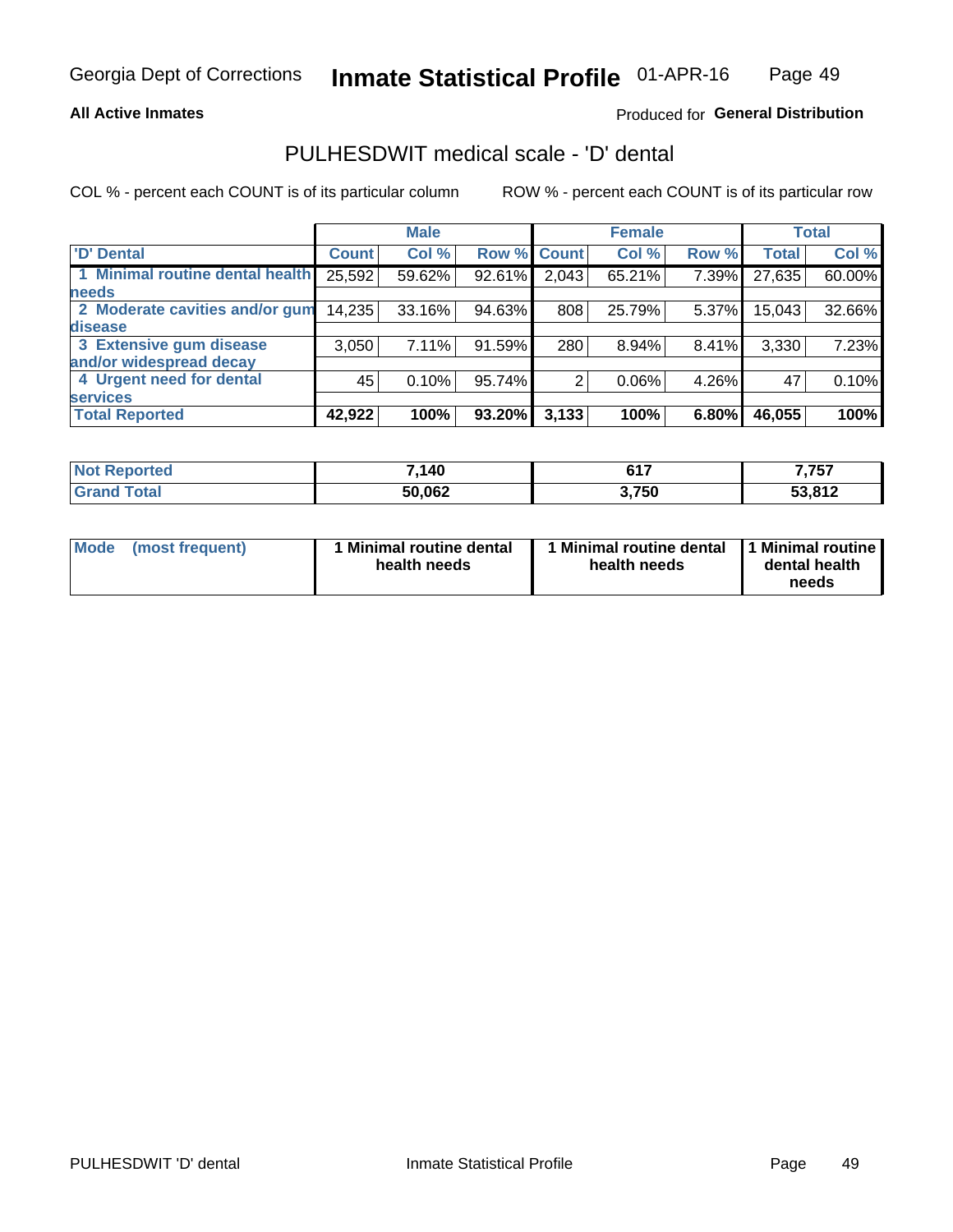Georgia Dept of Corrections **Inmate Statistical Profile** 01-APR-16

**All Active Inmates**

Produced for **General Distribution**

## PULHESDWIT medical scale - 'D' dental

COL % - percent each COUNT is of its particular column

ROW % - percent each COUNT is of its particular row

| | Male | | | Female | | | Total | |
|---|---|---|---|---|---|---|---|---|
| 'D' Dental | Count | Col % | Row % | Count | Col % | Row % | Total | Col % |
| 1 Minimal routine dental health needs | 25,592 | 59.62% | 92.61% | 2,043 | 65.21% | 7.39% | 27,635 | 60.00% |
| 2 Moderate cavities and/or gum disease | 14,235 | 33.16% | 94.63% | 808 | 25.79% | 5.37% | 15,043 | 32.66% |
| 3 Extensive gum disease and/or widespread decay | 3,050 | 7.11% | 91.59% | 280 | 8.94% | 8.41% | 3,330 | 7.23% |
| 4 Urgent need for dental services | 45 | 0.10% | 95.74% | 2 | 0.06% | 4.26% | 47 | 0.10% |
| **Total Reported** | **42,922** | **100%** | **93.20%** | **3,133** | **100%** | **6.80%** | **46,055** | **100%** |

| | Male | Female | Total |
|---|---|---|---|
| Not Reported | 7,140 | 617 | 7,757 |
| Grand Total | 50,062 | 3,750 | 53,812 |

| | Male | Female | Total |
|---|---|---|---|
| Mode (most frequent) | 1 Minimal routine dental health needs | 1 Minimal routine dental health needs | 1 Minimal routine dental health needs |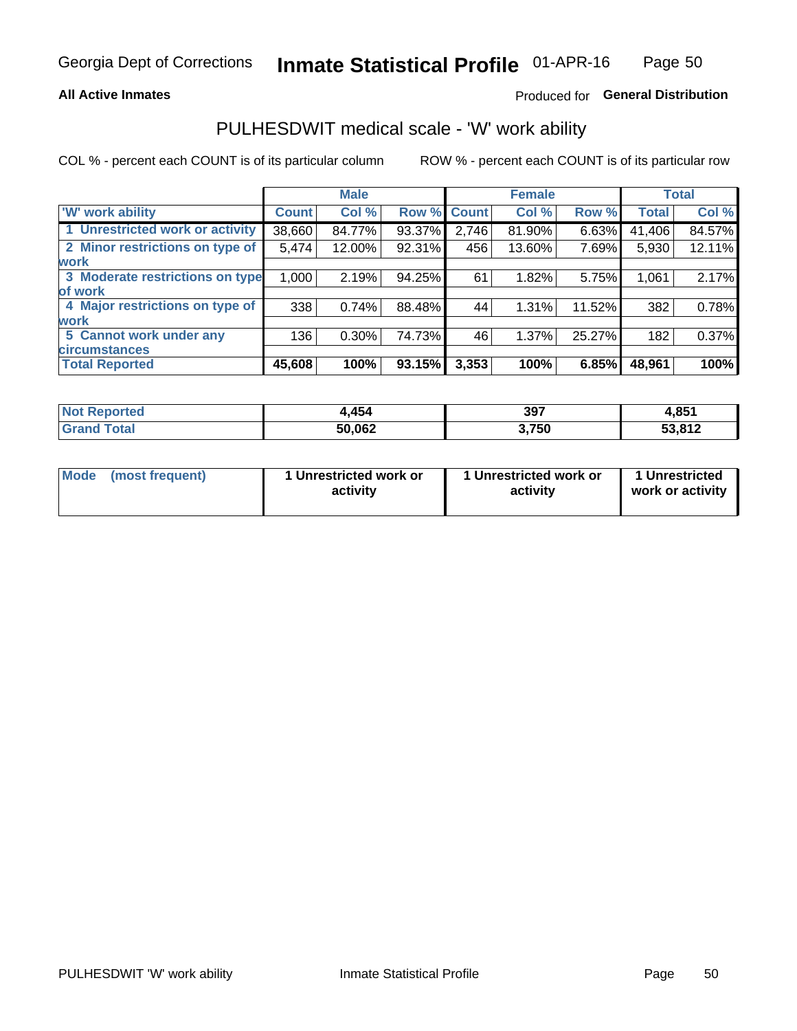Georgia Dept of Corrections **Inmate Statistical Profile** 01-APR-16

**All Active Inmates**

Produced for **General Distribution**

## PULHESDWIT medical scale - 'W' work ability

COL % - percent each COUNT is of its particular column    ROW % - percent each COUNT is of its particular row

| | Male | | | Female | | | Total | |
|---|---|---|---|---|---|---|---|---|
| 'W' work ability | Count | Col % | Row % | Count | Col % | Row % | Total | Col % |
| 1 Unrestricted work or activity | 38,660 | 84.77% | 93.37% | 2,746 | 81.90% | 6.63% | 41,406 | 84.57% |
| 2 Minor restrictions on type of work | 5,474 | 12.00% | 92.31% | 456 | 13.60% | 7.69% | 5,930 | 12.11% |
| 3 Moderate restrictions on type of work | 1,000 | 2.19% | 94.25% | 61 | 1.82% | 5.75% | 1,061 | 2.17% |
| 4 Major restrictions on type of work | 338 | 0.74% | 88.48% | 44 | 1.31% | 11.52% | 382 | 0.78% |
| 5 Cannot work under any circumstances | 136 | 0.30% | 74.73% | 46 | 1.37% | 25.27% | 182 | 0.37% |
| **Total Reported** | **45,608** | **100%** | **93.15%** | **3,353** | **100%** | **6.85%** | **48,961** | **100%** |

| | Male | Female | Total |
|---|---|---|---|
| Not Reported | 4,454 | 397 | 4,851 |
| Grand Total | 50,062 | 3,750 | 53,812 |

| | Male | Female | Total |
|---|---|---|---|
| Mode (most frequent) | 1 Unrestricted work or activity | 1 Unrestricted work or activity | 1 Unrestricted work or activity |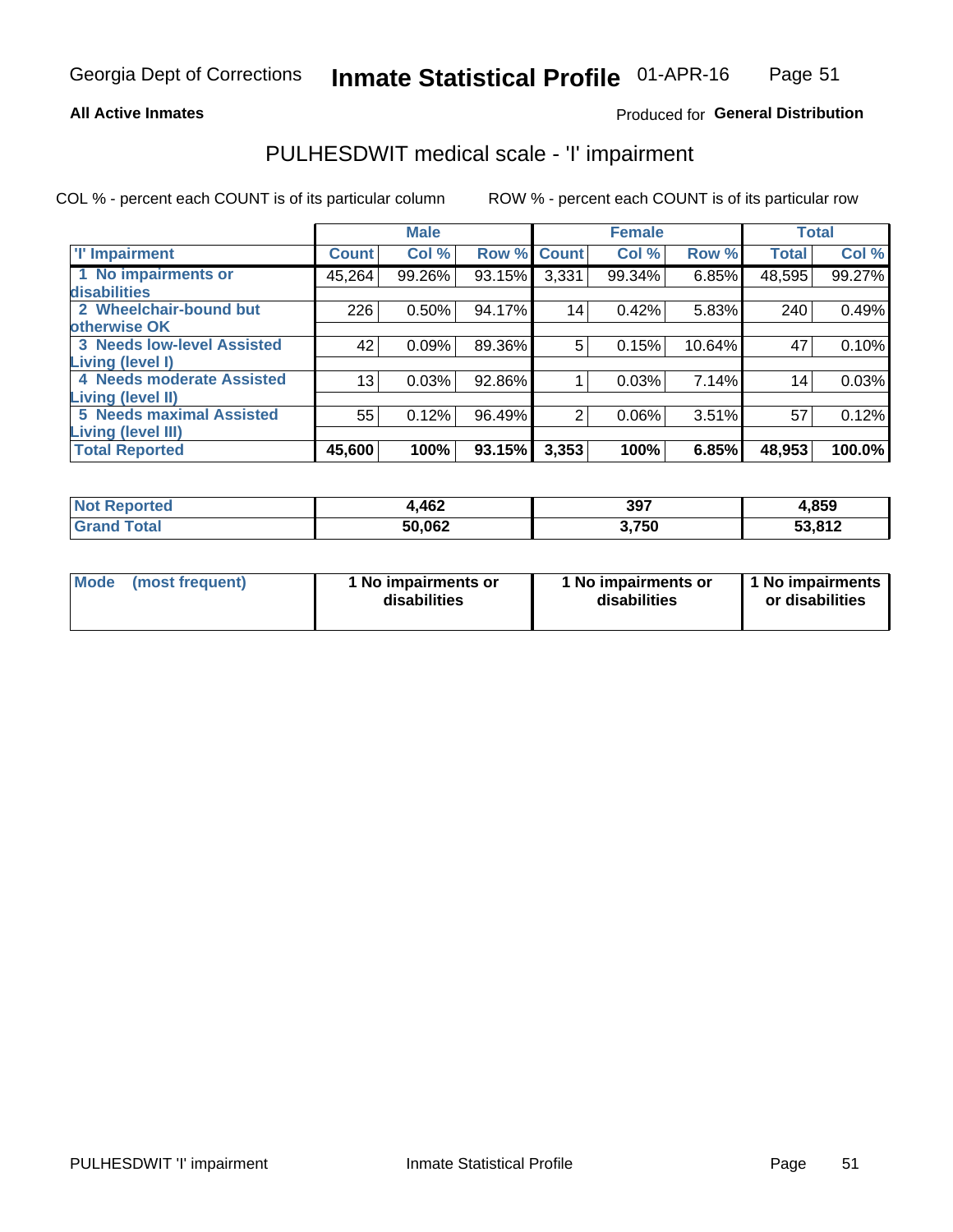Georgia Dept of Corrections **Inmate Statistical Profile** 01-APR-16

**All Active Inmates**

Produced for **General Distribution**

# PULHESDWIT medical scale - 'I' impairment

COL % - percent each COUNT is of its particular column ROW % - percent each COUNT is of its particular row

| | Male | | | Female | | | Total | |
|---|---|---|---|---|---|---|---|---|
| 'I' Impairment | Count | Col % | Row % | Count | Col % | Row % | Total | Col % |
| 1 No impairments or disabilities | 45,264 | 99.26% | 93.15% | 3,331 | 99.34% | 6.85% | 48,595 | 99.27% |
| 2 Wheelchair-bound but otherwise OK | 226 | 0.50% | 94.17% | 14 | 0.42% | 5.83% | 240 | 0.49% |
| 3 Needs low-level Assisted Living (level I) | 42 | 0.09% | 89.36% | 5 | 0.15% | 10.64% | 47 | 0.10% |
| 4 Needs moderate Assisted Living (level II) | 13 | 0.03% | 92.86% | 1 | 0.03% | 7.14% | 14 | 0.03% |
| 5 Needs maximal Assisted Living (level III) | 55 | 0.12% | 96.49% | 2 | 0.06% | 3.51% | 57 | 0.12% |
| **Total Reported** | **45,600** | **100%** | **93.15%** | **3,353** | **100%** | **6.85%** | **48,953** | **100.0%** |

| | Male | Female | Total |
|---|---|---|---|
| Not Reported | 4,462 | 397 | 4,859 |
| Grand Total | 50,062 | 3,750 | 53,812 |

| | Male | Female | Total |
|---|---|---|---|
| Mode (most frequent) | 1 No impairments or disabilities | 1 No impairments or disabilities | 1 No impairments or disabilities |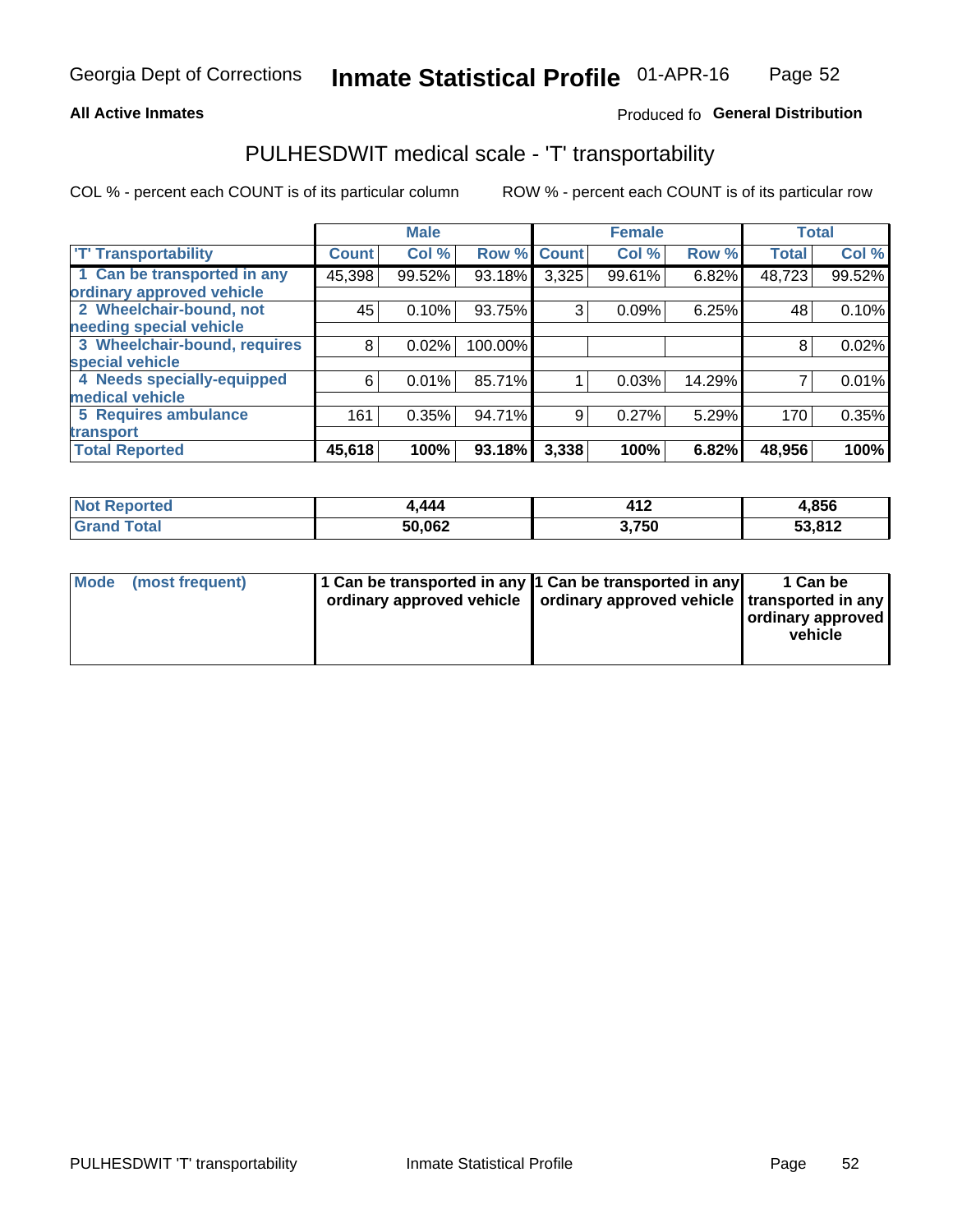# Georgia Dept of Corrections — Inmate Statistical Profile 01-APR-16

**All Active Inmates** — Produced fo **General Distribution**

## PULHESDWIT medical scale - 'T' transportability

COL % - percent each COUNT is of its particular column ROW % - percent each COUNT is of its particular row

| 'T' Transportability | Male | | | Female | | | Total | |
|---|---|---|---|---|---|---|---|---|
| | Count | Col % | Row % | Count | Col % | Row % | Total | Col % |
| 1 Can be transported in any ordinary approved vehicle | 45,398 | 99.52% | 93.18% | 3,325 | 99.61% | 6.82% | 48,723 | 99.52% |
| 2 Wheelchair-bound, not needing special vehicle | 45 | 0.10% | 93.75% | 3 | 0.09% | 6.25% | 48 | 0.10% |
| 3 Wheelchair-bound, requires special vehicle | 8 | 0.02% | 100.00% | | | | 8 | 0.02% |
| 4 Needs specially-equipped medical vehicle | 6 | 0.01% | 85.71% | 1 | 0.03% | 14.29% | 7 | 0.01% |
| 5 Requires ambulance transport | 161 | 0.35% | 94.71% | 9 | 0.27% | 5.29% | 170 | 0.35% |
| **Total Reported** | **45,618** | **100%** | **93.18%** | **3,338** | **100%** | **6.82%** | **48,956** | **100%** |

| | Male | Female | Total |
|---|---|---|---|
| **Not Reported** | **4,444** | **412** | **4,856** |
| **Grand Total** | **50,062** | **3,750** | **53,812** |

| | Male | Female | Total |
|---|---|---|---|
| **Mode (most frequent)** | **1 Can be transported in any ordinary approved vehicle** | **1 Can be transported in any ordinary approved vehicle** | **1 Can be transported in any ordinary approved vehicle** |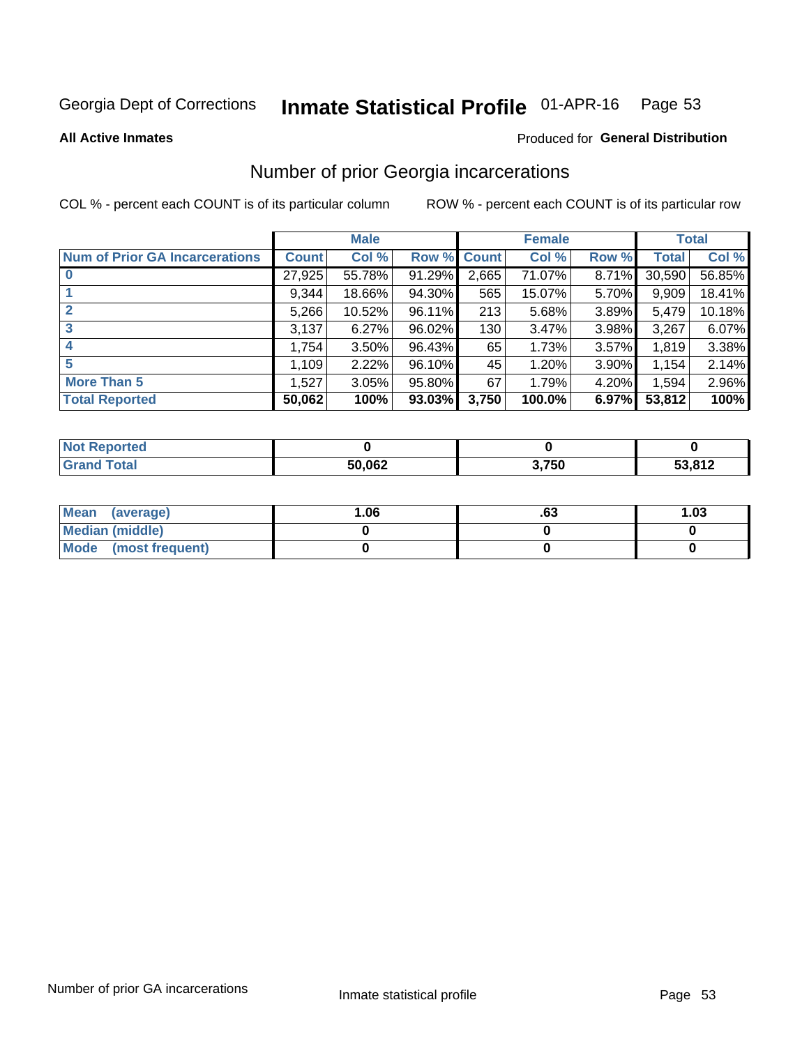Georgia Dept of Corrections **Inmate Statistical Profile** 01-APR-16

**All Active Inmates**

Produced for **General Distribution**

## Number of prior Georgia incarcerations

COL % - percent each COUNT is of its particular column    ROW % - percent each COUNT is of its particular row

| | Male | | | Female | | | Total | |
|---|---|---|---|---|---|---|---|---|
| **Num of Prior GA Incarcerations** | **Count** | **Col %** | **Row %** | **Count** | **Col %** | **Row %** | **Total** | **Col %** |
| **0** | 27,925 | 55.78% | 91.29% | 2,665 | 71.07% | 8.71% | 30,590 | 56.85% |
| **1** | 9,344 | 18.66% | 94.30% | 565 | 15.07% | 5.70% | 9,909 | 18.41% |
| **2** | 5,266 | 10.52% | 96.11% | 213 | 5.68% | 3.89% | 5,479 | 10.18% |
| **3** | 3,137 | 6.27% | 96.02% | 130 | 3.47% | 3.98% | 3,267 | 6.07% |
| **4** | 1,754 | 3.50% | 96.43% | 65 | 1.73% | 3.57% | 1,819 | 3.38% |
| **5** | 1,109 | 2.22% | 96.10% | 45 | 1.20% | 3.90% | 1,154 | 2.14% |
| **More Than 5** | 1,527 | 3.05% | 95.80% | 67 | 1.79% | 4.20% | 1,594 | 2.96% |
| **Total Reported** | **50,062** | **100%** | **93.03%** | **3,750** | **100.0%** | **6.97%** | **53,812** | **100%** |

| | Male | Female | Total |
|---|---|---|---|
| **Not Reported** | **0** | **0** | **0** |
| **Grand Total** | **50,062** | **3,750** | **53,812** |

| | Male | Female | Total |
|---|---|---|---|
| **Mean (average)** | **1.06** | **.63** | **1.03** |
| **Median (middle)** | **0** | **0** | **0** |
| **Mode (most frequent)** | **0** | **0** | **0** |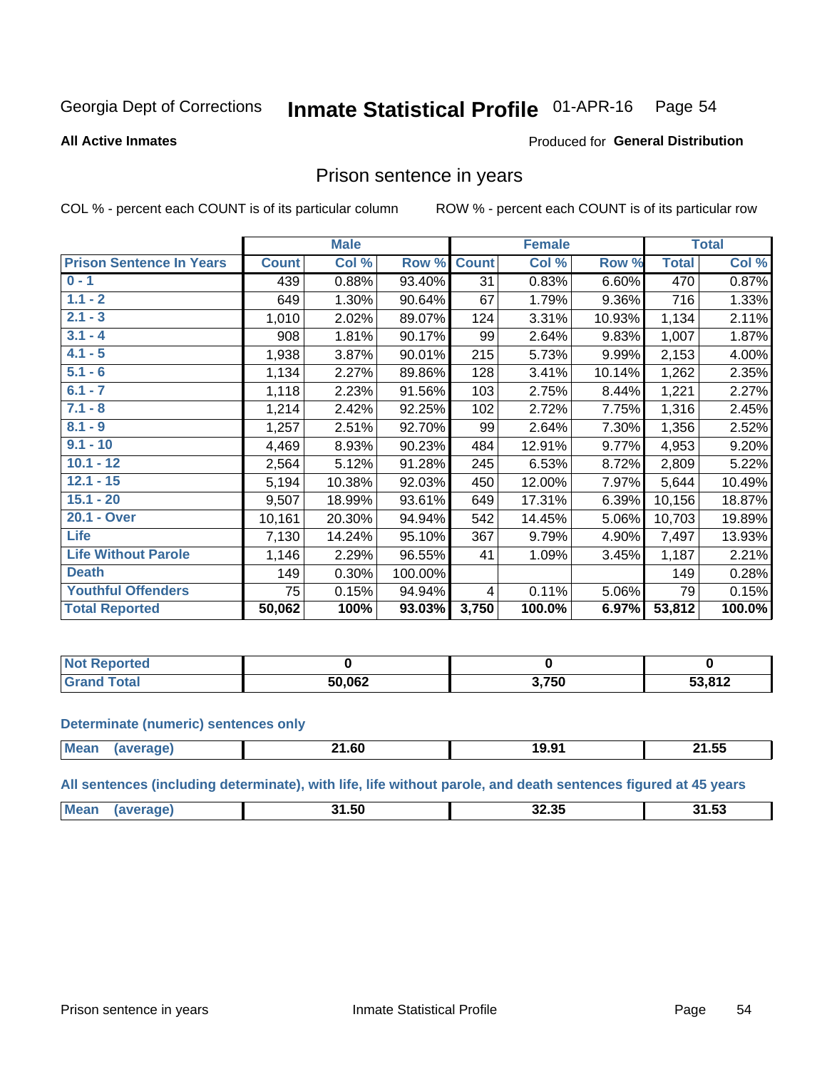Georgia Dept of Corrections **Inmate Statistical Profile** 01-APR-16 Page 54

**All Active Inmates**

Produced for **General Distribution**

## Prison sentence in years

COL % - percent each COUNT is of its particular column

ROW % - percent each COUNT is of its particular row

| | Male | | | Female | | | Total | |
|---|---|---|---|---|---|---|---|---|
| **Prison Sentence In Years** | **Count** | **Col %** | **Row %** | **Count** | **Col %** | **Row %** | **Total** | **Col %** |
| **0 - 1** | 439 | 0.88% | 93.40% | 31 | 0.83% | 6.60% | 470 | 0.87% |
| **1.1 - 2** | 649 | 1.30% | 90.64% | 67 | 1.79% | 9.36% | 716 | 1.33% |
| **2.1 - 3** | 1,010 | 2.02% | 89.07% | 124 | 3.31% | 10.93% | 1,134 | 2.11% |
| **3.1 - 4** | 908 | 1.81% | 90.17% | 99 | 2.64% | 9.83% | 1,007 | 1.87% |
| **4.1 - 5** | 1,938 | 3.87% | 90.01% | 215 | 5.73% | 9.99% | 2,153 | 4.00% |
| **5.1 - 6** | 1,134 | 2.27% | 89.86% | 128 | 3.41% | 10.14% | 1,262 | 2.35% |
| **6.1 - 7** | 1,118 | 2.23% | 91.56% | 103 | 2.75% | 8.44% | 1,221 | 2.27% |
| **7.1 - 8** | 1,214 | 2.42% | 92.25% | 102 | 2.72% | 7.75% | 1,316 | 2.45% |
| **8.1 - 9** | 1,257 | 2.51% | 92.70% | 99 | 2.64% | 7.30% | 1,356 | 2.52% |
| **9.1 - 10** | 4,469 | 8.93% | 90.23% | 484 | 12.91% | 9.77% | 4,953 | 9.20% |
| **10.1 - 12** | 2,564 | 5.12% | 91.28% | 245 | 6.53% | 8.72% | 2,809 | 5.22% |
| **12.1 - 15** | 5,194 | 10.38% | 92.03% | 450 | 12.00% | 7.97% | 5,644 | 10.49% |
| **15.1 - 20** | 9,507 | 18.99% | 93.61% | 649 | 17.31% | 6.39% | 10,156 | 18.87% |
| **20.1 - Over** | 10,161 | 20.30% | 94.94% | 542 | 14.45% | 5.06% | 10,703 | 19.89% |
| **Life** | 7,130 | 14.24% | 95.10% | 367 | 9.79% | 4.90% | 7,497 | 13.93% |
| **Life Without Parole** | 1,146 | 2.29% | 96.55% | 41 | 1.09% | 3.45% | 1,187 | 2.21% |
| **Death** | 149 | 0.30% | 100.00% | | | | 149 | 0.28% |
| **Youthful Offenders** | 75 | 0.15% | 94.94% | 4 | 0.11% | 5.06% | 79 | 0.15% |
| **Total Reported** | **50,062** | **100%** | **93.03%** | **3,750** | **100.0%** | **6.97%** | **53,812** | **100.0%** |

| | Male | Female | Total |
|---|---|---|---|
| **Not Reported** | **0** | **0** | **0** |
| **Grand Total** | **50,062** | **3,750** | **53,812** |

**Determinate (numeric) sentences only**

| | Male | Female | Total |
|---|---|---|---|
| **Mean (average)** | **21.60** | **19.91** | **21.55** |

**All sentences (including determinate), with life, life without parole, and death sentences figured at 45 years**

| | Male | Female | Total |
|---|---|---|---|
| **Mean (average)** | **31.50** | **32.35** | **31.53** |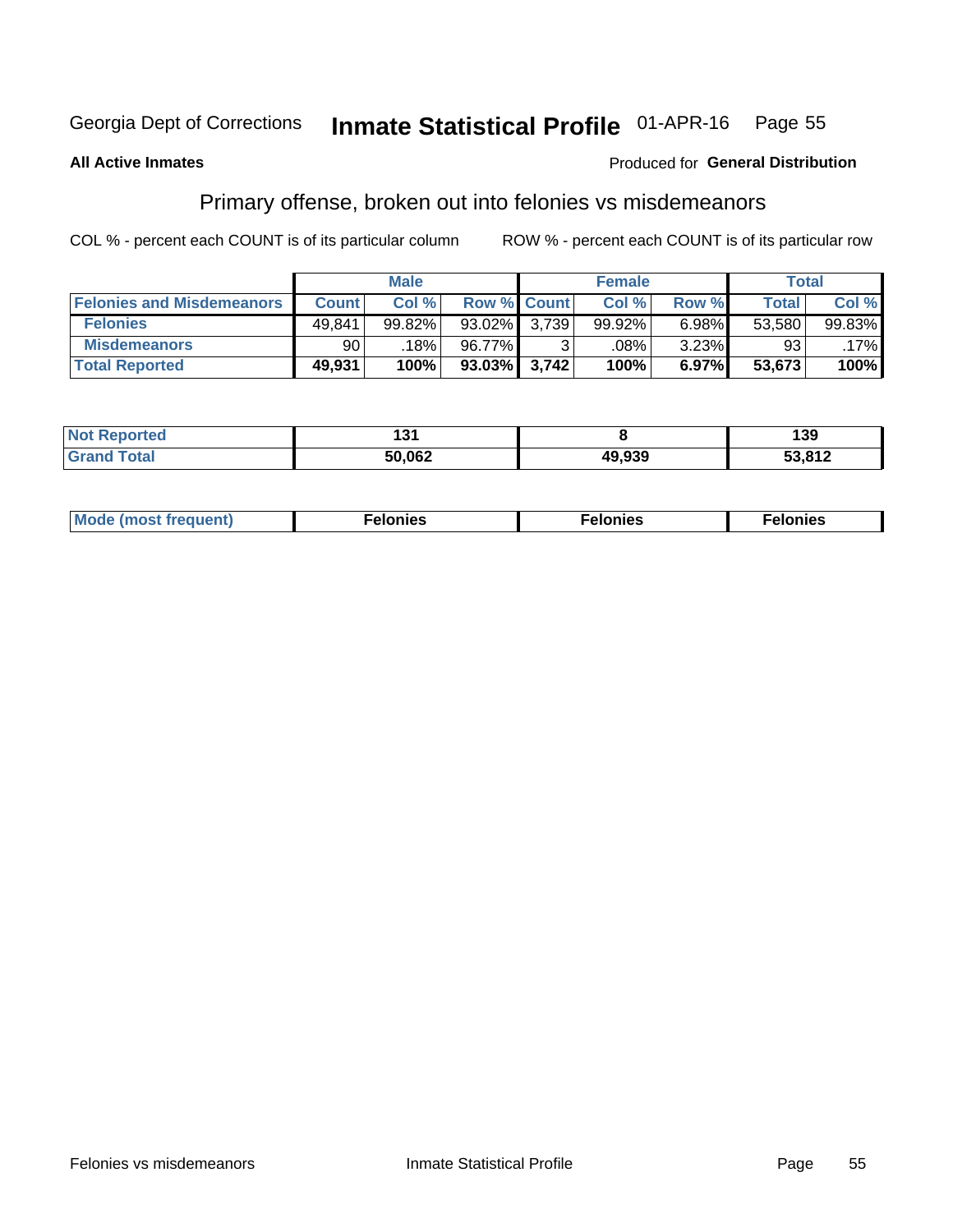Georgia Dept of Corrections **Inmate Statistical Profile** 01-APR-16

**All Active Inmates**

Produced for **General Distribution**

## Primary offense, broken out into felonies vs misdemeanors

COL % - percent each COUNT is of its particular column ROW % - percent each COUNT is of its particular row

| | Male | | | Female | | | Total | |
|---|---|---|---|---|---|---|---|---|
| **Felonies and Misdemeanors** | **Count** | **Col %** | **Row %** | **Count** | **Col %** | **Row %** | **Total** | **Col %** |
| **Felonies** | 49,841 | 99.82% | 93.02% | 3,739 | 99.92% | 6.98% | 53,580 | 99.83% |
| **Misdemeanors** | 90 | .18% | 96.77% | 3 | .08% | 3.23% | 93 | .17% |
| **Total Reported** | **49,931** | **100%** | **93.03%** | **3,742** | **100%** | **6.97%** | **53,673** | **100%** |

| | Male | Female | Total |
|---|---|---|---|
| **Not Reported** | **131** | **8** | **139** |
| **Grand Total** | **50,062** | **49,939** | **53,812** |

| | Male | Female | Total |
|---|---|---|---|
| **Mode (most frequent)** | **Felonies** | **Felonies** | **Felonies** |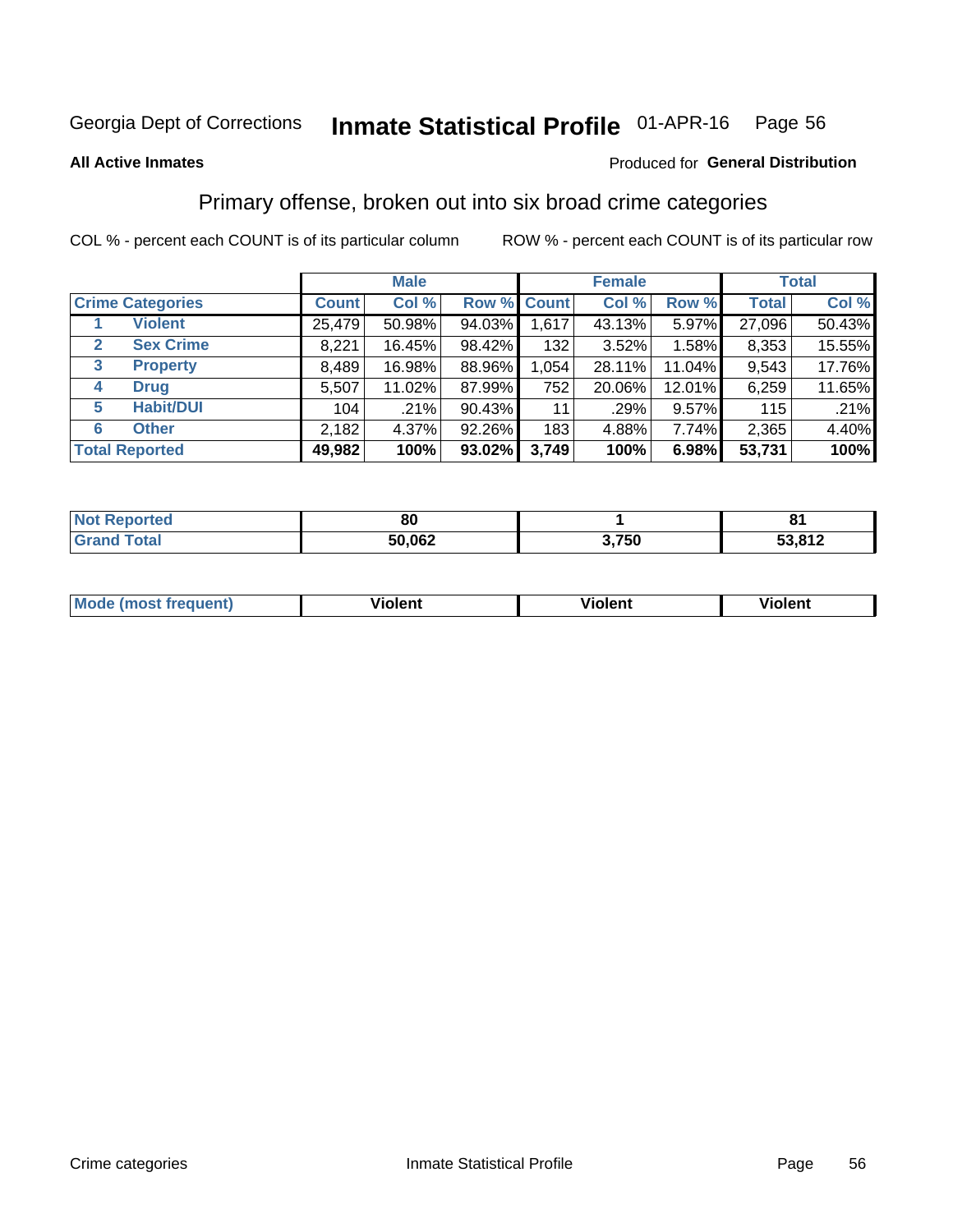Georgia Dept of Corrections **Inmate Statistical Profile** 01-APR-16

**All Active Inmates**

Produced for **General Distribution**

## Primary offense, broken out into six broad crime categories

COL % - percent each COUNT is of its particular column ROW % - percent each COUNT is of its particular row

| | | Male | | | Female | | | Total | |
|---|---|---|---|---|---|---|---|---|---|
| **Crime Categories** | | **Count** | **Col %** | **Row %** | **Count** | **Col %** | **Row %** | **Total** | **Col %** |
| 1 | **Violent** | 25,479 | 50.98% | 94.03% | 1,617 | 43.13% | 5.97% | 27,096 | 50.43% |
| 2 | **Sex Crime** | 8,221 | 16.45% | 98.42% | 132 | 3.52% | 1.58% | 8,353 | 15.55% |
| 3 | **Property** | 8,489 | 16.98% | 88.96% | 1,054 | 28.11% | 11.04% | 9,543 | 17.76% |
| 4 | **Drug** | 5,507 | 11.02% | 87.99% | 752 | 20.06% | 12.01% | 6,259 | 11.65% |
| 5 | **Habit/DUI** | 104 | .21% | 90.43% | 11 | .29% | 9.57% | 115 | .21% |
| 6 | **Other** | 2,182 | 4.37% | 92.26% | 183 | 4.88% | 7.74% | 2,365 | 4.40% |
| **Total Reported** | | **49,982** | **100%** | **93.02%** | **3,749** | **100%** | **6.98%** | **53,731** | **100%** |

| | Male | Female | Total |
|---|---|---|---|
| **Not Reported** | **80** | **1** | **81** |
| **Grand Total** | **50,062** | **3,750** | **53,812** |

| | Male | Female | Total |
|---|---|---|---|
| **Mode (most frequent)** | **Violent** | **Violent** | **Violent** |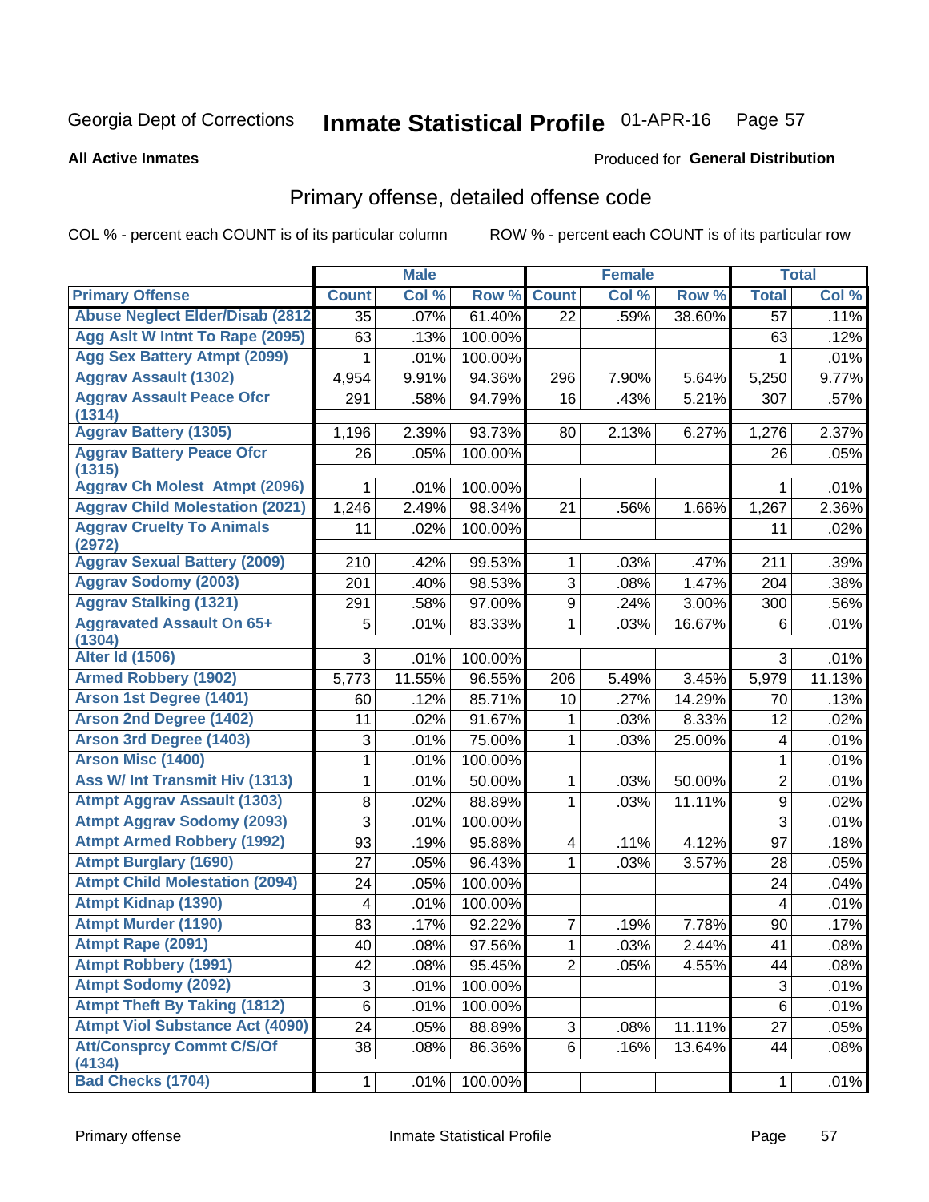Georgia Dept of Corrections **Inmate Statistical Profile** 01-APR-16

**All Active Inmates**

Produced for **General Distribution**

## Primary offense, detailed offense code

COL % - percent each COUNT is of its particular column

ROW % - percent each COUNT is of its particular row

| | Male | | | Female | | | Total | |
|---|---|---|---|---|---|---|---|---|
| **Primary Offense** | **Count** | **Col %** | **Row %** | **Count** | **Col %** | **Row %** | **Total** | **Col %** |
| Abuse Neglect Elder/Disab (2812 | 35 | .07% | 61.40% | 22 | .59% | 38.60% | 57 | .11% |
| Agg Aslt W Intnt To Rape (2095) | 63 | .13% | 100.00% | | | | 63 | .12% |
| Agg Sex Battery Atmpt (2099) | 1 | .01% | 100.00% | | | | 1 | .01% |
| Aggrav Assault (1302) | 4,954 | 9.91% | 94.36% | 296 | 7.90% | 5.64% | 5,250 | 9.77% |
| Aggrav Assault Peace Ofcr (1314) | 291 | .58% | 94.79% | 16 | .43% | 5.21% | 307 | .57% |
| Aggrav Battery (1305) | 1,196 | 2.39% | 93.73% | 80 | 2.13% | 6.27% | 1,276 | 2.37% |
| Aggrav Battery Peace Ofcr (1315) | 26 | .05% | 100.00% | | | | 26 | .05% |
| Aggrav Ch Molest Atmpt (2096) | 1 | .01% | 100.00% | | | | 1 | .01% |
| Aggrav Child Molestation (2021) | 1,246 | 2.49% | 98.34% | 21 | .56% | 1.66% | 1,267 | 2.36% |
| Aggrav Cruelty To Animals (2972) | 11 | .02% | 100.00% | | | | 11 | .02% |
| Aggrav Sexual Battery (2009) | 210 | .42% | 99.53% | 1 | .03% | .47% | 211 | .39% |
| Aggrav Sodomy (2003) | 201 | .40% | 98.53% | 3 | .08% | 1.47% | 204 | .38% |
| Aggrav Stalking (1321) | 291 | .58% | 97.00% | 9 | .24% | 3.00% | 300 | .56% |
| Aggravated Assault On 65+ (1304) | 5 | .01% | 83.33% | 1 | .03% | 16.67% | 6 | .01% |
| Alter Id (1506) | 3 | .01% | 100.00% | | | | 3 | .01% |
| Armed Robbery (1902) | 5,773 | 11.55% | 96.55% | 206 | 5.49% | 3.45% | 5,979 | 11.13% |
| Arson 1st Degree (1401) | 60 | .12% | 85.71% | 10 | .27% | 14.29% | 70 | .13% |
| Arson 2nd Degree (1402) | 11 | .02% | 91.67% | 1 | .03% | 8.33% | 12 | .02% |
| Arson 3rd Degree (1403) | 3 | .01% | 75.00% | 1 | .03% | 25.00% | 4 | .01% |
| Arson Misc (1400) | 1 | .01% | 100.00% | | | | 1 | .01% |
| Ass W/ Int Transmit Hiv (1313) | 1 | .01% | 50.00% | 1 | .03% | 50.00% | 2 | .01% |
| Atmpt Aggrav Assault (1303) | 8 | .02% | 88.89% | 1 | .03% | 11.11% | 9 | .02% |
| Atmpt Aggrav Sodomy (2093) | 3 | .01% | 100.00% | | | | 3 | .01% |
| Atmpt Armed Robbery (1992) | 93 | .19% | 95.88% | 4 | .11% | 4.12% | 97 | .18% |
| Atmpt Burglary (1690) | 27 | .05% | 96.43% | 1 | .03% | 3.57% | 28 | .05% |
| Atmpt Child Molestation (2094) | 24 | .05% | 100.00% | | | | 24 | .04% |
| Atmpt Kidnap (1390) | 4 | .01% | 100.00% | | | | 4 | .01% |
| Atmpt Murder (1190) | 83 | .17% | 92.22% | 7 | .19% | 7.78% | 90 | .17% |
| Atmpt Rape (2091) | 40 | .08% | 97.56% | 1 | .03% | 2.44% | 41 | .08% |
| Atmpt Robbery (1991) | 42 | .08% | 95.45% | 2 | .05% | 4.55% | 44 | .08% |
| Atmpt Sodomy (2092) | 3 | .01% | 100.00% | | | | 3 | .01% |
| Atmpt Theft By Taking (1812) | 6 | .01% | 100.00% | | | | 6 | .01% |
| Atmpt Viol Substance Act (4090) | 24 | .05% | 88.89% | 3 | .08% | 11.11% | 27 | .05% |
| Att/Consprcy Commt C/S/Of (4134) | 38 | .08% | 86.36% | 6 | .16% | 13.64% | 44 | .08% |
| Bad Checks (1704) | 1 | .01% | 100.00% | | | | 1 | .01% |

Primary offense Inmate Statistical Profile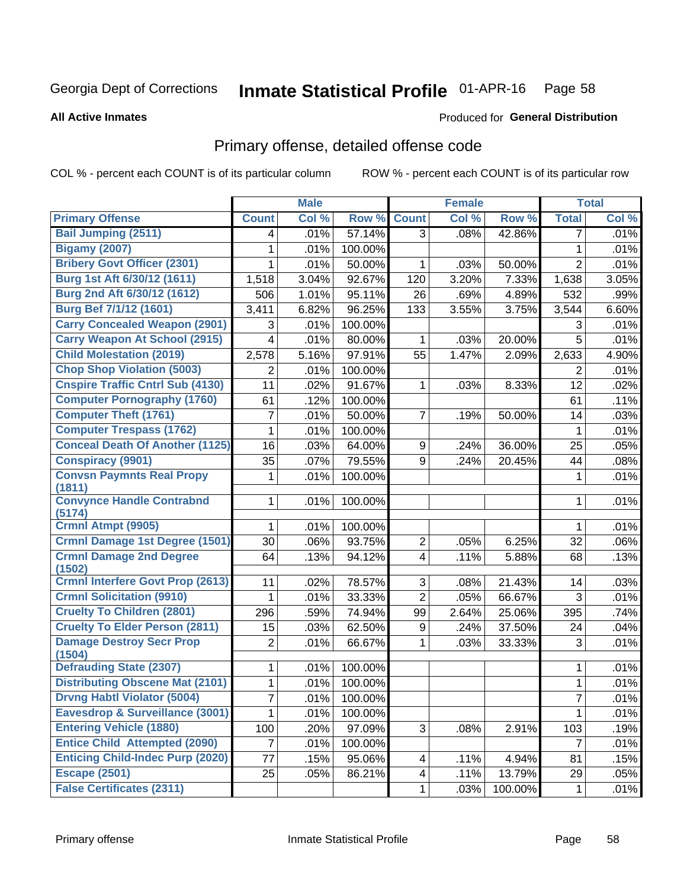Georgia Dept of Corrections **Inmate Statistical Profile** 01-APR-16

**All Active Inmates** Produced for **General Distribution**

## Primary offense, detailed offense code

COL % - percent each COUNT is of its particular column ROW % - percent each COUNT is of its particular row

| | Male | | | Female | | | Total | |
|---|---|---|---|---|---|---|---|---|
| **Primary Offense** | **Count** | **Col %** | **Row %** | **Count** | **Col %** | **Row %** | **Total** | **Col %** |
| Bail Jumping (2511) | 4 | .01% | 57.14% | 3 | .08% | 42.86% | 7 | .01% |
| Bigamy (2007) | 1 | .01% | 100.00% | | | | 1 | .01% |
| Bribery Govt Officer (2301) | 1 | .01% | 50.00% | 1 | .03% | 50.00% | 2 | .01% |
| Burg 1st Aft 6/30/12 (1611) | 1,518 | 3.04% | 92.67% | 120 | 3.20% | 7.33% | 1,638 | 3.05% |
| Burg 2nd Aft 6/30/12 (1612) | 506 | 1.01% | 95.11% | 26 | .69% | 4.89% | 532 | .99% |
| Burg Bef 7/1/12 (1601) | 3,411 | 6.82% | 96.25% | 133 | 3.55% | 3.75% | 3,544 | 6.60% |
| Carry Concealed Weapon (2901) | 3 | .01% | 100.00% | | | | 3 | .01% |
| Carry Weapon At School (2915) | 4 | .01% | 80.00% | 1 | .03% | 20.00% | 5 | .01% |
| Child Molestation (2019) | 2,578 | 5.16% | 97.91% | 55 | 1.47% | 2.09% | 2,633 | 4.90% |
| Chop Shop Violation (5003) | 2 | .01% | 100.00% | | | | 2 | .01% |
| Cnspire Traffic Cntrl Sub (4130) | 11 | .02% | 91.67% | 1 | .03% | 8.33% | 12 | .02% |
| Computer Pornography (1760) | 61 | .12% | 100.00% | | | | 61 | .11% |
| Computer Theft (1761) | 7 | .01% | 50.00% | 7 | .19% | 50.00% | 14 | .03% |
| Computer Trespass (1762) | 1 | .01% | 100.00% | | | | 1 | .01% |
| Conceal Death Of Another (1125) | 16 | .03% | 64.00% | 9 | .24% | 36.00% | 25 | .05% |
| Conspiracy (9901) | 35 | .07% | 79.55% | 9 | .24% | 20.45% | 44 | .08% |
| Convsn Paymnts Real Propy (1811) | 1 | .01% | 100.00% | | | | 1 | .01% |
| Convynce Handle Contrabnd (5174) | 1 | .01% | 100.00% | | | | 1 | .01% |
| Crmnl Atmpt (9905) | 1 | .01% | 100.00% | | | | 1 | .01% |
| Crmnl Damage 1st Degree (1501) | 30 | .06% | 93.75% | 2 | .05% | 6.25% | 32 | .06% |
| Crmnl Damage 2nd Degree (1502) | 64 | .13% | 94.12% | 4 | .11% | 5.88% | 68 | .13% |
| Crmnl Interfere Govt Prop (2613) | 11 | .02% | 78.57% | 3 | .08% | 21.43% | 14 | .03% |
| Crmnl Solicitation (9910) | 1 | .01% | 33.33% | 2 | .05% | 66.67% | 3 | .01% |
| Cruelty To Children (2801) | 296 | .59% | 74.94% | 99 | 2.64% | 25.06% | 395 | .74% |
| Cruelty To Elder Person (2811) | 15 | .03% | 62.50% | 9 | .24% | 37.50% | 24 | .04% |
| Damage Destroy Secr Prop (1504) | 2 | .01% | 66.67% | 1 | .03% | 33.33% | 3 | .01% |
| Defrauding State (2307) | 1 | .01% | 100.00% | | | | 1 | .01% |
| Distributing Obscene Mat (2101) | 1 | .01% | 100.00% | | | | 1 | .01% |
| Drvng Habtl Violator (5004) | 7 | .01% | 100.00% | | | | 7 | .01% |
| Eavesdrop & Surveillance (3001) | 1 | .01% | 100.00% | | | | 1 | .01% |
| Entering Vehicle (1880) | 100 | .20% | 97.09% | 3 | .08% | 2.91% | 103 | .19% |
| Entice Child Attempted (2090) | 7 | .01% | 100.00% | | | | 7 | .01% |
| Enticing Child-Indec Purp (2020) | 77 | .15% | 95.06% | 4 | .11% | 4.94% | 81 | .15% |
| Escape (2501) | 25 | .05% | 86.21% | 4 | .11% | 13.79% | 29 | .05% |
| False Certificates (2311) | | | | 1 | .03% | 100.00% | 1 | .01% |

Primary offense Inmate Statistical Profile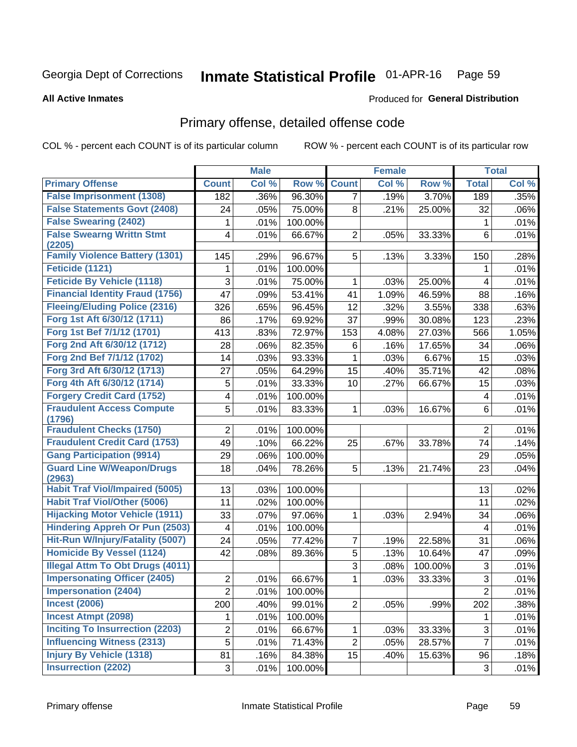Georgia Dept of Corrections **Inmate Statistical Profile** 01-APR-16

**All Active Inmates**

Produced for **General Distribution**

## Primary offense, detailed offense code

COL % - percent each COUNT is of its particular column

ROW % - percent each COUNT is of its particular row

| | Male | | | Female | | | Total | |
|---|---|---|---|---|---|---|---|---|
| **Primary Offense** | **Count** | **Col %** | **Row %** | **Count** | **Col %** | **Row %** | **Total** | **Col %** |
| False Imprisonment (1308) | 182 | .36% | 96.30% | 7 | .19% | 3.70% | 189 | .35% |
| False Statements Govt (2408) | 24 | .05% | 75.00% | 8 | .21% | 25.00% | 32 | .06% |
| False Swearing (2402) | 1 | .01% | 100.00% | | | | 1 | .01% |
| False Swearng Writtn Stmt (2205) | 4 | .01% | 66.67% | 2 | .05% | 33.33% | 6 | .01% |
| Family Violence Battery (1301) | 145 | .29% | 96.67% | 5 | .13% | 3.33% | 150 | .28% |
| Feticide (1121) | 1 | .01% | 100.00% | | | | 1 | .01% |
| Feticide By Vehicle (1118) | 3 | .01% | 75.00% | 1 | .03% | 25.00% | 4 | .01% |
| Financial Identity Fraud (1756) | 47 | .09% | 53.41% | 41 | 1.09% | 46.59% | 88 | .16% |
| Fleeing/Eluding Police (2316) | 326 | .65% | 96.45% | 12 | .32% | 3.55% | 338 | .63% |
| Forg 1st Aft 6/30/12 (1711) | 86 | .17% | 69.92% | 37 | .99% | 30.08% | 123 | .23% |
| Forg 1st Bef 7/1/12 (1701) | 413 | .83% | 72.97% | 153 | 4.08% | 27.03% | 566 | 1.05% |
| Forg 2nd Aft 6/30/12 (1712) | 28 | .06% | 82.35% | 6 | .16% | 17.65% | 34 | .06% |
| Forg 2nd Bef 7/1/12 (1702) | 14 | .03% | 93.33% | 1 | .03% | 6.67% | 15 | .03% |
| Forg 3rd Aft 6/30/12 (1713) | 27 | .05% | 64.29% | 15 | .40% | 35.71% | 42 | .08% |
| Forg 4th Aft 6/30/12 (1714) | 5 | .01% | 33.33% | 10 | .27% | 66.67% | 15 | .03% |
| Forgery Credit Card (1752) | 4 | .01% | 100.00% | | | | 4 | .01% |
| Fraudulent Access Compute (1796) | 5 | .01% | 83.33% | 1 | .03% | 16.67% | 6 | .01% |
| Fraudulent Checks (1750) | 2 | .01% | 100.00% | | | | 2 | .01% |
| Fraudulent Credit Card (1753) | 49 | .10% | 66.22% | 25 | .67% | 33.78% | 74 | .14% |
| Gang Participation (9914) | 29 | .06% | 100.00% | | | | 29 | .05% |
| Guard Line W/Weapon/Drugs (2963) | 18 | .04% | 78.26% | 5 | .13% | 21.74% | 23 | .04% |
| Habit Traf Viol/Impaired (5005) | 13 | .03% | 100.00% | | | | 13 | .02% |
| Habit Traf Viol/Other (5006) | 11 | .02% | 100.00% | | | | 11 | .02% |
| Hijacking Motor Vehicle (1911) | 33 | .07% | 97.06% | 1 | .03% | 2.94% | 34 | .06% |
| Hindering Appreh Or Pun (2503) | 4 | .01% | 100.00% | | | | 4 | .01% |
| Hit-Run W/Injury/Fatality (5007) | 24 | .05% | 77.42% | 7 | .19% | 22.58% | 31 | .06% |
| Homicide By Vessel (1124) | 42 | .08% | 89.36% | 5 | .13% | 10.64% | 47 | .09% |
| Illegal Attm To Obt Drugs (4011) | | | | 3 | .08% | 100.00% | 3 | .01% |
| Impersonating Officer (2405) | 2 | .01% | 66.67% | 1 | .03% | 33.33% | 3 | .01% |
| Impersonation (2404) | 2 | .01% | 100.00% | | | | 2 | .01% |
| Incest (2006) | 200 | .40% | 99.01% | 2 | .05% | .99% | 202 | .38% |
| Incest Atmpt (2098) | 1 | .01% | 100.00% | | | | 1 | .01% |
| Inciting To Insurrection (2203) | 2 | .01% | 66.67% | 1 | .03% | 33.33% | 3 | .01% |
| Influencing Witness (2313) | 5 | .01% | 71.43% | 2 | .05% | 28.57% | 7 | .01% |
| Injury By Vehicle (1318) | 81 | .16% | 84.38% | 15 | .40% | 15.63% | 96 | .18% |
| Insurrection (2202) | 3 | .01% | 100.00% | | | | 3 | .01% |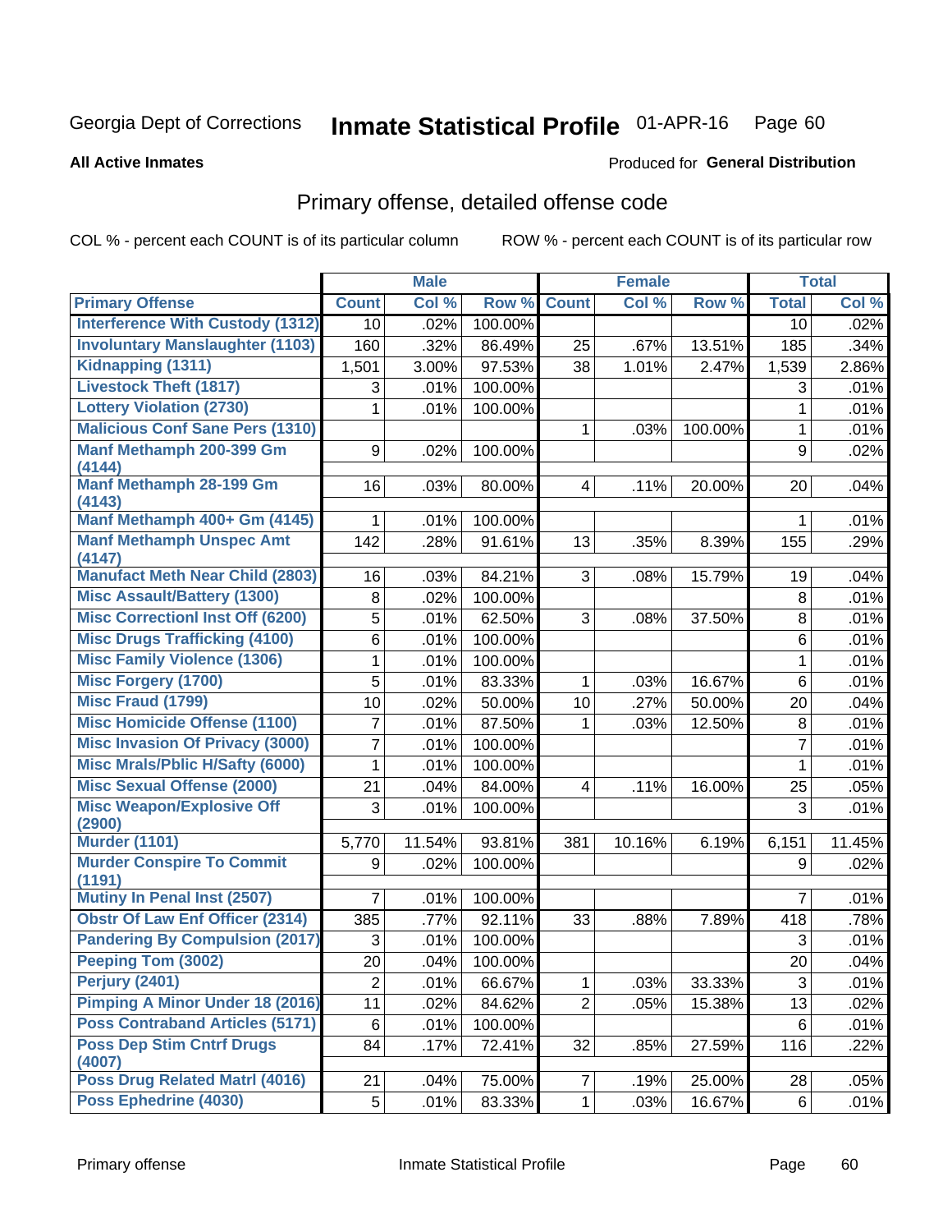Georgia Dept of Corrections **Inmate Statistical Profile** 01-APR-16 Page 60

**All Active Inmates**

Produced for **General Distribution**

## Primary offense, detailed offense code

COL % - percent each COUNT is of its particular column ROW % - percent each COUNT is of its particular row

| | Male | | | Female | | | Total | |
|---|---|---|---|---|---|---|---|---|
| **Primary Offense** | **Count** | **Col %** | **Row %** | **Count** | **Col %** | **Row %** | **Total** | **Col %** |
| Interference With Custody (1312) | 10 | .02% | 100.00% | | | | 10 | .02% |
| Involuntary Manslaughter (1103) | 160 | .32% | 86.49% | 25 | .67% | 13.51% | 185 | .34% |
| Kidnapping (1311) | 1,501 | 3.00% | 97.53% | 38 | 1.01% | 2.47% | 1,539 | 2.86% |
| Livestock Theft (1817) | 3 | .01% | 100.00% | | | | 3 | .01% |
| Lottery Violation (2730) | 1 | .01% | 100.00% | | | | 1 | .01% |
| Malicious Conf Sane Pers (1310) | | | | 1 | .03% | 100.00% | 1 | .01% |
| Manf Methamph 200-399 Gm (4144) | 9 | .02% | 100.00% | | | | 9 | .02% |
| Manf Methamph 28-199 Gm (4143) | 16 | .03% | 80.00% | 4 | .11% | 20.00% | 20 | .04% |
| Manf Methamph 400+ Gm (4145) | 1 | .01% | 100.00% | | | | 1 | .01% |
| Manf Methamph Unspec Amt (4147) | 142 | .28% | 91.61% | 13 | .35% | 8.39% | 155 | .29% |
| Manufact Meth Near Child (2803) | 16 | .03% | 84.21% | 3 | .08% | 15.79% | 19 | .04% |
| Misc Assault/Battery (1300) | 8 | .02% | 100.00% | | | | 8 | .01% |
| Misc Correctionl Inst Off (6200) | 5 | .01% | 62.50% | 3 | .08% | 37.50% | 8 | .01% |
| Misc Drugs Trafficking (4100) | 6 | .01% | 100.00% | | | | 6 | .01% |
| Misc Family Violence (1306) | 1 | .01% | 100.00% | | | | 1 | .01% |
| Misc Forgery (1700) | 5 | .01% | 83.33% | 1 | .03% | 16.67% | 6 | .01% |
| Misc Fraud (1799) | 10 | .02% | 50.00% | 10 | .27% | 50.00% | 20 | .04% |
| Misc Homicide Offense (1100) | 7 | .01% | 87.50% | 1 | .03% | 12.50% | 8 | .01% |
| Misc Invasion Of Privacy (3000) | 7 | .01% | 100.00% | | | | 7 | .01% |
| Misc Mrals/Pblic H/Safty (6000) | 1 | .01% | 100.00% | | | | 1 | .01% |
| Misc Sexual Offense (2000) | 21 | .04% | 84.00% | 4 | .11% | 16.00% | 25 | .05% |
| Misc Weapon/Explosive Off (2900) | 3 | .01% | 100.00% | | | | 3 | .01% |
| Murder (1101) | 5,770 | 11.54% | 93.81% | 381 | 10.16% | 6.19% | 6,151 | 11.45% |
| Murder Conspire To Commit (1191) | 9 | .02% | 100.00% | | | | 9 | .02% |
| Mutiny In Penal Inst (2507) | 7 | .01% | 100.00% | | | | 7 | .01% |
| Obstr Of Law Enf Officer (2314) | 385 | .77% | 92.11% | 33 | .88% | 7.89% | 418 | .78% |
| Pandering By Compulsion (2017) | 3 | .01% | 100.00% | | | | 3 | .01% |
| Peeping Tom (3002) | 20 | .04% | 100.00% | | | | 20 | .04% |
| Perjury (2401) | 2 | .01% | 66.67% | 1 | .03% | 33.33% | 3 | .01% |
| Pimping A Minor Under 18 (2016) | 11 | .02% | 84.62% | 2 | .05% | 15.38% | 13 | .02% |
| Poss Contraband Articles (5171) | 6 | .01% | 100.00% | | | | 6 | .01% |
| Poss Dep Stim Cntrf Drugs (4007) | 84 | .17% | 72.41% | 32 | .85% | 27.59% | 116 | .22% |
| Poss Drug Related Matrl (4016) | 21 | .04% | 75.00% | 7 | .19% | 25.00% | 28 | .05% |
| Poss Ephedrine (4030) | 5 | .01% | 83.33% | 1 | .03% | 16.67% | 6 | .01% |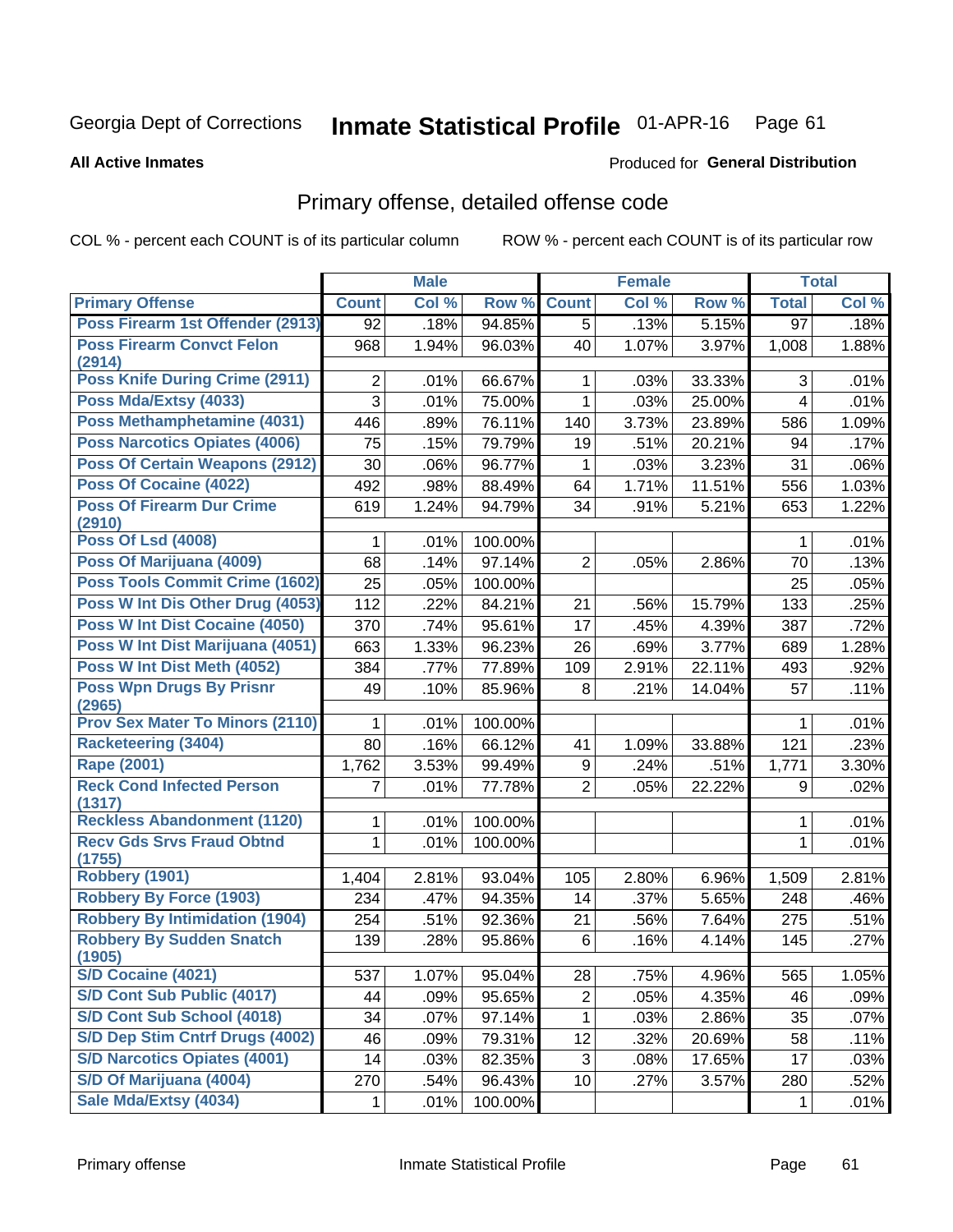Georgia Dept of Corrections **Inmate Statistical Profile** 01-APR-16

**All Active Inmates**

Produced for **General Distribution**

## Primary offense, detailed offense code

COL % - percent each COUNT is of its particular column ROW % - percent each COUNT is of its particular row

| | Male | | | Female | | | Total | |
|---|---|---|---|---|---|---|---|---|
| **Primary Offense** | **Count** | **Col %** | **Row %** | **Count** | **Col %** | **Row %** | **Total** | **Col %** |
| Poss Firearm 1st Offender (2913) | 92 | .18% | 94.85% | 5 | .13% | 5.15% | 97 | .18% |
| Poss Firearm Convct Felon (2914) | 968 | 1.94% | 96.03% | 40 | 1.07% | 3.97% | 1,008 | 1.88% |
| Poss Knife During Crime (2911) | 2 | .01% | 66.67% | 1 | .03% | 33.33% | 3 | .01% |
| Poss Mda/Extsy (4033) | 3 | .01% | 75.00% | 1 | .03% | 25.00% | 4 | .01% |
| Poss Methamphetamine (4031) | 446 | .89% | 76.11% | 140 | 3.73% | 23.89% | 586 | 1.09% |
| Poss Narcotics Opiates (4006) | 75 | .15% | 79.79% | 19 | .51% | 20.21% | 94 | .17% |
| Poss Of Certain Weapons (2912) | 30 | .06% | 96.77% | 1 | .03% | 3.23% | 31 | .06% |
| Poss Of Cocaine (4022) | 492 | .98% | 88.49% | 64 | 1.71% | 11.51% | 556 | 1.03% |
| Poss Of Firearm Dur Crime (2910) | 619 | 1.24% | 94.79% | 34 | .91% | 5.21% | 653 | 1.22% |
| Poss Of Lsd (4008) | 1 | .01% | 100.00% | | | | 1 | .01% |
| Poss Of Marijuana (4009) | 68 | .14% | 97.14% | 2 | .05% | 2.86% | 70 | .13% |
| Poss Tools Commit Crime (1602) | 25 | .05% | 100.00% | | | | 25 | .05% |
| Poss W Int Dis Other Drug (4053) | 112 | .22% | 84.21% | 21 | .56% | 15.79% | 133 | .25% |
| Poss W Int Dist Cocaine (4050) | 370 | .74% | 95.61% | 17 | .45% | 4.39% | 387 | .72% |
| Poss W Int Dist Marijuana (4051) | 663 | 1.33% | 96.23% | 26 | .69% | 3.77% | 689 | 1.28% |
| Poss W Int Dist Meth (4052) | 384 | .77% | 77.89% | 109 | 2.91% | 22.11% | 493 | .92% |
| Poss Wpn Drugs By Prisnr (2965) | 49 | .10% | 85.96% | 8 | .21% | 14.04% | 57 | .11% |
| Prov Sex Mater To Minors (2110) | 1 | .01% | 100.00% | | | | 1 | .01% |
| Racketeering (3404) | 80 | .16% | 66.12% | 41 | 1.09% | 33.88% | 121 | .23% |
| Rape (2001) | 1,762 | 3.53% | 99.49% | 9 | .24% | .51% | 1,771 | 3.30% |
| Reck Cond Infected Person (1317) | 7 | .01% | 77.78% | 2 | .05% | 22.22% | 9 | .02% |
| Reckless Abandonment (1120) | 1 | .01% | 100.00% | | | | 1 | .01% |
| Recv Gds Srvs Fraud Obtnd (1755) | 1 | .01% | 100.00% | | | | 1 | .01% |
| Robbery (1901) | 1,404 | 2.81% | 93.04% | 105 | 2.80% | 6.96% | 1,509 | 2.81% |
| Robbery By Force (1903) | 234 | .47% | 94.35% | 14 | .37% | 5.65% | 248 | .46% |
| Robbery By Intimidation (1904) | 254 | .51% | 92.36% | 21 | .56% | 7.64% | 275 | .51% |
| Robbery By Sudden Snatch (1905) | 139 | .28% | 95.86% | 6 | .16% | 4.14% | 145 | .27% |
| S/D Cocaine (4021) | 537 | 1.07% | 95.04% | 28 | .75% | 4.96% | 565 | 1.05% |
| S/D Cont Sub Public (4017) | 44 | .09% | 95.65% | 2 | .05% | 4.35% | 46 | .09% |
| S/D Cont Sub School (4018) | 34 | .07% | 97.14% | 1 | .03% | 2.86% | 35 | .07% |
| S/D Dep Stim Cntrf Drugs (4002) | 46 | .09% | 79.31% | 12 | .32% | 20.69% | 58 | .11% |
| S/D Narcotics Opiates (4001) | 14 | .03% | 82.35% | 3 | .08% | 17.65% | 17 | .03% |
| S/D Of Marijuana (4004) | 270 | .54% | 96.43% | 10 | .27% | 3.57% | 280 | .52% |
| Sale Mda/Extsy (4034) | 1 | .01% | 100.00% | | | | 1 | .01% |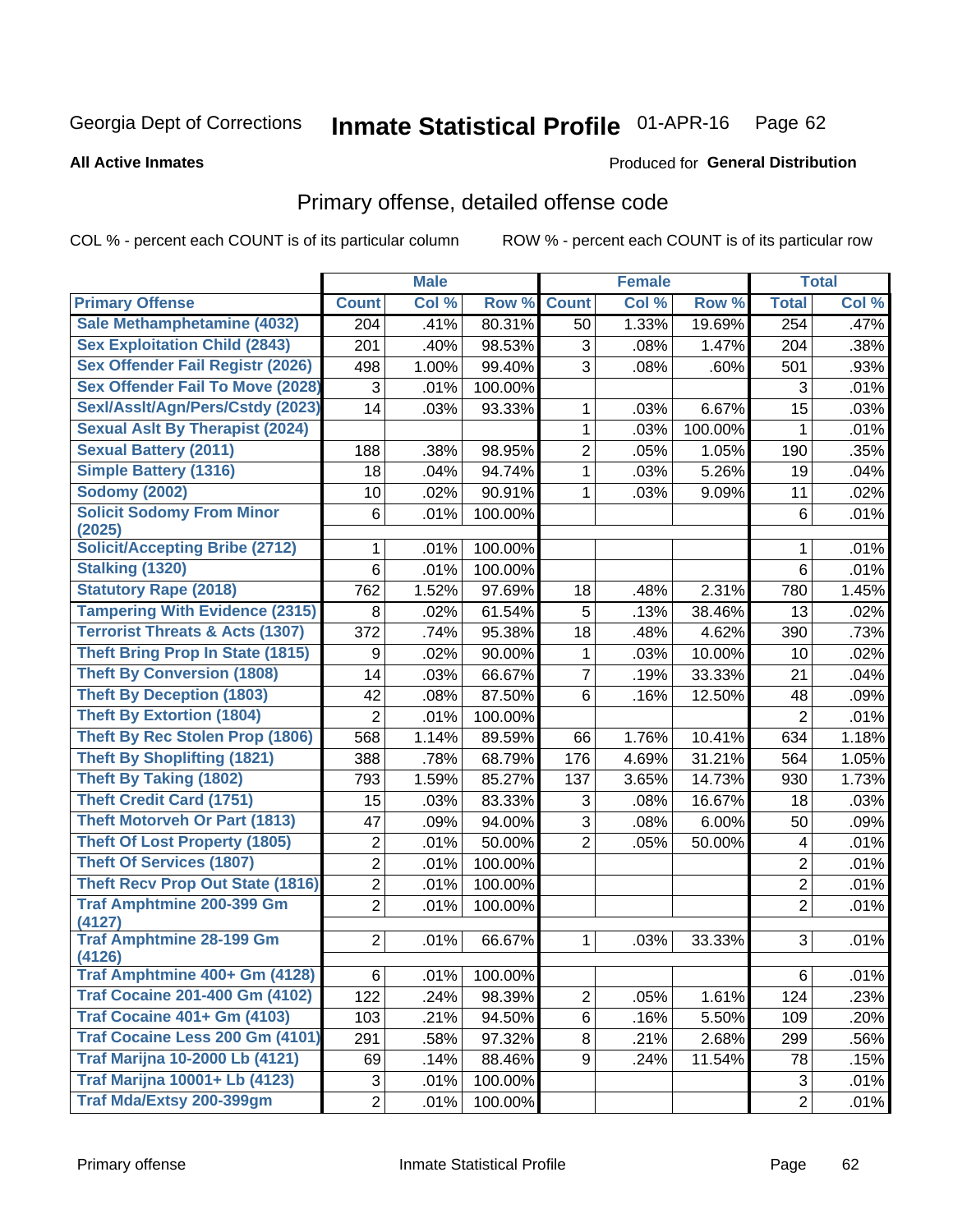# Georgia Dept of Corrections — Inmate Statistical Profile 01-APR-16

**All Active Inmates**

Produced for **General Distribution**

## Primary offense, detailed offense code

COL % - percent each COUNT is of its particular column

ROW % - percent each COUNT is of its particular row

| | Male | | | Female | | | Total | |
|---|---|---|---|---|---|---|---|---|
| **Primary Offense** | **Count** | **Col %** | **Row %** | **Count** | **Col %** | **Row %** | **Total** | **Col %** |
| Sale Methamphetamine (4032) | 204 | .41% | 80.31% | 50 | 1.33% | 19.69% | 254 | .47% |
| Sex Exploitation Child (2843) | 201 | .40% | 98.53% | 3 | .08% | 1.47% | 204 | .38% |
| Sex Offender Fail Registr (2026) | 498 | 1.00% | 99.40% | 3 | .08% | .60% | 501 | .93% |
| Sex Offender Fail To Move (2028) | 3 | .01% | 100.00% | | | | 3 | .01% |
| Sexl/Asslt/Agn/Pers/Cstdy (2023) | 14 | .03% | 93.33% | 1 | .03% | 6.67% | 15 | .03% |
| Sexual Aslt By Therapist (2024) | | | | 1 | .03% | 100.00% | 1 | .01% |
| Sexual Battery (2011) | 188 | .38% | 98.95% | 2 | .05% | 1.05% | 190 | .35% |
| Simple Battery (1316) | 18 | .04% | 94.74% | 1 | .03% | 5.26% | 19 | .04% |
| Sodomy (2002) | 10 | .02% | 90.91% | 1 | .03% | 9.09% | 11 | .02% |
| Solicit Sodomy From Minor (2025) | 6 | .01% | 100.00% | | | | 6 | .01% |
| Solicit/Accepting Bribe (2712) | 1 | .01% | 100.00% | | | | 1 | .01% |
| Stalking (1320) | 6 | .01% | 100.00% | | | | 6 | .01% |
| Statutory Rape (2018) | 762 | 1.52% | 97.69% | 18 | .48% | 2.31% | 780 | 1.45% |
| Tampering With Evidence (2315) | 8 | .02% | 61.54% | 5 | .13% | 38.46% | 13 | .02% |
| Terrorist Threats & Acts (1307) | 372 | .74% | 95.38% | 18 | .48% | 4.62% | 390 | .73% |
| Theft Bring Prop In State (1815) | 9 | .02% | 90.00% | 1 | .03% | 10.00% | 10 | .02% |
| Theft By Conversion (1808) | 14 | .03% | 66.67% | 7 | .19% | 33.33% | 21 | .04% |
| Theft By Deception (1803) | 42 | .08% | 87.50% | 6 | .16% | 12.50% | 48 | .09% |
| Theft By Extortion (1804) | 2 | .01% | 100.00% | | | | 2 | .01% |
| Theft By Rec Stolen Prop (1806) | 568 | 1.14% | 89.59% | 66 | 1.76% | 10.41% | 634 | 1.18% |
| Theft By Shoplifting (1821) | 388 | .78% | 68.79% | 176 | 4.69% | 31.21% | 564 | 1.05% |
| Theft By Taking (1802) | 793 | 1.59% | 85.27% | 137 | 3.65% | 14.73% | 930 | 1.73% |
| Theft Credit Card (1751) | 15 | .03% | 83.33% | 3 | .08% | 16.67% | 18 | .03% |
| Theft Motorveh Or Part (1813) | 47 | .09% | 94.00% | 3 | .08% | 6.00% | 50 | .09% |
| Theft Of Lost Property (1805) | 2 | .01% | 50.00% | 2 | .05% | 50.00% | 4 | .01% |
| Theft Of Services (1807) | 2 | .01% | 100.00% | | | | 2 | .01% |
| Theft Recv Prop Out State (1816) | 2 | .01% | 100.00% | | | | 2 | .01% |
| Traf Amphtmine 200-399 Gm (4127) | 2 | .01% | 100.00% | | | | 2 | .01% |
| Traf Amphtmine 28-199 Gm (4126) | 2 | .01% | 66.67% | 1 | .03% | 33.33% | 3 | .01% |
| Traf Amphtmine 400+ Gm (4128) | 6 | .01% | 100.00% | | | | 6 | .01% |
| Traf Cocaine 201-400 Gm (4102) | 122 | .24% | 98.39% | 2 | .05% | 1.61% | 124 | .23% |
| Traf Cocaine 401+ Gm (4103) | 103 | .21% | 94.50% | 6 | .16% | 5.50% | 109 | .20% |
| Traf Cocaine Less 200 Gm (4101) | 291 | .58% | 97.32% | 8 | .21% | 2.68% | 299 | .56% |
| Traf Marijna 10-2000 Lb (4121) | 69 | .14% | 88.46% | 9 | .24% | 11.54% | 78 | .15% |
| Traf Marijna 10001+ Lb (4123) | 3 | .01% | 100.00% | | | | 3 | .01% |
| Traf Mda/Extsy 200-399gm | 2 | .01% | 100.00% | | | | 2 | .01% |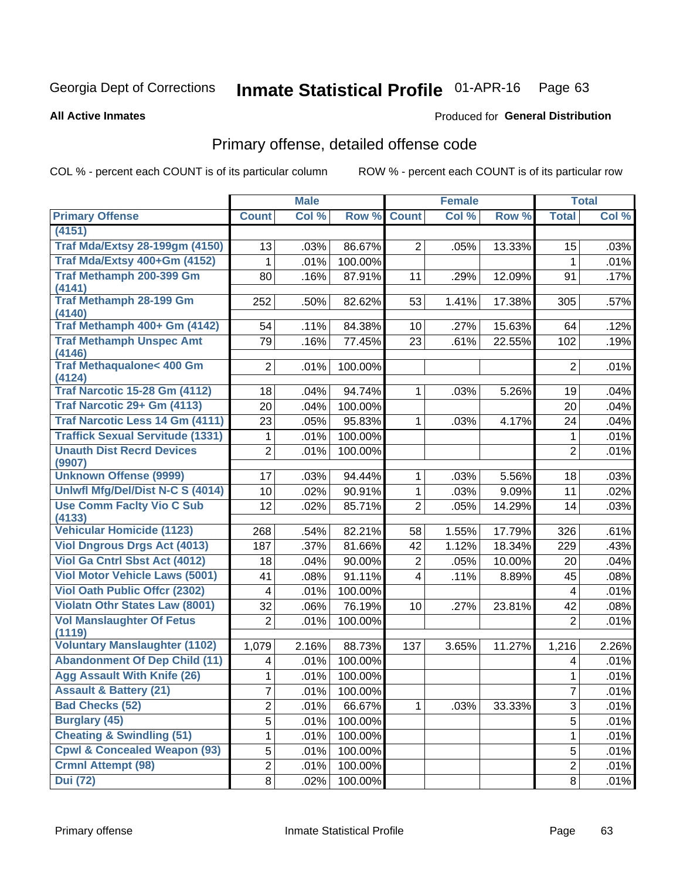Georgia Dept of Corrections **Inmate Statistical Profile** 01-APR-16 Page 63

**All Active Inmates**

Produced for **General Distribution**

## Primary offense, detailed offense code

COL % - percent each COUNT is of its particular column

ROW % - percent each COUNT is of its particular row

| | Male | | | Female | | | Total | |
|---|---|---|---|---|---|---|---|---|
| Primary Offense | Count | Col % | Row % | Count | Col % | Row % | Total | Col % |
| (4151) | | | | | | | | |
| Traf Mda/Extsy 28-199gm (4150) | 13 | .03% | 86.67% | 2 | .05% | 13.33% | 15 | .03% |
| Traf Mda/Extsy 400+Gm (4152) | 1 | .01% | 100.00% | | | | 1 | .01% |
| Traf Methamph 200-399 Gm (4141) | 80 | .16% | 87.91% | 11 | .29% | 12.09% | 91 | .17% |
| Traf Methamph 28-199 Gm (4140) | 252 | .50% | 82.62% | 53 | 1.41% | 17.38% | 305 | .57% |
| Traf Methamph 400+ Gm (4142) | 54 | .11% | 84.38% | 10 | .27% | 15.63% | 64 | .12% |
| Traf Methamph Unspec Amt (4146) | 79 | .16% | 77.45% | 23 | .61% | 22.55% | 102 | .19% |
| Traf Methaqualone< 400 Gm (4124) | 2 | .01% | 100.00% | | | | 2 | .01% |
| Traf Narcotic 15-28 Gm (4112) | 18 | .04% | 94.74% | 1 | .03% | 5.26% | 19 | .04% |
| Traf Narcotic 29+ Gm (4113) | 20 | .04% | 100.00% | | | | 20 | .04% |
| Traf Narcotic Less 14 Gm (4111) | 23 | .05% | 95.83% | 1 | .03% | 4.17% | 24 | .04% |
| Traffick Sexual Servitude (1331) | 1 | .01% | 100.00% | | | | 1 | .01% |
| Unauth Dist Recrd Devices (9907) | 2 | .01% | 100.00% | | | | 2 | .01% |
| Unknown Offense (9999) | 17 | .03% | 94.44% | 1 | .03% | 5.56% | 18 | .03% |
| Unlwfl Mfg/Del/Dist N-C S (4014) | 10 | .02% | 90.91% | 1 | .03% | 9.09% | 11 | .02% |
| Use Comm Faclty Vio C Sub (4133) | 12 | .02% | 85.71% | 2 | .05% | 14.29% | 14 | .03% |
| Vehicular Homicide (1123) | 268 | .54% | 82.21% | 58 | 1.55% | 17.79% | 326 | .61% |
| Viol Dngrous Drgs Act (4013) | 187 | .37% | 81.66% | 42 | 1.12% | 18.34% | 229 | .43% |
| Viol Ga Cntrl Sbst Act (4012) | 18 | .04% | 90.00% | 2 | .05% | 10.00% | 20 | .04% |
| Viol Motor Vehicle Laws (5001) | 41 | .08% | 91.11% | 4 | .11% | 8.89% | 45 | .08% |
| Viol Oath Public Offcr (2302) | 4 | .01% | 100.00% | | | | 4 | .01% |
| Violatn Othr States Law (8001) | 32 | .06% | 76.19% | 10 | .27% | 23.81% | 42 | .08% |
| Vol Manslaughter Of Fetus (1119) | 2 | .01% | 100.00% | | | | 2 | .01% |
| Voluntary Manslaughter (1102) | 1,079 | 2.16% | 88.73% | 137 | 3.65% | 11.27% | 1,216 | 2.26% |
| Abandonment Of Dep Child (11) | 4 | .01% | 100.00% | | | | 4 | .01% |
| Agg Assault With Knife (26) | 1 | .01% | 100.00% | | | | 1 | .01% |
| Assault & Battery (21) | 7 | .01% | 100.00% | | | | 7 | .01% |
| Bad Checks (52) | 2 | .01% | 66.67% | 1 | .03% | 33.33% | 3 | .01% |
| Burglary (45) | 5 | .01% | 100.00% | | | | 5 | .01% |
| Cheating & Swindling (51) | 1 | .01% | 100.00% | | | | 1 | .01% |
| Cpwl & Concealed Weapon (93) | 5 | .01% | 100.00% | | | | 5 | .01% |
| Crmnl Attempt (98) | 2 | .01% | 100.00% | | | | 2 | .01% |
| Dui (72) | 8 | .02% | 100.00% | | | | 8 | .01% |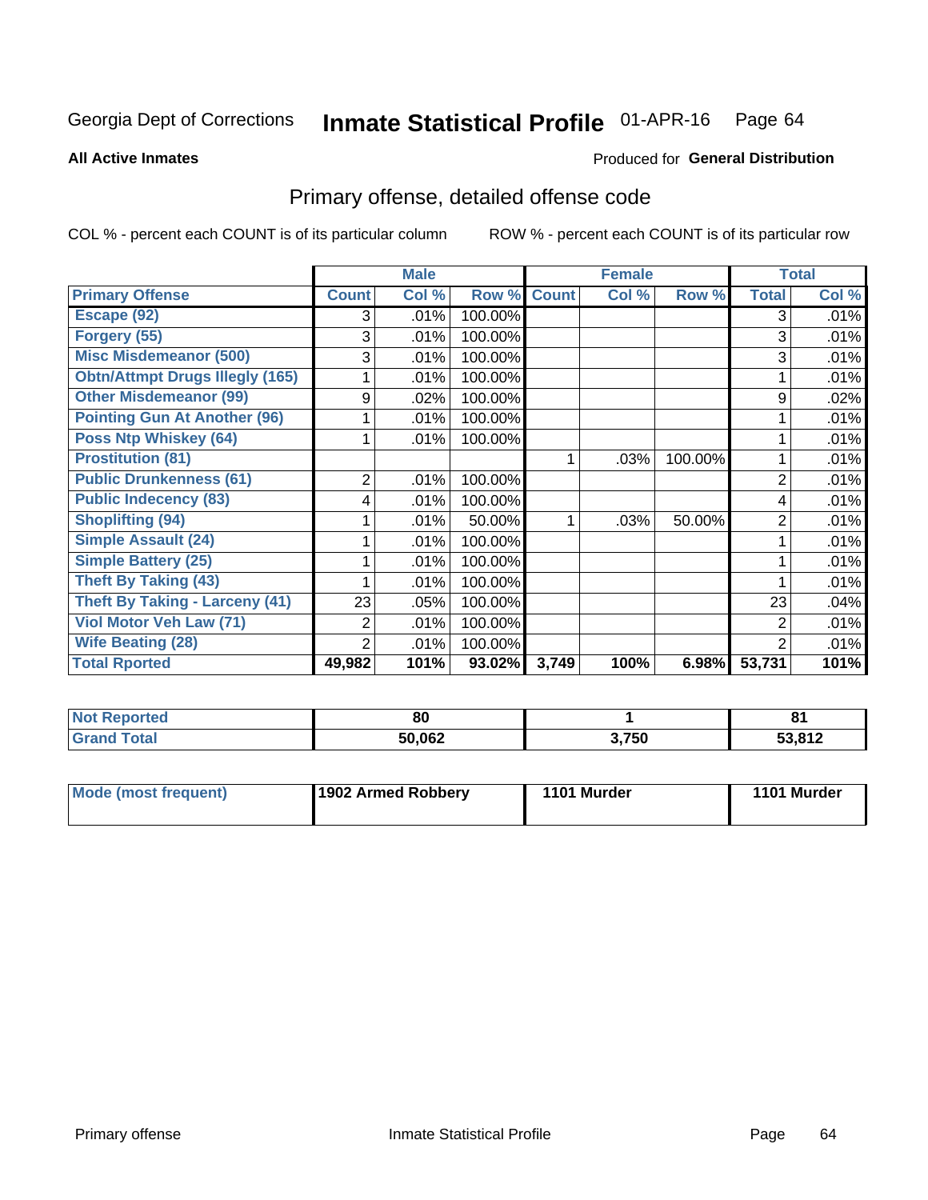Georgia Dept of Corrections **Inmate Statistical Profile** 01-APR-16

**All Active Inmates**

Produced for **General Distribution**

## Primary offense, detailed offense code

COL % - percent each COUNT is of its particular column

ROW % - percent each COUNT is of its particular row

| | Male | | | Female | | | Total | |
|---|---|---|---|---|---|---|---|---|
| **Primary Offense** | **Count** | **Col %** | **Row %** | **Count** | **Col %** | **Row %** | **Total** | **Col %** |
| Escape (92) | 3 | .01% | 100.00% | | | | 3 | .01% |
| Forgery (55) | 3 | .01% | 100.00% | | | | 3 | .01% |
| Misc Misdemeanor (500) | 3 | .01% | 100.00% | | | | 3 | .01% |
| Obtn/Attmpt Drugs Illegly (165) | 1 | .01% | 100.00% | | | | 1 | .01% |
| Other Misdemeanor (99) | 9 | .02% | 100.00% | | | | 9 | .02% |
| Pointing Gun At Another (96) | 1 | .01% | 100.00% | | | | 1 | .01% |
| Poss Ntp Whiskey (64) | 1 | .01% | 100.00% | | | | 1 | .01% |
| Prostitution (81) | | | | 1 | .03% | 100.00% | 1 | .01% |
| Public Drunkenness (61) | 2 | .01% | 100.00% | | | | 2 | .01% |
| Public Indecency (83) | 4 | .01% | 100.00% | | | | 4 | .01% |
| Shoplifting (94) | 1 | .01% | 50.00% | 1 | .03% | 50.00% | 2 | .01% |
| Simple Assault (24) | 1 | .01% | 100.00% | | | | 1 | .01% |
| Simple Battery (25) | 1 | .01% | 100.00% | | | | 1 | .01% |
| Theft By Taking (43) | 1 | .01% | 100.00% | | | | 1 | .01% |
| Theft By Taking - Larceny (41) | 23 | .05% | 100.00% | | | | 23 | .04% |
| Viol Motor Veh Law (71) | 2 | .01% | 100.00% | | | | 2 | .01% |
| Wife Beating (28) | 2 | .01% | 100.00% | | | | 2 | .01% |
| **Total Rported** | **49,982** | **101%** | **93.02%** | **3,749** | **100%** | **6.98%** | **53,731** | **101%** |

| | Male | Female | Total |
|---|---|---|---|
| Not Reported | 80 | 1 | 81 |
| Grand Total | 50,062 | 3,750 | 53,812 |

| | Male | Female | Total |
|---|---|---|---|
| Mode (most frequent) | 1902 Armed Robbery | 1101 Murder | 1101 Murder |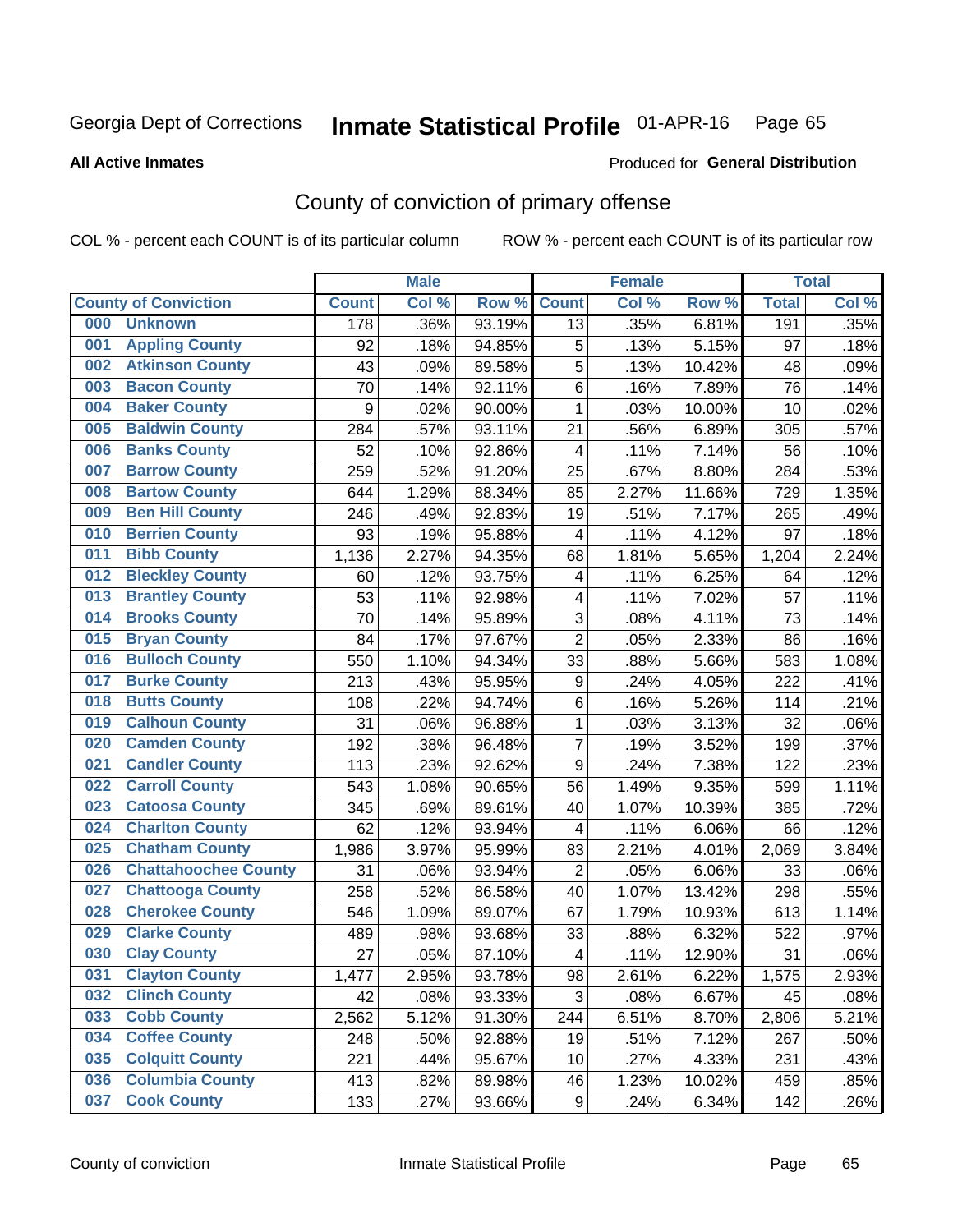Georgia Dept of Corrections **Inmate Statistical Profile** 01-APR-16

**All Active Inmates**

Produced for **General Distribution**

## County of conviction of primary offense

COL % - percent each COUNT is of its particular column     ROW % - percent each COUNT is of its particular row

| County of Conviction | Male | | | Female | | | Total | |
|---|---|---|---|---|---|---|---|---|
| | Count | Col % | Row % | Count | Col % | Row % | Total | Col % |
| 000 Unknown | 178 | .36% | 93.19% | 13 | .35% | 6.81% | 191 | .35% |
| 001 Appling County | 92 | .18% | 94.85% | 5 | .13% | 5.15% | 97 | .18% |
| 002 Atkinson County | 43 | .09% | 89.58% | 5 | .13% | 10.42% | 48 | .09% |
| 003 Bacon County | 70 | .14% | 92.11% | 6 | .16% | 7.89% | 76 | .14% |
| 004 Baker County | 9 | .02% | 90.00% | 1 | .03% | 10.00% | 10 | .02% |
| 005 Baldwin County | 284 | .57% | 93.11% | 21 | .56% | 6.89% | 305 | .57% |
| 006 Banks County | 52 | .10% | 92.86% | 4 | .11% | 7.14% | 56 | .10% |
| 007 Barrow County | 259 | .52% | 91.20% | 25 | .67% | 8.80% | 284 | .53% |
| 008 Bartow County | 644 | 1.29% | 88.34% | 85 | 2.27% | 11.66% | 729 | 1.35% |
| 009 Ben Hill County | 246 | .49% | 92.83% | 19 | .51% | 7.17% | 265 | .49% |
| 010 Berrien County | 93 | .19% | 95.88% | 4 | .11% | 4.12% | 97 | .18% |
| 011 Bibb County | 1,136 | 2.27% | 94.35% | 68 | 1.81% | 5.65% | 1,204 | 2.24% |
| 012 Bleckley County | 60 | .12% | 93.75% | 4 | .11% | 6.25% | 64 | .12% |
| 013 Brantley County | 53 | .11% | 92.98% | 4 | .11% | 7.02% | 57 | .11% |
| 014 Brooks County | 70 | .14% | 95.89% | 3 | .08% | 4.11% | 73 | .14% |
| 015 Bryan County | 84 | .17% | 97.67% | 2 | .05% | 2.33% | 86 | .16% |
| 016 Bulloch County | 550 | 1.10% | 94.34% | 33 | .88% | 5.66% | 583 | 1.08% |
| 017 Burke County | 213 | .43% | 95.95% | 9 | .24% | 4.05% | 222 | .41% |
| 018 Butts County | 108 | .22% | 94.74% | 6 | .16% | 5.26% | 114 | .21% |
| 019 Calhoun County | 31 | .06% | 96.88% | 1 | .03% | 3.13% | 32 | .06% |
| 020 Camden County | 192 | .38% | 96.48% | 7 | .19% | 3.52% | 199 | .37% |
| 021 Candler County | 113 | .23% | 92.62% | 9 | .24% | 7.38% | 122 | .23% |
| 022 Carroll County | 543 | 1.08% | 90.65% | 56 | 1.49% | 9.35% | 599 | 1.11% |
| 023 Catoosa County | 345 | .69% | 89.61% | 40 | 1.07% | 10.39% | 385 | .72% |
| 024 Charlton County | 62 | .12% | 93.94% | 4 | .11% | 6.06% | 66 | .12% |
| 025 Chatham County | 1,986 | 3.97% | 95.99% | 83 | 2.21% | 4.01% | 2,069 | 3.84% |
| 026 Chattahoochee County | 31 | .06% | 93.94% | 2 | .05% | 6.06% | 33 | .06% |
| 027 Chattooga County | 258 | .52% | 86.58% | 40 | 1.07% | 13.42% | 298 | .55% |
| 028 Cherokee County | 546 | 1.09% | 89.07% | 67 | 1.79% | 10.93% | 613 | 1.14% |
| 029 Clarke County | 489 | .98% | 93.68% | 33 | .88% | 6.32% | 522 | .97% |
| 030 Clay County | 27 | .05% | 87.10% | 4 | .11% | 12.90% | 31 | .06% |
| 031 Clayton County | 1,477 | 2.95% | 93.78% | 98 | 2.61% | 6.22% | 1,575 | 2.93% |
| 032 Clinch County | 42 | .08% | 93.33% | 3 | .08% | 6.67% | 45 | .08% |
| 033 Cobb County | 2,562 | 5.12% | 91.30% | 244 | 6.51% | 8.70% | 2,806 | 5.21% |
| 034 Coffee County | 248 | .50% | 92.88% | 19 | .51% | 7.12% | 267 | .50% |
| 035 Colquitt County | 221 | .44% | 95.67% | 10 | .27% | 4.33% | 231 | .43% |
| 036 Columbia County | 413 | .82% | 89.98% | 46 | 1.23% | 10.02% | 459 | .85% |
| 037 Cook County | 133 | .27% | 93.66% | 9 | .24% | 6.34% | 142 | .26% |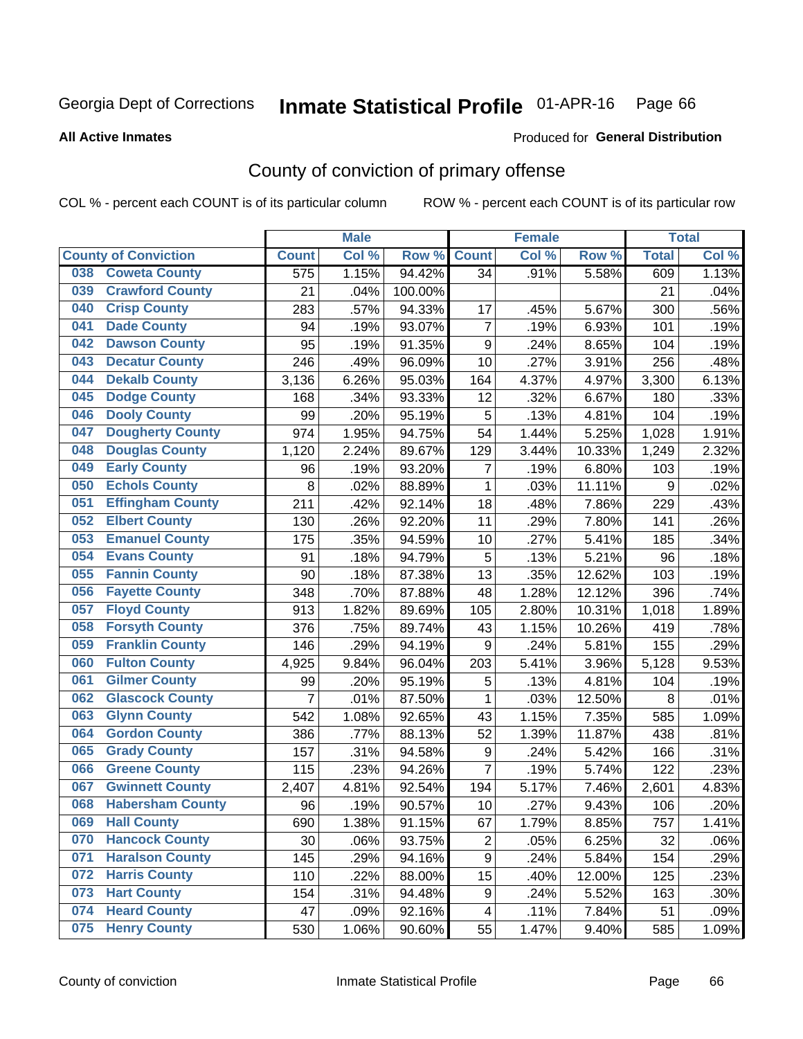Georgia Dept of Corrections **Inmate Statistical Profile** 01-APR-16

**All Active Inmates**

Produced for **General Distribution**

## County of conviction of primary offense

COL % - percent each COUNT is of its particular column ROW % - percent each COUNT is of its particular row

| County of Conviction | Male | | | Female | | | Total | |
|---|---|---|---|---|---|---|---|---|
| | Count | Col % | Row % | Count | Col % | Row % | Total | Col % |
| 038 Coweta County | 575 | 1.15% | 94.42% | 34 | .91% | 5.58% | 609 | 1.13% |
| 039 Crawford County | 21 | .04% | 100.00% | | | | 21 | .04% |
| 040 Crisp County | 283 | .57% | 94.33% | 17 | .45% | 5.67% | 300 | .56% |
| 041 Dade County | 94 | .19% | 93.07% | 7 | .19% | 6.93% | 101 | .19% |
| 042 Dawson County | 95 | .19% | 91.35% | 9 | .24% | 8.65% | 104 | .19% |
| 043 Decatur County | 246 | .49% | 96.09% | 10 | .27% | 3.91% | 256 | .48% |
| 044 Dekalb County | 3,136 | 6.26% | 95.03% | 164 | 4.37% | 4.97% | 3,300 | 6.13% |
| 045 Dodge County | 168 | .34% | 93.33% | 12 | .32% | 6.67% | 180 | .33% |
| 046 Dooly County | 99 | .20% | 95.19% | 5 | .13% | 4.81% | 104 | .19% |
| 047 Dougherty County | 974 | 1.95% | 94.75% | 54 | 1.44% | 5.25% | 1,028 | 1.91% |
| 048 Douglas County | 1,120 | 2.24% | 89.67% | 129 | 3.44% | 10.33% | 1,249 | 2.32% |
| 049 Early County | 96 | .19% | 93.20% | 7 | .19% | 6.80% | 103 | .19% |
| 050 Echols County | 8 | .02% | 88.89% | 1 | .03% | 11.11% | 9 | .02% |
| 051 Effingham County | 211 | .42% | 92.14% | 18 | .48% | 7.86% | 229 | .43% |
| 052 Elbert County | 130 | .26% | 92.20% | 11 | .29% | 7.80% | 141 | .26% |
| 053 Emanuel County | 175 | .35% | 94.59% | 10 | .27% | 5.41% | 185 | .34% |
| 054 Evans County | 91 | .18% | 94.79% | 5 | .13% | 5.21% | 96 | .18% |
| 055 Fannin County | 90 | .18% | 87.38% | 13 | .35% | 12.62% | 103 | .19% |
| 056 Fayette County | 348 | .70% | 87.88% | 48 | 1.28% | 12.12% | 396 | .74% |
| 057 Floyd County | 913 | 1.82% | 89.69% | 105 | 2.80% | 10.31% | 1,018 | 1.89% |
| 058 Forsyth County | 376 | .75% | 89.74% | 43 | 1.15% | 10.26% | 419 | .78% |
| 059 Franklin County | 146 | .29% | 94.19% | 9 | .24% | 5.81% | 155 | .29% |
| 060 Fulton County | 4,925 | 9.84% | 96.04% | 203 | 5.41% | 3.96% | 5,128 | 9.53% |
| 061 Gilmer County | 99 | .20% | 95.19% | 5 | .13% | 4.81% | 104 | .19% |
| 062 Glascock County | 7 | .01% | 87.50% | 1 | .03% | 12.50% | 8 | .01% |
| 063 Glynn County | 542 | 1.08% | 92.65% | 43 | 1.15% | 7.35% | 585 | 1.09% |
| 064 Gordon County | 386 | .77% | 88.13% | 52 | 1.39% | 11.87% | 438 | .81% |
| 065 Grady County | 157 | .31% | 94.58% | 9 | .24% | 5.42% | 166 | .31% |
| 066 Greene County | 115 | .23% | 94.26% | 7 | .19% | 5.74% | 122 | .23% |
| 067 Gwinnett County | 2,407 | 4.81% | 92.54% | 194 | 5.17% | 7.46% | 2,601 | 4.83% |
| 068 Habersham County | 96 | .19% | 90.57% | 10 | .27% | 9.43% | 106 | .20% |
| 069 Hall County | 690 | 1.38% | 91.15% | 67 | 1.79% | 8.85% | 757 | 1.41% |
| 070 Hancock County | 30 | .06% | 93.75% | 2 | .05% | 6.25% | 32 | .06% |
| 071 Haralson County | 145 | .29% | 94.16% | 9 | .24% | 5.84% | 154 | .29% |
| 072 Harris County | 110 | .22% | 88.00% | 15 | .40% | 12.00% | 125 | .23% |
| 073 Hart County | 154 | .31% | 94.48% | 9 | .24% | 5.52% | 163 | .30% |
| 074 Heard County | 47 | .09% | 92.16% | 4 | .11% | 7.84% | 51 | .09% |
| 075 Henry County | 530 | 1.06% | 90.60% | 55 | 1.47% | 9.40% | 585 | 1.09% |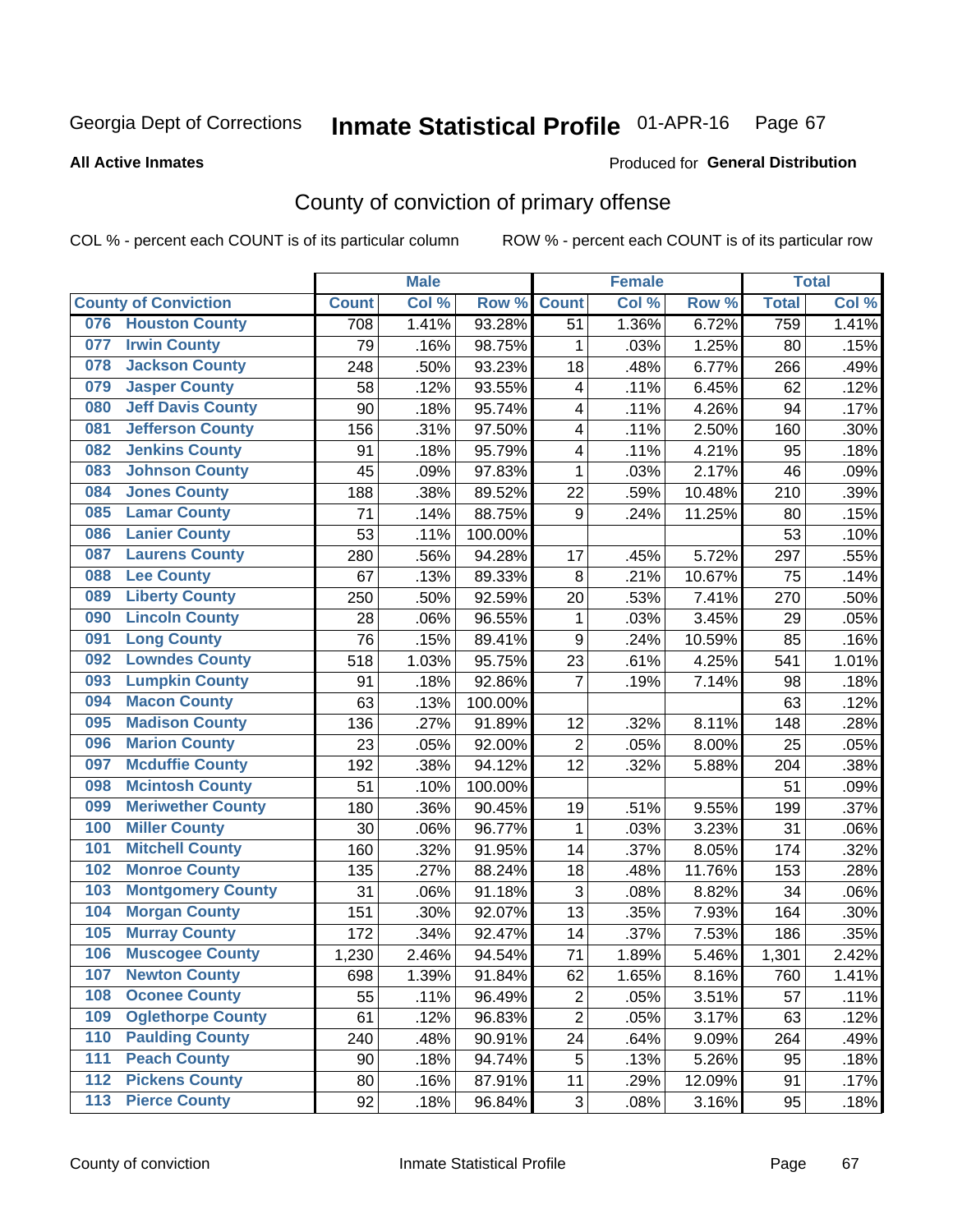Georgia Dept of Corrections **Inmate Statistical Profile** 01-APR-16

**All Active Inmates**

Produced for **General Distribution**

# County of conviction of primary offense

COL % - percent each COUNT is of its particular column

ROW % - percent each COUNT is of its particular row

| County of Conviction | Male | | | Female | | | Total | |
|---|---|---|---|---|---|---|---|---|
| | Count | Col % | Row % | Count | Col % | Row % | Total | Col % |
| 076 Houston County | 708 | 1.41% | 93.28% | 51 | 1.36% | 6.72% | 759 | 1.41% |
| 077 Irwin County | 79 | .16% | 98.75% | 1 | .03% | 1.25% | 80 | .15% |
| 078 Jackson County | 248 | .50% | 93.23% | 18 | .48% | 6.77% | 266 | .49% |
| 079 Jasper County | 58 | .12% | 93.55% | 4 | .11% | 6.45% | 62 | .12% |
| 080 Jeff Davis County | 90 | .18% | 95.74% | 4 | .11% | 4.26% | 94 | .17% |
| 081 Jefferson County | 156 | .31% | 97.50% | 4 | .11% | 2.50% | 160 | .30% |
| 082 Jenkins County | 91 | .18% | 95.79% | 4 | .11% | 4.21% | 95 | .18% |
| 083 Johnson County | 45 | .09% | 97.83% | 1 | .03% | 2.17% | 46 | .09% |
| 084 Jones County | 188 | .38% | 89.52% | 22 | .59% | 10.48% | 210 | .39% |
| 085 Lamar County | 71 | .14% | 88.75% | 9 | .24% | 11.25% | 80 | .15% |
| 086 Lanier County | 53 | .11% | 100.00% | | | | 53 | .10% |
| 087 Laurens County | 280 | .56% | 94.28% | 17 | .45% | 5.72% | 297 | .55% |
| 088 Lee County | 67 | .13% | 89.33% | 8 | .21% | 10.67% | 75 | .14% |
| 089 Liberty County | 250 | .50% | 92.59% | 20 | .53% | 7.41% | 270 | .50% |
| 090 Lincoln County | 28 | .06% | 96.55% | 1 | .03% | 3.45% | 29 | .05% |
| 091 Long County | 76 | .15% | 89.41% | 9 | .24% | 10.59% | 85 | .16% |
| 092 Lowndes County | 518 | 1.03% | 95.75% | 23 | .61% | 4.25% | 541 | 1.01% |
| 093 Lumpkin County | 91 | .18% | 92.86% | 7 | .19% | 7.14% | 98 | .18% |
| 094 Macon County | 63 | .13% | 100.00% | | | | 63 | .12% |
| 095 Madison County | 136 | .27% | 91.89% | 12 | .32% | 8.11% | 148 | .28% |
| 096 Marion County | 23 | .05% | 92.00% | 2 | .05% | 8.00% | 25 | .05% |
| 097 Mcduffie County | 192 | .38% | 94.12% | 12 | .32% | 5.88% | 204 | .38% |
| 098 Mcintosh County | 51 | .10% | 100.00% | | | | 51 | .09% |
| 099 Meriwether County | 180 | .36% | 90.45% | 19 | .51% | 9.55% | 199 | .37% |
| 100 Miller County | 30 | .06% | 96.77% | 1 | .03% | 3.23% | 31 | .06% |
| 101 Mitchell County | 160 | .32% | 91.95% | 14 | .37% | 8.05% | 174 | .32% |
| 102 Monroe County | 135 | .27% | 88.24% | 18 | .48% | 11.76% | 153 | .28% |
| 103 Montgomery County | 31 | .06% | 91.18% | 3 | .08% | 8.82% | 34 | .06% |
| 104 Morgan County | 151 | .30% | 92.07% | 13 | .35% | 7.93% | 164 | .30% |
| 105 Murray County | 172 | .34% | 92.47% | 14 | .37% | 7.53% | 186 | .35% |
| 106 Muscogee County | 1,230 | 2.46% | 94.54% | 71 | 1.89% | 5.46% | 1,301 | 2.42% |
| 107 Newton County | 698 | 1.39% | 91.84% | 62 | 1.65% | 8.16% | 760 | 1.41% |
| 108 Oconee County | 55 | .11% | 96.49% | 2 | .05% | 3.51% | 57 | .11% |
| 109 Oglethorpe County | 61 | .12% | 96.83% | 2 | .05% | 3.17% | 63 | .12% |
| 110 Paulding County | 240 | .48% | 90.91% | 24 | .64% | 9.09% | 264 | .49% |
| 111 Peach County | 90 | .18% | 94.74% | 5 | .13% | 5.26% | 95 | .18% |
| 112 Pickens County | 80 | .16% | 87.91% | 11 | .29% | 12.09% | 91 | .17% |
| 113 Pierce County | 92 | .18% | 96.84% | 3 | .08% | 3.16% | 95 | .18% |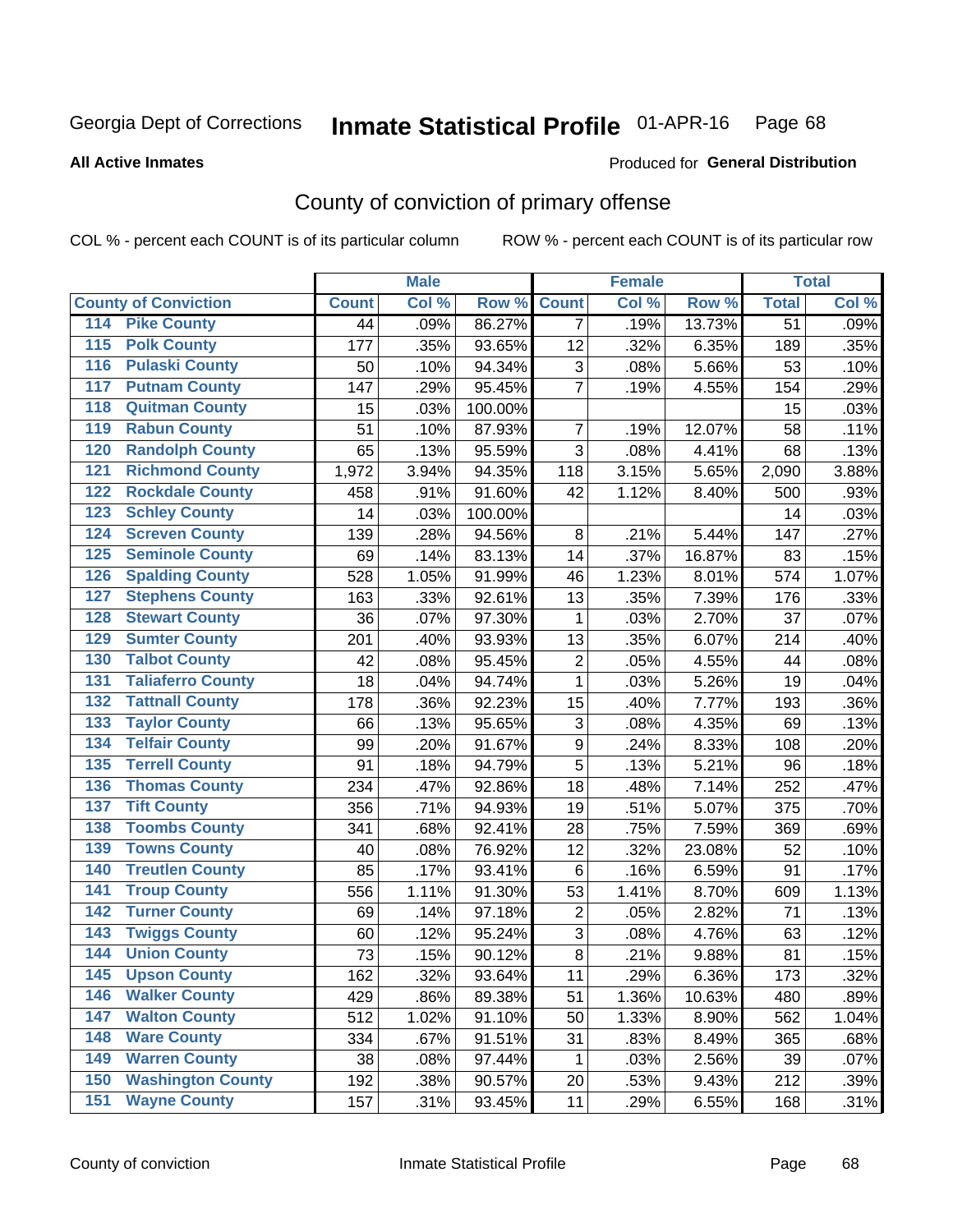Georgia Dept of Corrections **Inmate Statistical Profile** 01-APR-16 Page 68

**All Active Inmates**

Produced for **General Distribution**

## County of conviction of primary offense

COL % - percent each COUNT is of its particular column

ROW % - percent each COUNT is of its particular row

| County of Conviction | Male | | | Female | | | Total | |
|---|---|---|---|---|---|---|---|---|
| | Count | Col % | Row % | Count | Col % | Row % | Total | Col % |
| 114 Pike County | 44 | .09% | 86.27% | 7 | .19% | 13.73% | 51 | .09% |
| 115 Polk County | 177 | .35% | 93.65% | 12 | .32% | 6.35% | 189 | .35% |
| 116 Pulaski County | 50 | .10% | 94.34% | 3 | .08% | 5.66% | 53 | .10% |
| 117 Putnam County | 147 | .29% | 95.45% | 7 | .19% | 4.55% | 154 | .29% |
| 118 Quitman County | 15 | .03% | 100.00% | | | | 15 | .03% |
| 119 Rabun County | 51 | .10% | 87.93% | 7 | .19% | 12.07% | 58 | .11% |
| 120 Randolph County | 65 | .13% | 95.59% | 3 | .08% | 4.41% | 68 | .13% |
| 121 Richmond County | 1,972 | 3.94% | 94.35% | 118 | 3.15% | 5.65% | 2,090 | 3.88% |
| 122 Rockdale County | 458 | .91% | 91.60% | 42 | 1.12% | 8.40% | 500 | .93% |
| 123 Schley County | 14 | .03% | 100.00% | | | | 14 | .03% |
| 124 Screven County | 139 | .28% | 94.56% | 8 | .21% | 5.44% | 147 | .27% |
| 125 Seminole County | 69 | .14% | 83.13% | 14 | .37% | 16.87% | 83 | .15% |
| 126 Spalding County | 528 | 1.05% | 91.99% | 46 | 1.23% | 8.01% | 574 | 1.07% |
| 127 Stephens County | 163 | .33% | 92.61% | 13 | .35% | 7.39% | 176 | .33% |
| 128 Stewart County | 36 | .07% | 97.30% | 1 | .03% | 2.70% | 37 | .07% |
| 129 Sumter County | 201 | .40% | 93.93% | 13 | .35% | 6.07% | 214 | .40% |
| 130 Talbot County | 42 | .08% | 95.45% | 2 | .05% | 4.55% | 44 | .08% |
| 131 Taliaferro County | 18 | .04% | 94.74% | 1 | .03% | 5.26% | 19 | .04% |
| 132 Tattnall County | 178 | .36% | 92.23% | 15 | .40% | 7.77% | 193 | .36% |
| 133 Taylor County | 66 | .13% | 95.65% | 3 | .08% | 4.35% | 69 | .13% |
| 134 Telfair County | 99 | .20% | 91.67% | 9 | .24% | 8.33% | 108 | .20% |
| 135 Terrell County | 91 | .18% | 94.79% | 5 | .13% | 5.21% | 96 | .18% |
| 136 Thomas County | 234 | .47% | 92.86% | 18 | .48% | 7.14% | 252 | .47% |
| 137 Tift County | 356 | .71% | 94.93% | 19 | .51% | 5.07% | 375 | .70% |
| 138 Toombs County | 341 | .68% | 92.41% | 28 | .75% | 7.59% | 369 | .69% |
| 139 Towns County | 40 | .08% | 76.92% | 12 | .32% | 23.08% | 52 | .10% |
| 140 Treutlen County | 85 | .17% | 93.41% | 6 | .16% | 6.59% | 91 | .17% |
| 141 Troup County | 556 | 1.11% | 91.30% | 53 | 1.41% | 8.70% | 609 | 1.13% |
| 142 Turner County | 69 | .14% | 97.18% | 2 | .05% | 2.82% | 71 | .13% |
| 143 Twiggs County | 60 | .12% | 95.24% | 3 | .08% | 4.76% | 63 | .12% |
| 144 Union County | 73 | .15% | 90.12% | 8 | .21% | 9.88% | 81 | .15% |
| 145 Upson County | 162 | .32% | 93.64% | 11 | .29% | 6.36% | 173 | .32% |
| 146 Walker County | 429 | .86% | 89.38% | 51 | 1.36% | 10.63% | 480 | .89% |
| 147 Walton County | 512 | 1.02% | 91.10% | 50 | 1.33% | 8.90% | 562 | 1.04% |
| 148 Ware County | 334 | .67% | 91.51% | 31 | .83% | 8.49% | 365 | .68% |
| 149 Warren County | 38 | .08% | 97.44% | 1 | .03% | 2.56% | 39 | .07% |
| 150 Washington County | 192 | .38% | 90.57% | 20 | .53% | 9.43% | 212 | .39% |
| 151 Wayne County | 157 | .31% | 93.45% | 11 | .29% | 6.55% | 168 | .31% |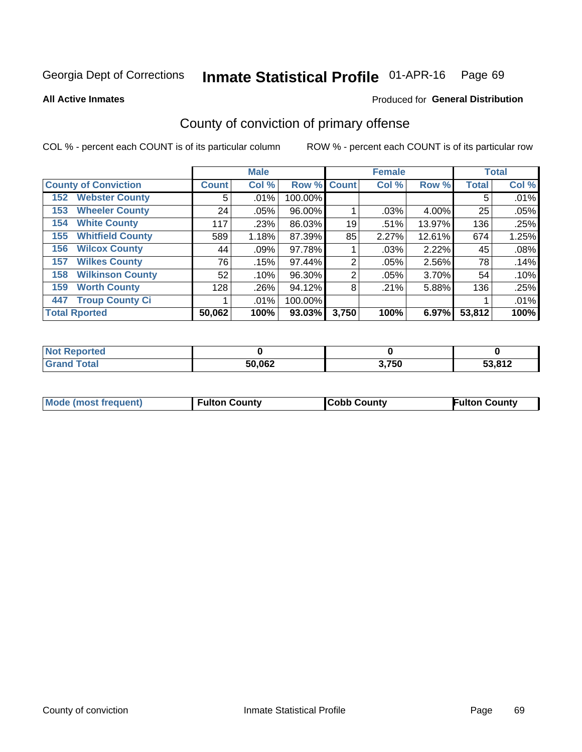Georgia Dept of Corrections **Inmate Statistical Profile** 01-APR-16

**All Active Inmates**

Produced for **General Distribution**

## County of conviction of primary offense

COL % - percent each COUNT is of its particular column

ROW % - percent each COUNT is of its particular row

| | Male | | | Female | | | Total | |
|---|---|---|---|---|---|---|---|---|
| County of Conviction | Count | Col % | Row % | Count | Col % | Row % | Total | Col % |
| 152 Webster County | 5 | .01% | 100.00% | | | | 5 | .01% |
| 153 Wheeler County | 24 | .05% | 96.00% | 1 | .03% | 4.00% | 25 | .05% |
| 154 White County | 117 | .23% | 86.03% | 19 | .51% | 13.97% | 136 | .25% |
| 155 Whitfield County | 589 | 1.18% | 87.39% | 85 | 2.27% | 12.61% | 674 | 1.25% |
| 156 Wilcox County | 44 | .09% | 97.78% | 1 | .03% | 2.22% | 45 | .08% |
| 157 Wilkes County | 76 | .15% | 97.44% | 2 | .05% | 2.56% | 78 | .14% |
| 158 Wilkinson County | 52 | .10% | 96.30% | 2 | .05% | 3.70% | 54 | .10% |
| 159 Worth County | 128 | .26% | 94.12% | 8 | .21% | 5.88% | 136 | .25% |
| 447 Troup County Ci | 1 | .01% | 100.00% | | | | 1 | .01% |
| **Total Rported** | **50,062** | **100%** | **93.03%** | **3,750** | **100%** | **6.97%** | **53,812** | **100%** |

| | Male | Female | Total |
|---|---|---|---|
| Not Reported | 0 | 0 | 0 |
| Grand Total | 50,062 | 3,750 | 53,812 |

| | Male | Female | Total |
|---|---|---|---|
| Mode (most frequent) | Fulton County | Cobb County | Fulton County |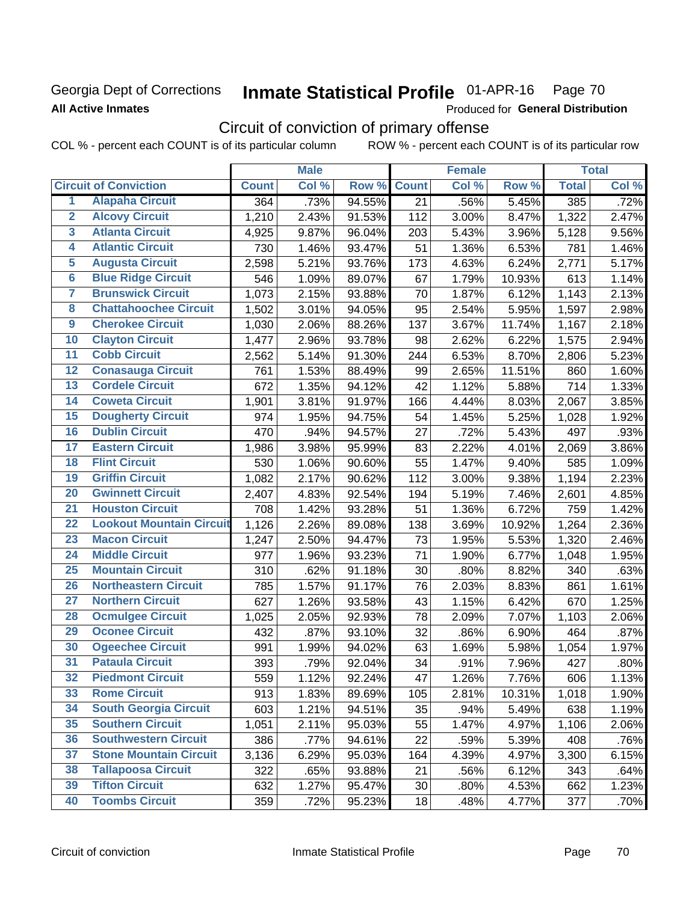Georgia Dept of Corrections **Inmate Statistical Profile** 01-APR-16 Page 70

**All Active Inmates**

Produced for **General Distribution**

## Circuit of conviction of primary offense

COL % - percent each COUNT is of its particular column ROW % - percent each COUNT is of its particular row

| | | Male | | | Female | | | Total | |
|---|---|---|---|---|---|---|---|---|---|
| **Circuit of Conviction** | | **Count** | **Col %** | **Row %** | **Count** | **Col %** | **Row %** | **Total** | **Col %** |
| 1 | Alapaha Circuit | 364 | .73% | 94.55% | 21 | .56% | 5.45% | 385 | .72% |
| 2 | Alcovy Circuit | 1,210 | 2.43% | 91.53% | 112 | 3.00% | 8.47% | 1,322 | 2.47% |
| 3 | Atlanta Circuit | 4,925 | 9.87% | 96.04% | 203 | 5.43% | 3.96% | 5,128 | 9.56% |
| 4 | Atlantic Circuit | 730 | 1.46% | 93.47% | 51 | 1.36% | 6.53% | 781 | 1.46% |
| 5 | Augusta Circuit | 2,598 | 5.21% | 93.76% | 173 | 4.63% | 6.24% | 2,771 | 5.17% |
| 6 | Blue Ridge Circuit | 546 | 1.09% | 89.07% | 67 | 1.79% | 10.93% | 613 | 1.14% |
| 7 | Brunswick Circuit | 1,073 | 2.15% | 93.88% | 70 | 1.87% | 6.12% | 1,143 | 2.13% |
| 8 | Chattahoochee Circuit | 1,502 | 3.01% | 94.05% | 95 | 2.54% | 5.95% | 1,597 | 2.98% |
| 9 | Cherokee Circuit | 1,030 | 2.06% | 88.26% | 137 | 3.67% | 11.74% | 1,167 | 2.18% |
| 10 | Clayton Circuit | 1,477 | 2.96% | 93.78% | 98 | 2.62% | 6.22% | 1,575 | 2.94% |
| 11 | Cobb Circuit | 2,562 | 5.14% | 91.30% | 244 | 6.53% | 8.70% | 2,806 | 5.23% |
| 12 | Conasauga Circuit | 761 | 1.53% | 88.49% | 99 | 2.65% | 11.51% | 860 | 1.60% |
| 13 | Cordele Circuit | 672 | 1.35% | 94.12% | 42 | 1.12% | 5.88% | 714 | 1.33% |
| 14 | Coweta Circuit | 1,901 | 3.81% | 91.97% | 166 | 4.44% | 8.03% | 2,067 | 3.85% |
| 15 | Dougherty Circuit | 974 | 1.95% | 94.75% | 54 | 1.45% | 5.25% | 1,028 | 1.92% |
| 16 | Dublin Circuit | 470 | .94% | 94.57% | 27 | .72% | 5.43% | 497 | .93% |
| 17 | Eastern Circuit | 1,986 | 3.98% | 95.99% | 83 | 2.22% | 4.01% | 2,069 | 3.86% |
| 18 | Flint Circuit | 530 | 1.06% | 90.60% | 55 | 1.47% | 9.40% | 585 | 1.09% |
| 19 | Griffin Circuit | 1,082 | 2.17% | 90.62% | 112 | 3.00% | 9.38% | 1,194 | 2.23% |
| 20 | Gwinnett Circuit | 2,407 | 4.83% | 92.54% | 194 | 5.19% | 7.46% | 2,601 | 4.85% |
| 21 | Houston Circuit | 708 | 1.42% | 93.28% | 51 | 1.36% | 6.72% | 759 | 1.42% |
| 22 | Lookout Mountain Circuit | 1,126 | 2.26% | 89.08% | 138 | 3.69% | 10.92% | 1,264 | 2.36% |
| 23 | Macon Circuit | 1,247 | 2.50% | 94.47% | 73 | 1.95% | 5.53% | 1,320 | 2.46% |
| 24 | Middle Circuit | 977 | 1.96% | 93.23% | 71 | 1.90% | 6.77% | 1,048 | 1.95% |
| 25 | Mountain Circuit | 310 | .62% | 91.18% | 30 | .80% | 8.82% | 340 | .63% |
| 26 | Northeastern Circuit | 785 | 1.57% | 91.17% | 76 | 2.03% | 8.83% | 861 | 1.61% |
| 27 | Northern Circuit | 627 | 1.26% | 93.58% | 43 | 1.15% | 6.42% | 670 | 1.25% |
| 28 | Ocmulgee Circuit | 1,025 | 2.05% | 92.93% | 78 | 2.09% | 7.07% | 1,103 | 2.06% |
| 29 | Oconee Circuit | 432 | .87% | 93.10% | 32 | .86% | 6.90% | 464 | .87% |
| 30 | Ogeechee Circuit | 991 | 1.99% | 94.02% | 63 | 1.69% | 5.98% | 1,054 | 1.97% |
| 31 | Pataula Circuit | 393 | .79% | 92.04% | 34 | .91% | 7.96% | 427 | .80% |
| 32 | Piedmont Circuit | 559 | 1.12% | 92.24% | 47 | 1.26% | 7.76% | 606 | 1.13% |
| 33 | Rome Circuit | 913 | 1.83% | 89.69% | 105 | 2.81% | 10.31% | 1,018 | 1.90% |
| 34 | South Georgia Circuit | 603 | 1.21% | 94.51% | 35 | .94% | 5.49% | 638 | 1.19% |
| 35 | Southern Circuit | 1,051 | 2.11% | 95.03% | 55 | 1.47% | 4.97% | 1,106 | 2.06% |
| 36 | Southwestern Circuit | 386 | .77% | 94.61% | 22 | .59% | 5.39% | 408 | .76% |
| 37 | Stone Mountain Circuit | 3,136 | 6.29% | 95.03% | 164 | 4.39% | 4.97% | 3,300 | 6.15% |
| 38 | Tallapoosa Circuit | 322 | .65% | 93.88% | 21 | .56% | 6.12% | 343 | .64% |
| 39 | Tifton Circuit | 632 | 1.27% | 95.47% | 30 | .80% | 4.53% | 662 | 1.23% |
| 40 | Toombs Circuit | 359 | .72% | 95.23% | 18 | .48% | 4.77% | 377 | .70% |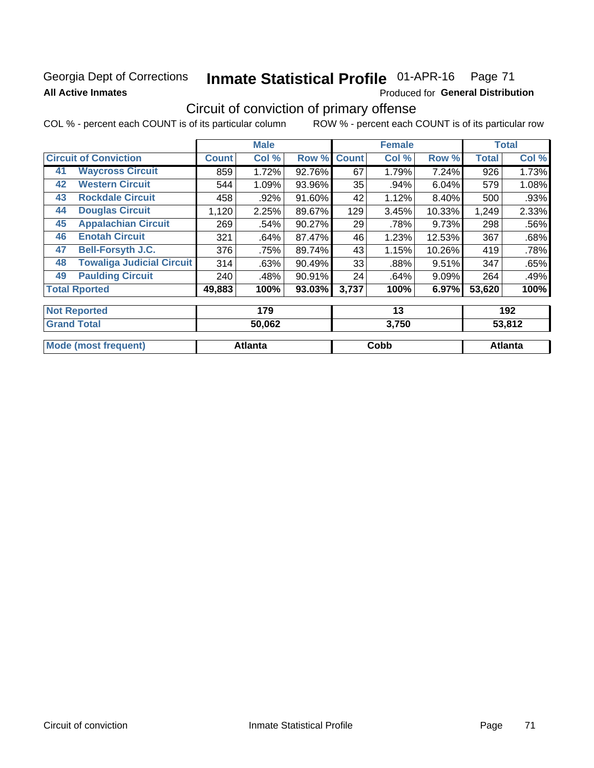Georgia Dept of Corrections **Inmate Statistical Profile** 01-APR-16 Page 71

**All Active Inmates**

Produced for **General Distribution**

## Circuit of conviction of primary offense

COL % - percent each COUNT is of its particular column ROW % - percent each COUNT is of its particular row

| Circuit of Conviction | | Male | | | Female | | | Total | |
|---|---|---|---|---|---|---|---|---|---|
| | | Count | Col % | Row % | Count | Col % | Row % | Total | Col % |
| 41 | Waycross Circuit | 859 | 1.72% | 92.76% | 67 | 1.79% | 7.24% | 926 | 1.73% |
| 42 | Western Circuit | 544 | 1.09% | 93.96% | 35 | .94% | 6.04% | 579 | 1.08% |
| 43 | Rockdale Circuit | 458 | .92% | 91.60% | 42 | 1.12% | 8.40% | 500 | .93% |
| 44 | Douglas Circuit | 1,120 | 2.25% | 89.67% | 129 | 3.45% | 10.33% | 1,249 | 2.33% |
| 45 | Appalachian Circuit | 269 | .54% | 90.27% | 29 | .78% | 9.73% | 298 | .56% |
| 46 | Enotah Circuit | 321 | .64% | 87.47% | 46 | 1.23% | 12.53% | 367 | .68% |
| 47 | Bell-Forsyth J.C. | 376 | .75% | 89.74% | 43 | 1.15% | 10.26% | 419 | .78% |
| 48 | Towaliga Judicial Circuit | 314 | .63% | 90.49% | 33 | .88% | 9.51% | 347 | .65% |
| 49 | Paulding Circuit | 240 | .48% | 90.91% | 24 | .64% | 9.09% | 264 | .49% |
| Total Rported | | 49,883 | 100% | 93.03% | 3,737 | 100% | 6.97% | 53,620 | 100% |
| Not Reported | | 179 | | | 13 | | | 192 | |
| Grand Total | | 50,062 | | | 3,750 | | | 53,812 | |
| Mode (most frequent) | | Atlanta | | | Cobb | | | Atlanta | |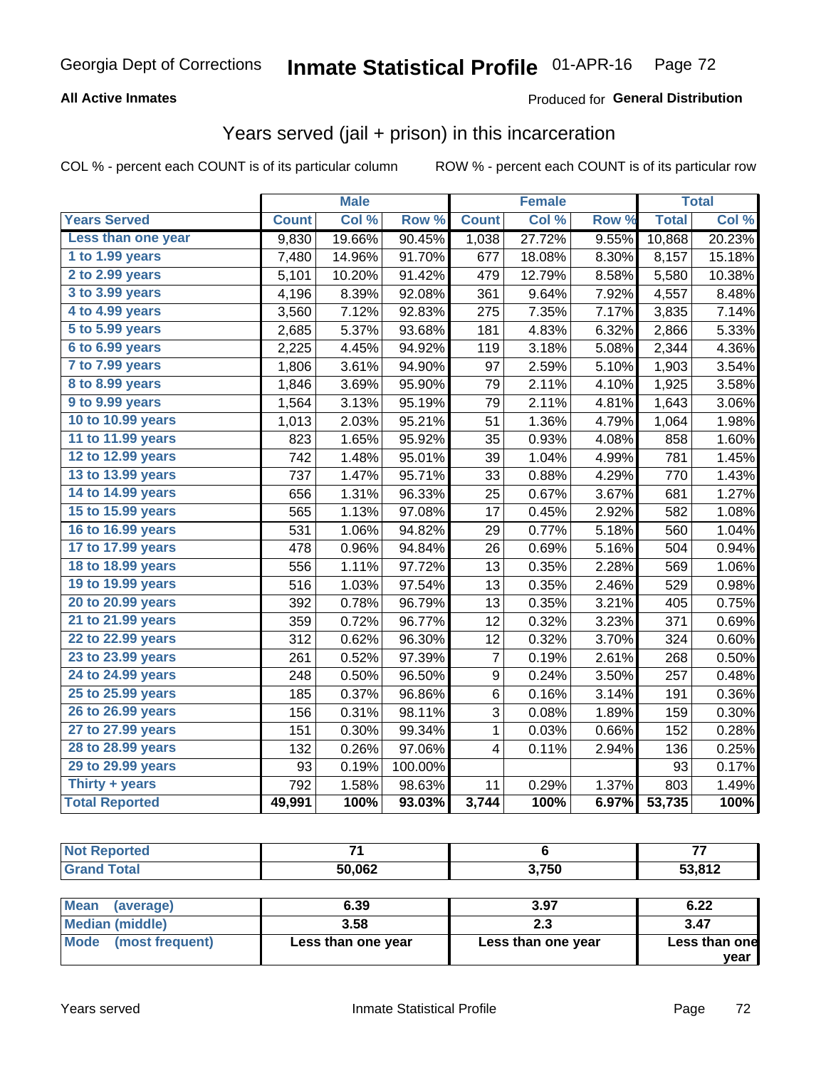Georgia Dept of Corrections **Inmate Statistical Profile** 01-APR-16 Page 72

**All Active Inmates**

Produced for **General Distribution**

## Years served (jail + prison) in this incarceration

COL % - percent each COUNT is of its particular column

ROW % - percent each COUNT is of its particular row

| | Male | | | Female | | | Total | |
|---|---|---|---|---|---|---|---|---|
| **Years Served** | **Count** | **Col %** | **Row %** | **Count** | **Col %** | **Row %** | **Total** | **Col %** |
| Less than one year | 9,830 | 19.66% | 90.45% | 1,038 | 27.72% | 9.55% | 10,868 | 20.23% |
| 1 to 1.99 years | 7,480 | 14.96% | 91.70% | 677 | 18.08% | 8.30% | 8,157 | 15.18% |
| 2 to 2.99 years | 5,101 | 10.20% | 91.42% | 479 | 12.79% | 8.58% | 5,580 | 10.38% |
| 3 to 3.99 years | 4,196 | 8.39% | 92.08% | 361 | 9.64% | 7.92% | 4,557 | 8.48% |
| 4 to 4.99 years | 3,560 | 7.12% | 92.83% | 275 | 7.35% | 7.17% | 3,835 | 7.14% |
| 5 to 5.99 years | 2,685 | 5.37% | 93.68% | 181 | 4.83% | 6.32% | 2,866 | 5.33% |
| 6 to 6.99 years | 2,225 | 4.45% | 94.92% | 119 | 3.18% | 5.08% | 2,344 | 4.36% |
| 7 to 7.99 years | 1,806 | 3.61% | 94.90% | 97 | 2.59% | 5.10% | 1,903 | 3.54% |
| 8 to 8.99 years | 1,846 | 3.69% | 95.90% | 79 | 2.11% | 4.10% | 1,925 | 3.58% |
| 9 to 9.99 years | 1,564 | 3.13% | 95.19% | 79 | 2.11% | 4.81% | 1,643 | 3.06% |
| 10 to 10.99 years | 1,013 | 2.03% | 95.21% | 51 | 1.36% | 4.79% | 1,064 | 1.98% |
| 11 to 11.99 years | 823 | 1.65% | 95.92% | 35 | 0.93% | 4.08% | 858 | 1.60% |
| 12 to 12.99 years | 742 | 1.48% | 95.01% | 39 | 1.04% | 4.99% | 781 | 1.45% |
| 13 to 13.99 years | 737 | 1.47% | 95.71% | 33 | 0.88% | 4.29% | 770 | 1.43% |
| 14 to 14.99 years | 656 | 1.31% | 96.33% | 25 | 0.67% | 3.67% | 681 | 1.27% |
| 15 to 15.99 years | 565 | 1.13% | 97.08% | 17 | 0.45% | 2.92% | 582 | 1.08% |
| 16 to 16.99 years | 531 | 1.06% | 94.82% | 29 | 0.77% | 5.18% | 560 | 1.04% |
| 17 to 17.99 years | 478 | 0.96% | 94.84% | 26 | 0.69% | 5.16% | 504 | 0.94% |
| 18 to 18.99 years | 556 | 1.11% | 97.72% | 13 | 0.35% | 2.28% | 569 | 1.06% |
| 19 to 19.99 years | 516 | 1.03% | 97.54% | 13 | 0.35% | 2.46% | 529 | 0.98% |
| 20 to 20.99 years | 392 | 0.78% | 96.79% | 13 | 0.35% | 3.21% | 405 | 0.75% |
| 21 to 21.99 years | 359 | 0.72% | 96.77% | 12 | 0.32% | 3.23% | 371 | 0.69% |
| 22 to 22.99 years | 312 | 0.62% | 96.30% | 12 | 0.32% | 3.70% | 324 | 0.60% |
| 23 to 23.99 years | 261 | 0.52% | 97.39% | 7 | 0.19% | 2.61% | 268 | 0.50% |
| 24 to 24.99 years | 248 | 0.50% | 96.50% | 9 | 0.24% | 3.50% | 257 | 0.48% |
| 25 to 25.99 years | 185 | 0.37% | 96.86% | 6 | 0.16% | 3.14% | 191 | 0.36% |
| 26 to 26.99 years | 156 | 0.31% | 98.11% | 3 | 0.08% | 1.89% | 159 | 0.30% |
| 27 to 27.99 years | 151 | 0.30% | 99.34% | 1 | 0.03% | 0.66% | 152 | 0.28% |
| 28 to 28.99 years | 132 | 0.26% | 97.06% | 4 | 0.11% | 2.94% | 136 | 0.25% |
| 29 to 29.99 years | 93 | 0.19% | 100.00% | | | | 93 | 0.17% |
| Thirty + years | 792 | 1.58% | 98.63% | 11 | 0.29% | 1.37% | 803 | 1.49% |
| **Total Reported** | **49,991** | **100%** | **93.03%** | **3,744** | **100%** | **6.97%** | **53,735** | **100%** |

| | Male | Female | Total |
|---|---|---|---|
| Not Reported | 71 | 6 | 77 |
| Grand Total | 50,062 | 3,750 | 53,812 |

| | Male | Female | Total |
|---|---|---|---|
| Mean (average) | 6.39 | 3.97 | 6.22 |
| Median (middle) | 3.58 | 2.3 | 3.47 |
| Mode (most frequent) | Less than one year | Less than one year | Less than one year |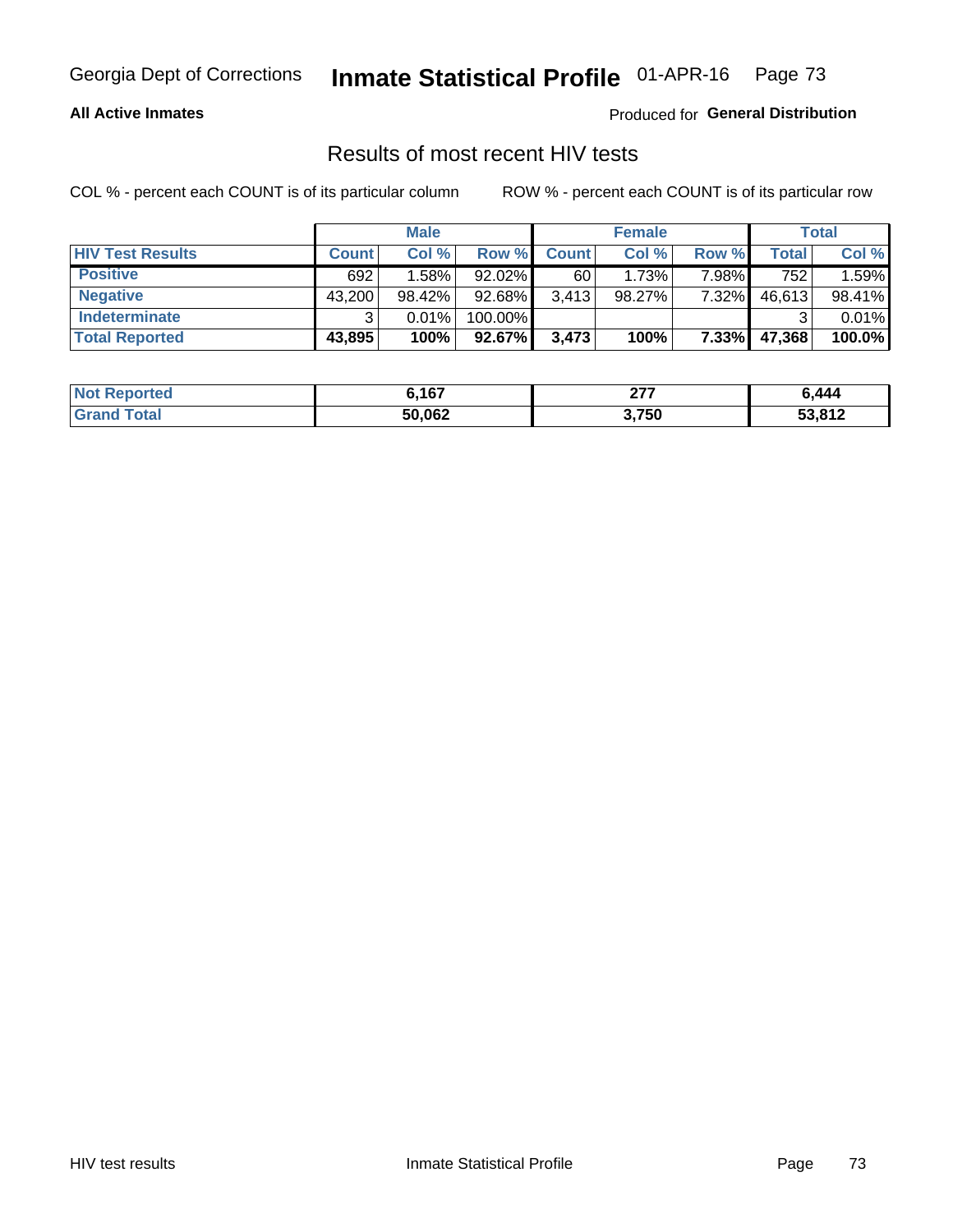Georgia Dept of Corrections **Inmate Statistical Profile** 01-APR-16

**All Active Inmates**

Produced for **General Distribution**

## Results of most recent HIV tests

COL % - percent each COUNT is of its particular column     ROW % - percent each COUNT is of its particular row

| | Male | | | Female | | | Total | |
|---|---|---|---|---|---|---|---|---|
| **HIV Test Results** | **Count** | **Col %** | **Row %** | **Count** | **Col %** | **Row %** | **Total** | **Col %** |
| **Positive** | 692 | 1.58% | 92.02% | 60 | 1.73% | 7.98% | 752 | 1.59% |
| **Negative** | 43,200 | 98.42% | 92.68% | 3,413 | 98.27% | 7.32% | 46,613 | 98.41% |
| **Indeterminate** | 3 | 0.01% | 100.00% | | | | 3 | 0.01% |
| **Total Reported** | **43,895** | **100%** | **92.67%** | **3,473** | **100%** | **7.33%** | **47,368** | **100.0%** |

| | Male | Female | Total |
|---|---|---|---|
| **Not Reported** | **6,167** | **277** | **6,444** |
| **Grand Total** | **50,062** | **3,750** | **53,812** |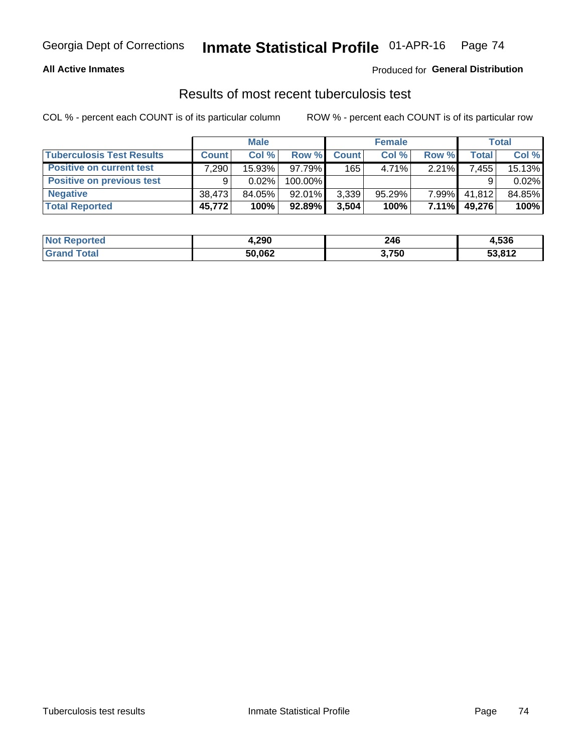Georgia Dept of Corrections **Inmate Statistical Profile** 01-APR-16

**All Active Inmates**

Produced for **General Distribution**

## Results of most recent tuberculosis test

COL % - percent each COUNT is of its particular column    ROW % - percent each COUNT is of its particular row

| | Male | | | Female | | | Total | |
|---|---|---|---|---|---|---|---|---|
| **Tuberculosis Test Results** | **Count** | **Col %** | **Row %** | **Count** | **Col %** | **Row %** | **Total** | **Col %** |
| **Positive on current test** | 7,290 | 15.93% | 97.79% | 165 | 4.71% | 2.21% | 7,455 | 15.13% |
| **Positive on previous test** | 9 | 0.02% | 100.00% | | | | 9 | 0.02% |
| **Negative** | 38,473 | 84.05% | 92.01% | 3,339 | 95.29% | 7.99% | 41,812 | 84.85% |
| **Total Reported** | **45,772** | **100%** | **92.89%** | **3,504** | **100%** | **7.11%** | **49,276** | **100%** |

| | Male | Female | Total |
|---|---|---|---|
| **Not Reported** | **4,290** | **246** | **4,536** |
| **Grand Total** | **50,062** | **3,750** | **53,812** |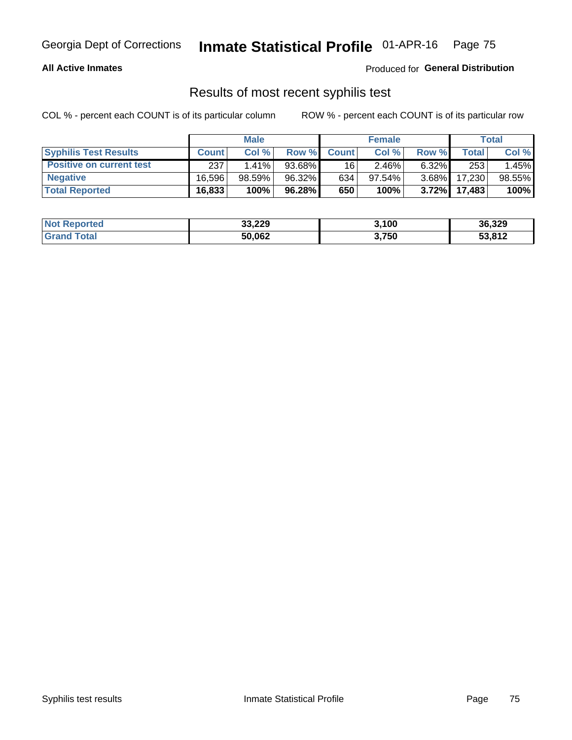Georgia Dept of Corrections **Inmate Statistical Profile** 01-APR-16

**All Active Inmates**

Produced for **General Distribution**

## Results of most recent syphilis test

COL % - percent each COUNT is of its particular column

ROW % - percent each COUNT is of its particular row

| | Male | | | Female | | | Total | |
|---|---|---|---|---|---|---|---|---|
| **Syphilis Test Results** | **Count** | **Col %** | **Row %** | **Count** | **Col %** | **Row %** | **Total** | **Col %** |
| **Positive on current test** | 237 | 1.41% | 93.68% | 16 | 2.46% | 6.32% | 253 | 1.45% |
| **Negative** | 16,596 | 98.59% | 96.32% | 634 | 97.54% | 3.68% | 17,230 | 98.55% |
| **Total Reported** | **16,833** | **100%** | **96.28%** | **650** | **100%** | **3.72%** | **17,483** | **100%** |

| | Male | Female | Total |
|---|---|---|---|
| **Not Reported** | **33,229** | **3,100** | **36,329** |
| **Grand Total** | **50,062** | **3,750** | **53,812** |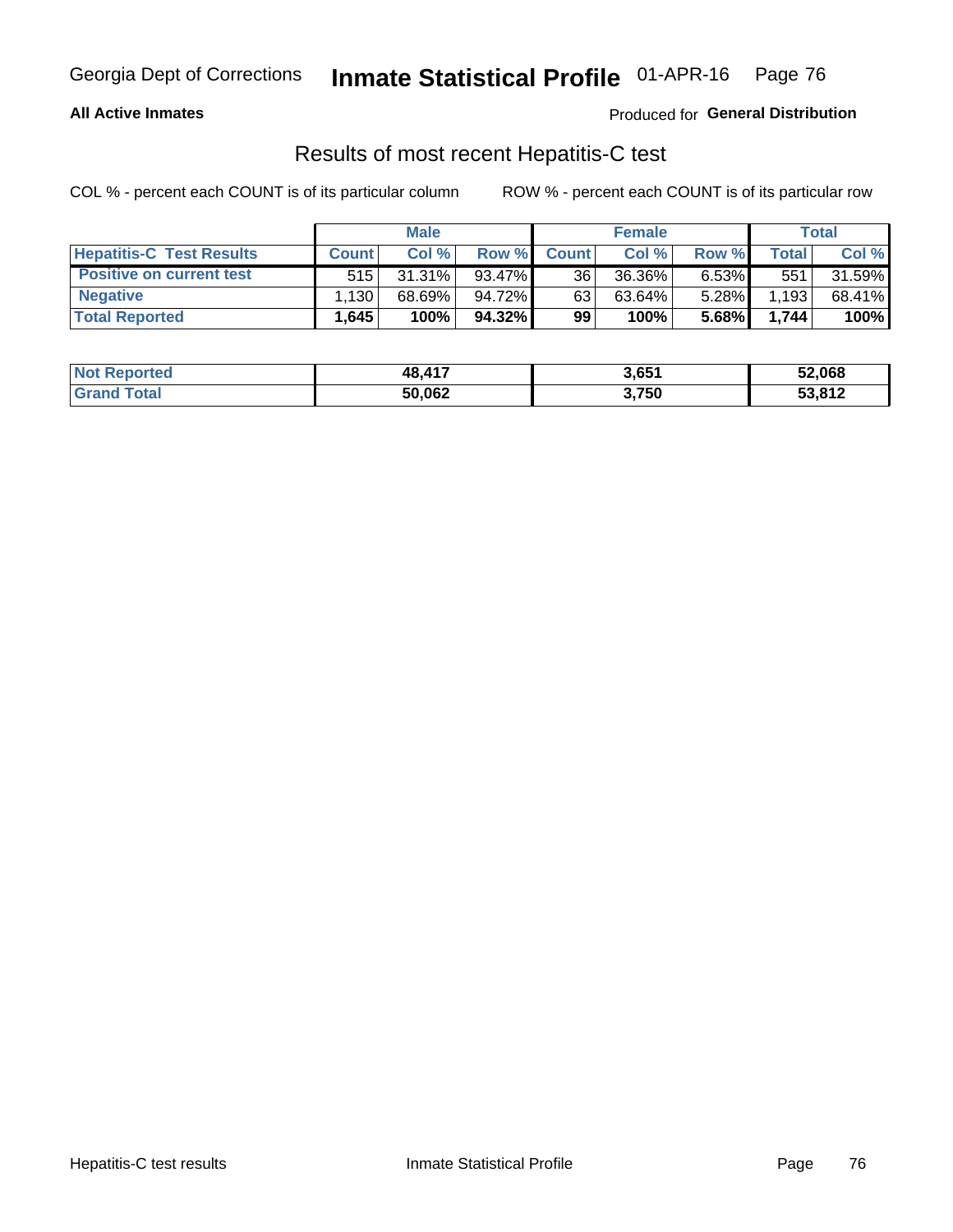Georgia Dept of Corrections **Inmate Statistical Profile** 01-APR-16

**All Active Inmates**

Produced for **General Distribution**

## Results of most recent Hepatitis-C test

COL % - percent each COUNT is of its particular column

ROW % - percent each COUNT is of its particular row

| | Male | | | Female | | | Total | |
|---|---|---|---|---|---|---|---|---|
| **Hepatitis-C Test Results** | **Count** | **Col %** | **Row %** | **Count** | **Col %** | **Row %** | **Total** | **Col %** |
| **Positive on current test** | 515 | 31.31% | 93.47% | 36 | 36.36% | 6.53% | 551 | 31.59% |
| **Negative** | 1,130 | 68.69% | 94.72% | 63 | 63.64% | 5.28% | 1,193 | 68.41% |
| **Total Reported** | **1,645** | **100%** | **94.32%** | **99** | **100%** | **5.68%** | **1,744** | **100%** |

| | Male | Female | Total |
|---|---|---|---|
| **Not Reported** | **48,417** | **3,651** | **52,068** |
| **Grand Total** | **50,062** | **3,750** | **53,812** |